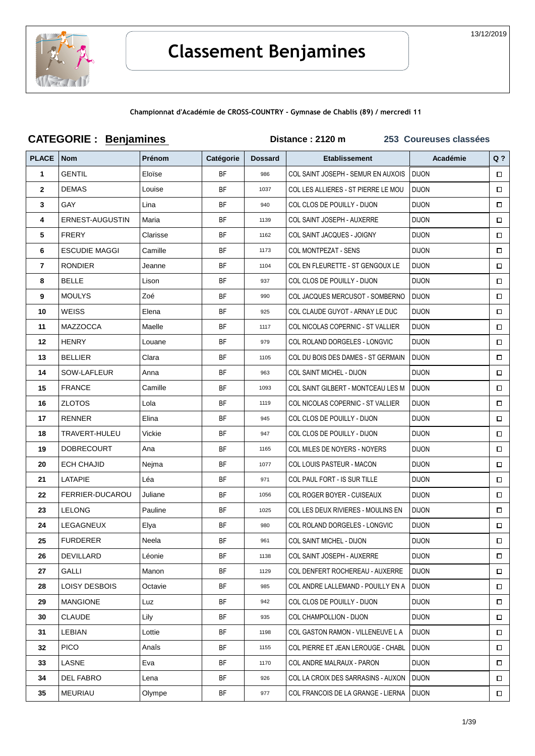13/12/2019

# Classement Benjamines

**Championnat d'Académie de CROSS-COUNTRY - Gymnase de Chablis (89) / mercredi 11**

**CATEGORIE : Benjamines** **Distance : 2120 m** **253 Coureuses classées**

| PLACE | Nom | Prénom | Catégorie | Dossard | Etablissement | Académie | Q ? |
|---|---|---|---|---|---|---|---|
| 1 | GENTIL | Eloïse | BF | 986 | COL SAINT JOSEPH - SEMUR EN AUXOIS | DIJON | ☐ |
| 2 | DEMAS | Louise | BF | 1037 | COL LES ALLIERES - ST PIERRE LE MOU | DIJON | ☐ |
| 3 | GAY | Lina | BF | 940 | COL CLOS DE POUILLY - DIJON | DIJON | ☐ |
| 4 | ERNEST-AUGUSTIN | Maria | BF | 1139 | COL SAINT JOSEPH - AUXERRE | DIJON | ☐ |
| 5 | FRERY | Clarisse | BF | 1162 | COL SAINT JACQUES - JOIGNY | DIJON | ☐ |
| 6 | ESCUDIE MAGGI | Camille | BF | 1173 | COL MONTPEZAT - SENS | DIJON | ☐ |
| 7 | RONDIER | Jeanne | BF | 1104 | COL EN FLEURETTE - ST GENGOUX LE | DIJON | ☐ |
| 8 | BELLE | Lison | BF | 937 | COL CLOS DE POUILLY - DIJON | DIJON | ☐ |
| 9 | MOULYS | Zoé | BF | 990 | COL JACQUES MERCUSOT - SOMBERNO | DIJON | ☐ |
| 10 | WEISS | Elena | BF | 925 | COL CLAUDE GUYOT - ARNAY LE DUC | DIJON | ☐ |
| 11 | MAZZOCCA | Maelle | BF | 1117 | COL NICOLAS COPERNIC - ST VALLIER | DIJON | ☐ |
| 12 | HENRY | Louane | BF | 979 | COL ROLAND DORGELES - LONGVIC | DIJON | ☐ |
| 13 | BELLIER | Clara | BF | 1105 | COL DU BOIS DES DAMES - ST GERMAIN | DIJON | ☐ |
| 14 | SOW-LAFLEUR | Anna | BF | 963 | COL SAINT MICHEL - DIJON | DIJON | ☐ |
| 15 | FRANCE | Camille | BF | 1093 | COL SAINT GILBERT - MONTCEAU LES M | DIJON | ☐ |
| 16 | ZLOTOS | Lola | BF | 1119 | COL NICOLAS COPERNIC - ST VALLIER | DIJON | ☐ |
| 17 | RENNER | Elina | BF | 945 | COL CLOS DE POUILLY - DIJON | DIJON | ☐ |
| 18 | TRAVERT-HULEU | Vickie | BF | 947 | COL CLOS DE POUILLY - DIJON | DIJON | ☐ |
| 19 | DOBRECOURT | Ana | BF | 1165 | COL MILES DE NOYERS - NOYERS | DIJON | ☐ |
| 20 | ECH CHAJID | Nejma | BF | 1077 | COL LOUIS PASTEUR - MACON | DIJON | ☐ |
| 21 | LATAPIE | Léa | BF | 971 | COL PAUL FORT - IS SUR TILLE | DIJON | ☐ |
| 22 | FERRIER-DUCAROU | Juliane | BF | 1056 | COL ROGER BOYER - CUISEAUX | DIJON | ☐ |
| 23 | LELONG | Pauline | BF | 1025 | COL LES DEUX RIVIERES - MOULINS EN | DIJON | ☐ |
| 24 | LEGAGNEUX | Elya | BF | 980 | COL ROLAND DORGELES - LONGVIC | DIJON | ☐ |
| 25 | FURDERER | Neela | BF | 961 | COL SAINT MICHEL - DIJON | DIJON | ☐ |
| 26 | DEVILLARD | Léonie | BF | 1138 | COL SAINT JOSEPH - AUXERRE | DIJON | ☐ |
| 27 | GALLI | Manon | BF | 1129 | COL DENFERT ROCHEREAU - AUXERRE | DIJON | ☐ |
| 28 | LOISY DESBOIS | Octavie | BF | 985 | COL ANDRE LALLEMAND - POUILLY EN A | DIJON | ☐ |
| 29 | MANGIONE | Luz | BF | 942 | COL CLOS DE POUILLY - DIJON | DIJON | ☐ |
| 30 | CLAUDE | Lily | BF | 935 | COL CHAMPOLLION - DIJON | DIJON | ☐ |
| 31 | LEBIAN | Lottie | BF | 1198 | COL GASTON RAMON - VILLENEUVE L A | DIJON | ☐ |
| 32 | PICO | Anaïs | BF | 1155 | COL PIERRE ET JEAN LEROUGE - CHABL | DIJON | ☐ |
| 33 | LASNE | Eva | BF | 1170 | COL ANDRE MALRAUX - PARON | DIJON | ☐ |
| 34 | DEL FABRO | Lena | BF | 926 | COL LA CROIX DES SARRASINS - AUXON | DIJON | ☐ |
| 35 | MEURIAU | Olympe | BF | 977 | COL FRANCOIS DE LA GRANGE - LIERNA | DIJON | ☐ |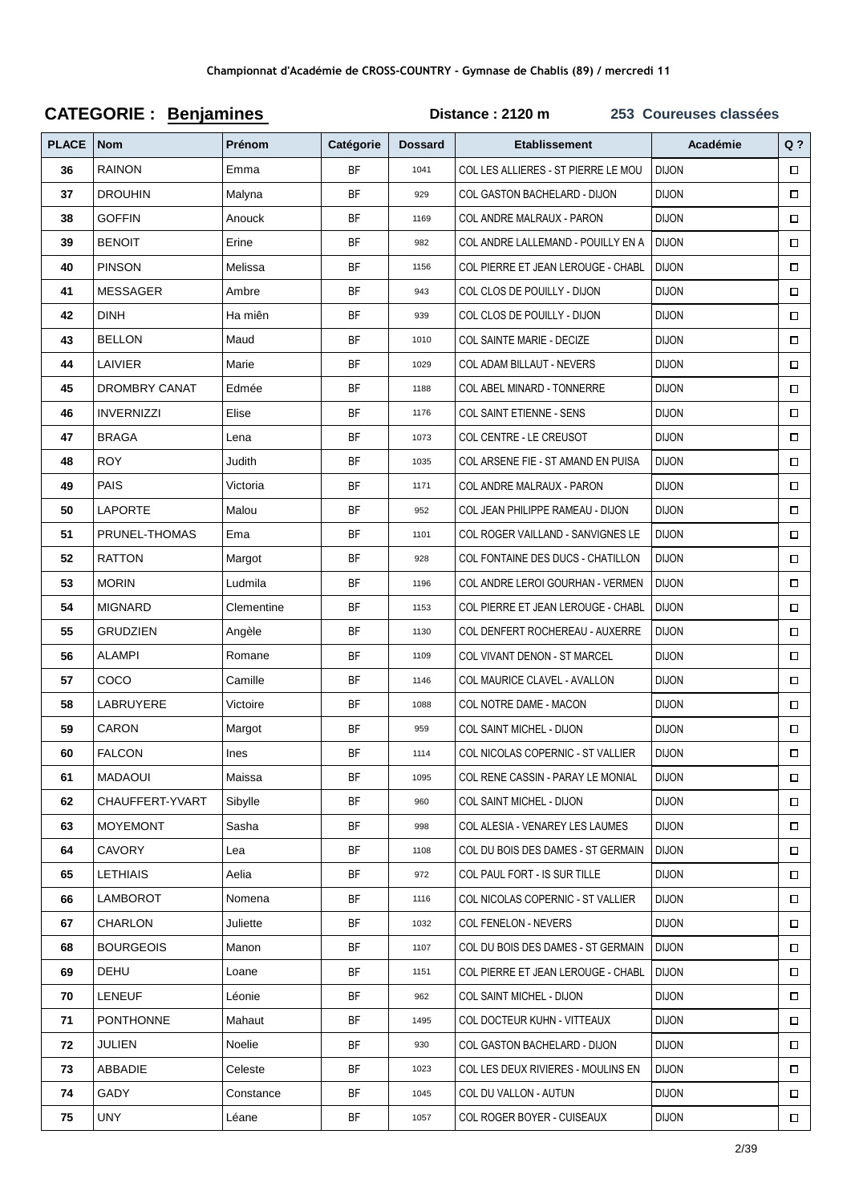Championnat d'Académie de CROSS-COUNTRY - Gymnase de Chablis (89) / mercredi 11

**CATEGORIE : Benjamines** | **Distance : 2120 m** | **253 Coureuses classées**

| PLACE | Nom | Prénom | Catégorie | Dossard | Etablissement | Académie | Q ? |
|---|---|---|---|---|---|---|---|
| 36 | RAINON | Emma | BF | 1041 | COL LES ALLIERES - ST PIERRE LE MOU | DIJON | ☐ |
| 37 | DROUHIN | Malyna | BF | 929 | COL GASTON BACHELARD - DIJON | DIJON | ☐ |
| 38 | GOFFIN | Anouck | BF | 1169 | COL ANDRE MALRAUX - PARON | DIJON | ☐ |
| 39 | BENOIT | Erine | BF | 982 | COL ANDRE LALLEMAND - POUILLY EN A | DIJON | ☐ |
| 40 | PINSON | Melissa | BF | 1156 | COL PIERRE ET JEAN LEROUGE - CHABL | DIJON | ☐ |
| 41 | MESSAGER | Ambre | BF | 943 | COL CLOS DE POUILLY - DIJON | DIJON | ☐ |
| 42 | DINH | Ha miên | BF | 939 | COL CLOS DE POUILLY - DIJON | DIJON | ☐ |
| 43 | BELLON | Maud | BF | 1010 | COL SAINTE MARIE - DECIZE | DIJON | ☐ |
| 44 | LAIVIER | Marie | BF | 1029 | COL ADAM BILLAUT - NEVERS | DIJON | ☐ |
| 45 | DROMBRY CANAT | Edmée | BF | 1188 | COL ABEL MINARD - TONNERRE | DIJON | ☐ |
| 46 | INVERNIZZI | Elise | BF | 1176 | COL SAINT ETIENNE - SENS | DIJON | ☐ |
| 47 | BRAGA | Lena | BF | 1073 | COL CENTRE - LE CREUSOT | DIJON | ☐ |
| 48 | ROY | Judith | BF | 1035 | COL ARSENE FIE - ST AMAND EN PUISA | DIJON | ☐ |
| 49 | PAIS | Victoria | BF | 1171 | COL ANDRE MALRAUX - PARON | DIJON | ☐ |
| 50 | LAPORTE | Malou | BF | 952 | COL JEAN PHILIPPE RAMEAU - DIJON | DIJON | ☐ |
| 51 | PRUNEL-THOMAS | Ema | BF | 1101 | COL ROGER VAILLAND - SANVIGNES LE | DIJON | ☐ |
| 52 | RATTON | Margot | BF | 928 | COL FONTAINE DES DUCS - CHATILLON | DIJON | ☐ |
| 53 | MORIN | Ludmila | BF | 1196 | COL ANDRE LEROI GOURHAN - VERMEN | DIJON | ☐ |
| 54 | MIGNARD | Clementine | BF | 1153 | COL PIERRE ET JEAN LEROUGE - CHABL | DIJON | ☐ |
| 55 | GRUDZIEN | Angèle | BF | 1130 | COL DENFERT ROCHEREAU - AUXERRE | DIJON | ☐ |
| 56 | ALAMPI | Romane | BF | 1109 | COL VIVANT DENON - ST MARCEL | DIJON | ☐ |
| 57 | COCO | Camille | BF | 1146 | COL MAURICE CLAVEL - AVALLON | DIJON | ☐ |
| 58 | LABRUYERE | Victoire | BF | 1088 | COL NOTRE DAME - MACON | DIJON | ☐ |
| 59 | CARON | Margot | BF | 959 | COL SAINT MICHEL - DIJON | DIJON | ☐ |
| 60 | FALCON | Ines | BF | 1114 | COL NICOLAS COPERNIC - ST VALLIER | DIJON | ☐ |
| 61 | MADAOUI | Maissa | BF | 1095 | COL RENE CASSIN - PARAY LE MONIAL | DIJON | ☐ |
| 62 | CHAUFFERT-YVART | Sibylle | BF | 960 | COL SAINT MICHEL - DIJON | DIJON | ☐ |
| 63 | MOYEMONT | Sasha | BF | 998 | COL ALESIA - VENAREY LES LAUMES | DIJON | ☐ |
| 64 | CAVORY | Lea | BF | 1108 | COL DU BOIS DES DAMES - ST GERMAIN | DIJON | ☐ |
| 65 | LETHIAIS | Aelia | BF | 972 | COL PAUL FORT - IS SUR TILLE | DIJON | ☐ |
| 66 | LAMBOROT | Nomena | BF | 1116 | COL NICOLAS COPERNIC - ST VALLIER | DIJON | ☐ |
| 67 | CHARLON | Juliette | BF | 1032 | COL FENELON - NEVERS | DIJON | ☐ |
| 68 | BOURGEOIS | Manon | BF | 1107 | COL DU BOIS DES DAMES - ST GERMAIN | DIJON | ☐ |
| 69 | DEHU | Loane | BF | 1151 | COL PIERRE ET JEAN LEROUGE - CHABL | DIJON | ☐ |
| 70 | LENEUF | Léonie | BF | 962 | COL SAINT MICHEL - DIJON | DIJON | ☐ |
| 71 | PONTHONNE | Mahaut | BF | 1495 | COL DOCTEUR KUHN - VITTEAUX | DIJON | ☐ |
| 72 | JULIEN | Noelie | BF | 930 | COL GASTON BACHELARD - DIJON | DIJON | ☐ |
| 73 | ABBADIE | Celeste | BF | 1023 | COL LES DEUX RIVIERES - MOULINS EN | DIJON | ☐ |
| 74 | GADY | Constance | BF | 1045 | COL DU VALLON - AUTUN | DIJON | ☐ |
| 75 | UNY | Léane | BF | 1057 | COL ROGER BOYER - CUISEAUX | DIJON | ☐ |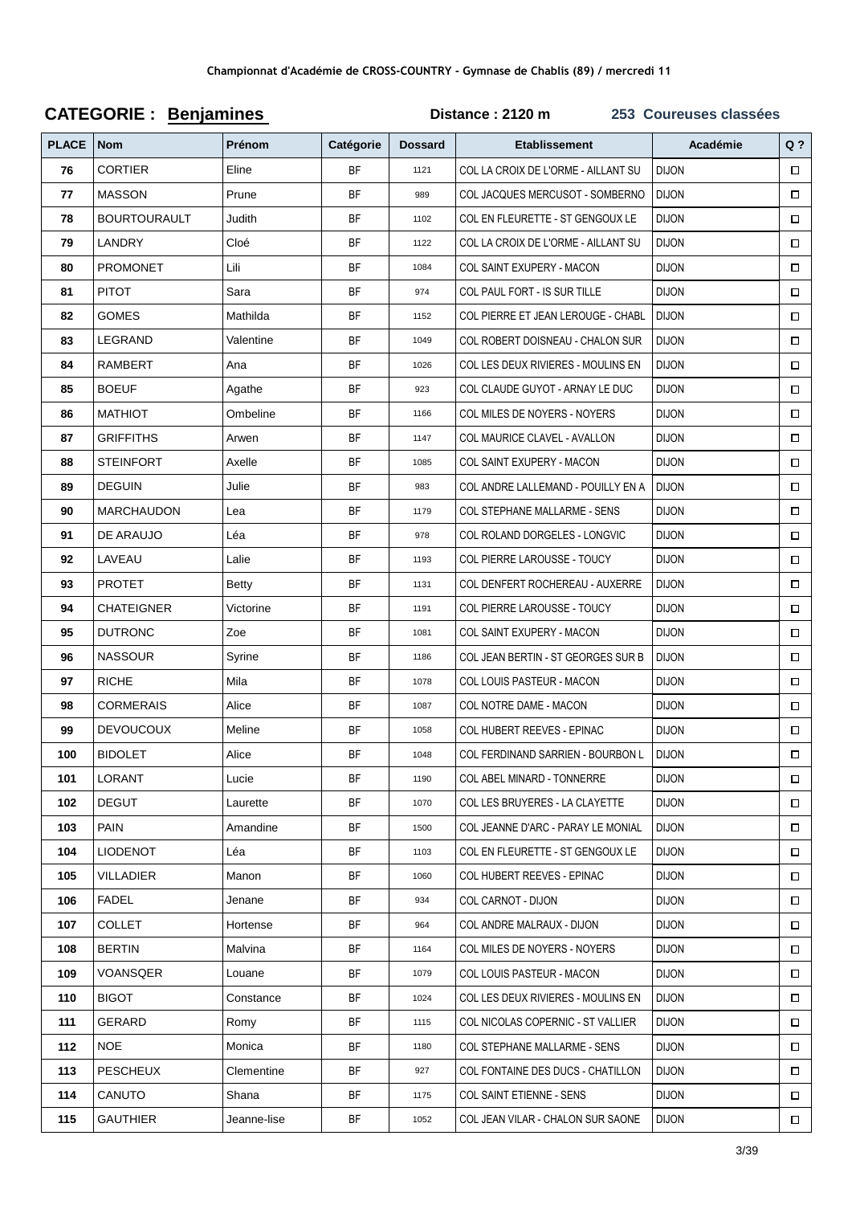**Championnat d'Académie de CROSS-COUNTRY - Gymnase de Chablis (89) / mercredi 11**

## CATEGORIE : Benjamines

**Distance : 2120 m** **253 Coureuses classées**

| PLACE | Nom | Prénom | Catégorie | Dossard | Etablissement | Académie | Q ? |
|---|---|---|---|---|---|---|---|
| 76 | CORTIER | Eline | BF | 1121 | COL LA CROIX DE L'ORME - AILLANT SU | DIJON | ☐ |
| 77 | MASSON | Prune | BF | 989 | COL JACQUES MERCUSOT - SOMBERNO | DIJON | ☐ |
| 78 | BOURTOURAULT | Judith | BF | 1102 | COL EN FLEURETTE - ST GENGOUX LE | DIJON | ☐ |
| 79 | LANDRY | Cloé | BF | 1122 | COL LA CROIX DE L'ORME - AILLANT SU | DIJON | ☐ |
| 80 | PROMONET | Lili | BF | 1084 | COL SAINT EXUPERY - MACON | DIJON | ☐ |
| 81 | PITOT | Sara | BF | 974 | COL PAUL FORT - IS SUR TILLE | DIJON | ☐ |
| 82 | GOMES | Mathilda | BF | 1152 | COL PIERRE ET JEAN LEROUGE - CHABL | DIJON | ☐ |
| 83 | LEGRAND | Valentine | BF | 1049 | COL ROBERT DOISNEAU - CHALON SUR | DIJON | ☐ |
| 84 | RAMBERT | Ana | BF | 1026 | COL LES DEUX RIVIERES - MOULINS EN | DIJON | ☐ |
| 85 | BOEUF | Agathe | BF | 923 | COL CLAUDE GUYOT - ARNAY LE DUC | DIJON | ☐ |
| 86 | MATHIOT | Ombeline | BF | 1166 | COL MILES DE NOYERS - NOYERS | DIJON | ☐ |
| 87 | GRIFFITHS | Arwen | BF | 1147 | COL MAURICE CLAVEL - AVALLON | DIJON | ☐ |
| 88 | STEINFORT | Axelle | BF | 1085 | COL SAINT EXUPERY - MACON | DIJON | ☐ |
| 89 | DEGUIN | Julie | BF | 983 | COL ANDRE LALLEMAND - POUILLY EN A | DIJON | ☐ |
| 90 | MARCHAUDON | Lea | BF | 1179 | COL STEPHANE MALLARME - SENS | DIJON | ☐ |
| 91 | DE ARAUJO | Léa | BF | 978 | COL ROLAND DORGELES - LONGVIC | DIJON | ☐ |
| 92 | LAVEAU | Lalie | BF | 1193 | COL PIERRE LAROUSSE - TOUCY | DIJON | ☐ |
| 93 | PROTET | Betty | BF | 1131 | COL DENFERT ROCHEREAU - AUXERRE | DIJON | ☐ |
| 94 | CHATEIGNER | Victorine | BF | 1191 | COL PIERRE LAROUSSE - TOUCY | DIJON | ☐ |
| 95 | DUTRONC | Zoe | BF | 1081 | COL SAINT EXUPERY - MACON | DIJON | ☐ |
| 96 | NASSOUR | Syrine | BF | 1186 | COL JEAN BERTIN - ST GEORGES SUR B | DIJON | ☐ |
| 97 | RICHE | Mila | BF | 1078 | COL LOUIS PASTEUR - MACON | DIJON | ☐ |
| 98 | CORMERAIS | Alice | BF | 1087 | COL NOTRE DAME - MACON | DIJON | ☐ |
| 99 | DEVOUCOUX | Meline | BF | 1058 | COL HUBERT REEVES - EPINAC | DIJON | ☐ |
| 100 | BIDOLET | Alice | BF | 1048 | COL FERDINAND SARRIEN - BOURBON L | DIJON | ☐ |
| 101 | LORANT | Lucie | BF | 1190 | COL ABEL MINARD - TONNERRE | DIJON | ☐ |
| 102 | DEGUT | Laurette | BF | 1070 | COL LES BRUYERES - LA CLAYETTE | DIJON | ☐ |
| 103 | PAIN | Amandine | BF | 1500 | COL JEANNE D'ARC - PARAY LE MONIAL | DIJON | ☐ |
| 104 | LIODENOT | Léa | BF | 1103 | COL EN FLEURETTE - ST GENGOUX LE | DIJON | ☐ |
| 105 | VILLADIER | Manon | BF | 1060 | COL HUBERT REEVES - EPINAC | DIJON | ☐ |
| 106 | FADEL | Jenane | BF | 934 | COL CARNOT - DIJON | DIJON | ☐ |
| 107 | COLLET | Hortense | BF | 964 | COL ANDRE MALRAUX - DIJON | DIJON | ☐ |
| 108 | BERTIN | Malvina | BF | 1164 | COL MILES DE NOYERS - NOYERS | DIJON | ☐ |
| 109 | VOANSQER | Louane | BF | 1079 | COL LOUIS PASTEUR - MACON | DIJON | ☐ |
| 110 | BIGOT | Constance | BF | 1024 | COL LES DEUX RIVIERES - MOULINS EN | DIJON | ☐ |
| 111 | GERARD | Romy | BF | 1115 | COL NICOLAS COPERNIC - ST VALLIER | DIJON | ☐ |
| 112 | NOE | Monica | BF | 1180 | COL STEPHANE MALLARME - SENS | DIJON | ☐ |
| 113 | PESCHEUX | Clementine | BF | 927 | COL FONTAINE DES DUCS - CHATILLON | DIJON | ☐ |
| 114 | CANUTO | Shana | BF | 1175 | COL SAINT ETIENNE - SENS | DIJON | ☐ |
| 115 | GAUTHIER | Jeanne-lise | BF | 1052 | COL JEAN VILAR - CHALON SUR SAONE | DIJON | ☐ |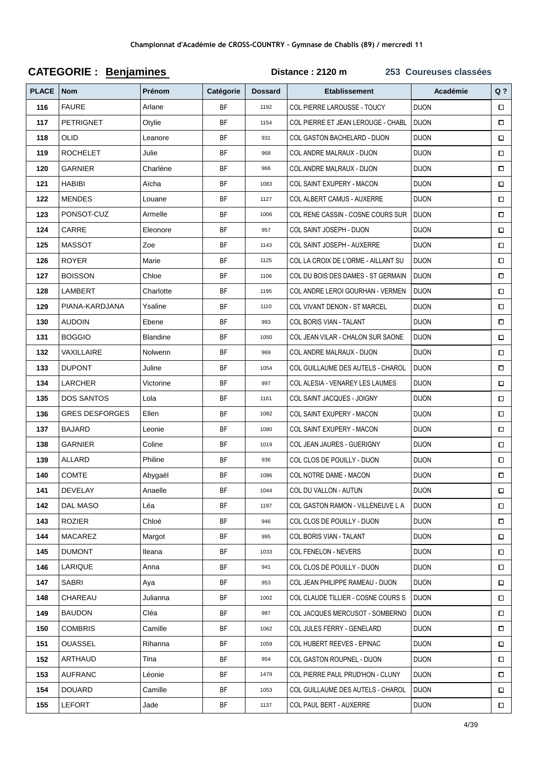Championnat d'Académie de CROSS-COUNTRY - Gymnase de Chablis (89) / mercredi 11

**CATEGORIE : Benjamines** **Distance : 2120 m** **253 Coureuses classées**

| PLACE | Nom | Prénom | Catégorie | Dossard | Etablissement | Académie | Q ? |
|---|---|---|---|---|---|---|---|
| 116 | FAURE | Arlane | BF | 1192 | COL PIERRE LAROUSSE - TOUCY | DIJON | ☐ |
| 117 | PETRIGNET | Otylie | BF | 1154 | COL PIERRE ET JEAN LEROUGE - CHABL | DIJON | ☐ |
| 118 | OLID | Leanore | BF | 931 | COL GASTON BACHELARD - DIJON | DIJON | ☐ |
| 119 | ROCHELET | Julie | BF | 968 | COL ANDRE MALRAUX - DIJON | DIJON | ☐ |
| 120 | GARNIER | Charlène | BF | 966 | COL ANDRE MALRAUX - DIJON | DIJON | ☐ |
| 121 | HABIBI | Aïcha | BF | 1083 | COL SAINT EXUPERY - MACON | DIJON | ☐ |
| 122 | MENDES | Louane | BF | 1127 | COL ALBERT CAMUS - AUXERRE | DIJON | ☐ |
| 123 | PONSOT-CUZ | Armelle | BF | 1006 | COL RENE CASSIN - COSNE COURS SUR | DIJON | ☐ |
| 124 | CARRE | Eleonore | BF | 957 | COL SAINT JOSEPH - DIJON | DIJON | ☐ |
| 125 | MASSOT | Zoe | BF | 1143 | COL SAINT JOSEPH - AUXERRE | DIJON | ☐ |
| 126 | ROYER | Marie | BF | 1125 | COL LA CROIX DE L'ORME - AILLANT SU | DIJON | ☐ |
| 127 | BOISSON | Chloe | BF | 1106 | COL DU BOIS DES DAMES - ST GERMAIN | DIJON | ☐ |
| 128 | LAMBERT | Charlotte | BF | 1195 | COL ANDRE LEROI GOURHAN - VERMEN | DIJON | ☐ |
| 129 | PIANA-KARDJANA | Ysaline | BF | 1110 | COL VIVANT DENON - ST MARCEL | DIJON | ☐ |
| 130 | AUDOIN | Ebene | BF | 993 | COL BORIS VIAN - TALANT | DIJON | ☐ |
| 131 | BOGGIO | Blandine | BF | 1050 | COL JEAN VILAR - CHALON SUR SAONE | DIJON | ☐ |
| 132 | VAXILLAIRE | Nolwenn | BF | 969 | COL ANDRE MALRAUX - DIJON | DIJON | ☐ |
| 133 | DUPONT | Juline | BF | 1054 | COL GUILLAUME DES AUTELS - CHAROL | DIJON | ☐ |
| 134 | LARCHER | Victorine | BF | 997 | COL ALESIA - VENAREY LES LAUMES | DIJON | ☐ |
| 135 | DOS SANTOS | Lola | BF | 1161 | COL SAINT JACQUES - JOIGNY | DIJON | ☐ |
| 136 | GRES DESFORGES | Ellen | BF | 1082 | COL SAINT EXUPERY - MACON | DIJON | ☐ |
| 137 | BAJARD | Leonie | BF | 1080 | COL SAINT EXUPERY - MACON | DIJON | ☐ |
| 138 | GARNIER | Coline | BF | 1019 | COL JEAN JAURES - GUERIGNY | DIJON | ☐ |
| 139 | ALLARD | Philine | BF | 936 | COL CLOS DE POUILLY - DIJON | DIJON | ☐ |
| 140 | COMTE | Abygaël | BF | 1086 | COL NOTRE DAME - MACON | DIJON | ☐ |
| 141 | DEVELAY | Anaelle | BF | 1044 | COL DU VALLON - AUTUN | DIJON | ☐ |
| 142 | DAL MASO | Léa | BF | 1197 | COL GASTON RAMON - VILLENEUVE L A | DIJON | ☐ |
| 143 | ROZIER | Chloé | BF | 946 | COL CLOS DE POUILLY - DIJON | DIJON | ☐ |
| 144 | MACAREZ | Margot | BF | 995 | COL BORIS VIAN - TALANT | DIJON | ☐ |
| 145 | DUMONT | Ileana | BF | 1033 | COL FENELON - NEVERS | DIJON | ☐ |
| 146 | LARIQUE | Anna | BF | 941 | COL CLOS DE POUILLY - DIJON | DIJON | ☐ |
| 147 | SABRI | Aya | BF | 953 | COL JEAN PHILIPPE RAMEAU - DIJON | DIJON | ☐ |
| 148 | CHAREAU | Julianna | BF | 1002 | COL CLAUDE TILLIER - COSNE COURS S | DIJON | ☐ |
| 149 | BAUDON | Cléa | BF | 987 | COL JACQUES MERCUSOT - SOMBERNO | DIJON | ☐ |
| 150 | COMBRIS | Camille | BF | 1062 | COL JULES FERRY - GENELARD | DIJON | ☐ |
| 151 | OUASSEL | Rihanna | BF | 1059 | COL HUBERT REEVES - EPINAC | DIJON | ☐ |
| 152 | ARTHAUD | Tina | BF | 954 | COL GASTON ROUPNEL - DIJON | DIJON | ☐ |
| 153 | AUFRANC | Léonie | BF | 1479 | COL PIERRE PAUL PRUD'HON - CLUNY | DIJON | ☐ |
| 154 | DOUARD | Camille | BF | 1053 | COL GUILLAUME DES AUTELS - CHAROL | DIJON | ☐ |
| 155 | LEFORT | Jade | BF | 1137 | COL PAUL BERT - AUXERRE | DIJON | ☐ |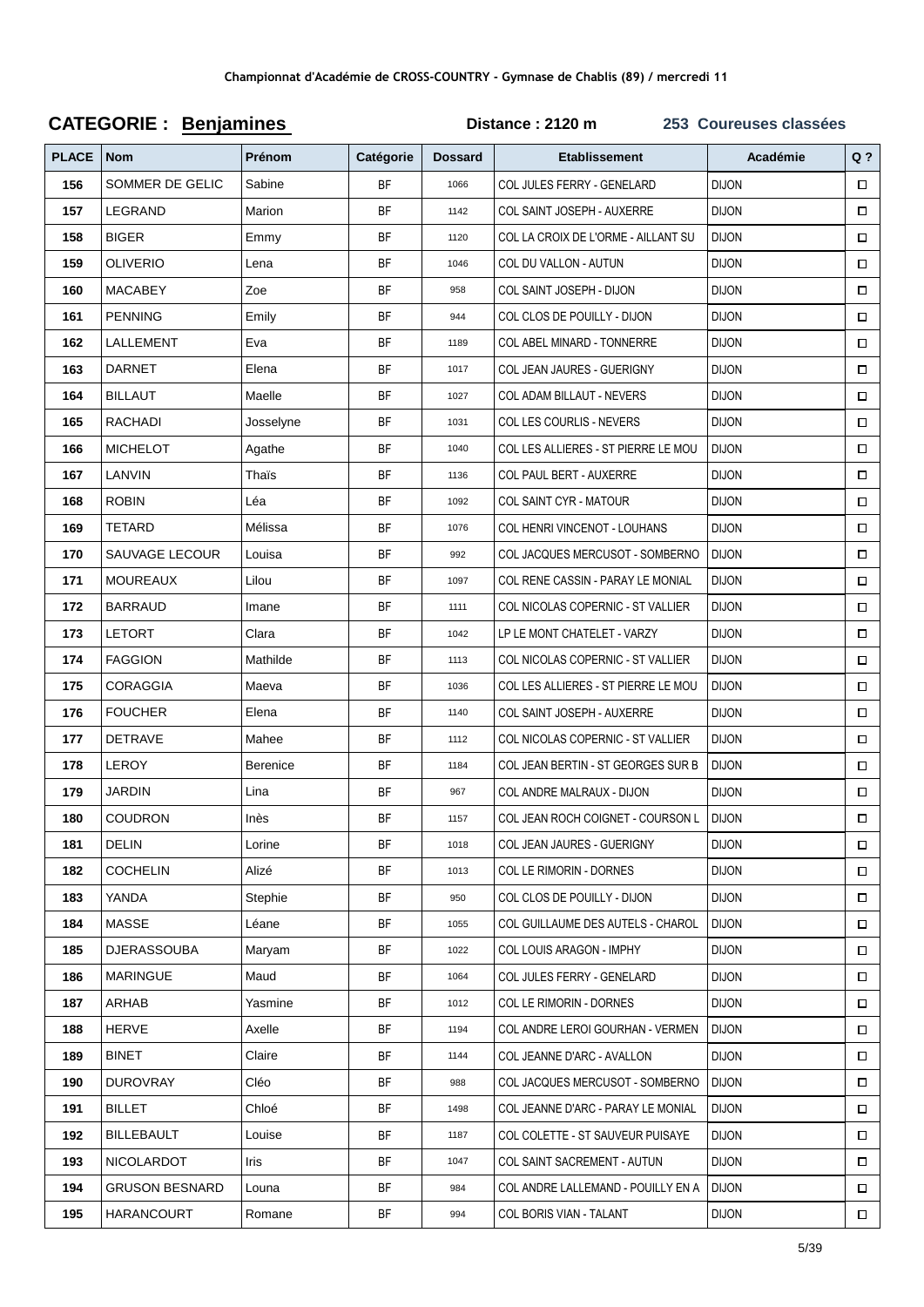Championnat d'Académie de CROSS-COUNTRY - Gymnase de Chablis (89) / mercredi 11

## CATEGORIE : Benjamines

**Distance : 2120 m** **253 Coureuses classées**

| PLACE | Nom | Prénom | Catégorie | Dossard | Etablissement | Académie | Q ? |
|---|---|---|---|---|---|---|---|
| 156 | SOMMER DE GELIC | Sabine | BF | 1066 | COL JULES FERRY - GENELARD | DIJON | □ |
| 157 | LEGRAND | Marion | BF | 1142 | COL SAINT JOSEPH - AUXERRE | DIJON | □ |
| 158 | BIGER | Emmy | BF | 1120 | COL LA CROIX DE L'ORME - AILLANT SU | DIJON | □ |
| 159 | OLIVERIO | Lena | BF | 1046 | COL DU VALLON - AUTUN | DIJON | □ |
| 160 | MACABEY | Zoe | BF | 958 | COL SAINT JOSEPH - DIJON | DIJON | □ |
| 161 | PENNING | Emily | BF | 944 | COL CLOS DE POUILLY - DIJON | DIJON | □ |
| 162 | LALLEMENT | Eva | BF | 1189 | COL ABEL MINARD - TONNERRE | DIJON | □ |
| 163 | DARNET | Elena | BF | 1017 | COL JEAN JAURES - GUERIGNY | DIJON | □ |
| 164 | BILLAUT | Maelle | BF | 1027 | COL ADAM BILLAUT - NEVERS | DIJON | □ |
| 165 | RACHADI | Josselyne | BF | 1031 | COL LES COURLIS - NEVERS | DIJON | □ |
| 166 | MICHELOT | Agathe | BF | 1040 | COL LES ALLIERES - ST PIERRE LE MOU | DIJON | □ |
| 167 | LANVIN | Thaïs | BF | 1136 | COL PAUL BERT - AUXERRE | DIJON | □ |
| 168 | ROBIN | Léa | BF | 1092 | COL SAINT CYR - MATOUR | DIJON | □ |
| 169 | TETARD | Mélissa | BF | 1076 | COL HENRI VINCENOT - LOUHANS | DIJON | □ |
| 170 | SAUVAGE LECOUR | Louisa | BF | 992 | COL JACQUES MERCUSOT - SOMBERNO | DIJON | □ |
| 171 | MOUREAUX | Lilou | BF | 1097 | COL RENE CASSIN - PARAY LE MONIAL | DIJON | □ |
| 172 | BARRAUD | Imane | BF | 1111 | COL NICOLAS COPERNIC - ST VALLIER | DIJON | □ |
| 173 | LETORT | Clara | BF | 1042 | LP LE MONT CHATELET - VARZY | DIJON | □ |
| 174 | FAGGION | Mathilde | BF | 1113 | COL NICOLAS COPERNIC - ST VALLIER | DIJON | □ |
| 175 | CORAGGIA | Maeva | BF | 1036 | COL LES ALLIERES - ST PIERRE LE MOU | DIJON | □ |
| 176 | FOUCHER | Elena | BF | 1140 | COL SAINT JOSEPH - AUXERRE | DIJON | □ |
| 177 | DETRAVE | Mahee | BF | 1112 | COL NICOLAS COPERNIC - ST VALLIER | DIJON | □ |
| 178 | LEROY | Berenice | BF | 1184 | COL JEAN BERTIN - ST GEORGES SUR B | DIJON | □ |
| 179 | JARDIN | Lina | BF | 967 | COL ANDRE MALRAUX - DIJON | DIJON | □ |
| 180 | COUDRON | Inès | BF | 1157 | COL JEAN ROCH COIGNET - COURSON L | DIJON | □ |
| 181 | DELIN | Lorine | BF | 1018 | COL JEAN JAURES - GUERIGNY | DIJON | □ |
| 182 | COCHELIN | Alizé | BF | 1013 | COL LE RIMORIN - DORNES | DIJON | □ |
| 183 | YANDA | Stephie | BF | 950 | COL CLOS DE POUILLY - DIJON | DIJON | □ |
| 184 | MASSE | Léane | BF | 1055 | COL GUILLAUME DES AUTELS - CHAROL | DIJON | □ |
| 185 | DJERASSOUBA | Maryam | BF | 1022 | COL LOUIS ARAGON - IMPHY | DIJON | □ |
| 186 | MARINGUE | Maud | BF | 1064 | COL JULES FERRY - GENELARD | DIJON | □ |
| 187 | ARHAB | Yasmine | BF | 1012 | COL LE RIMORIN - DORNES | DIJON | □ |
| 188 | HERVE | Axelle | BF | 1194 | COL ANDRE LEROI GOURHAN - VERMEN | DIJON | □ |
| 189 | BINET | Claire | BF | 1144 | COL JEANNE D'ARC - AVALLON | DIJON | □ |
| 190 | DUROVRAY | Cléo | BF | 988 | COL JACQUES MERCUSOT - SOMBERNO | DIJON | □ |
| 191 | BILLET | Chloé | BF | 1498 | COL JEANNE D'ARC - PARAY LE MONIAL | DIJON | □ |
| 192 | BILLEBAULT | Louise | BF | 1187 | COL COLETTE - ST SAUVEUR PUISAYE | DIJON | □ |
| 193 | NICOLARDOT | Iris | BF | 1047 | COL SAINT SACREMENT - AUTUN | DIJON | □ |
| 194 | GRUSON BESNARD | Louna | BF | 984 | COL ANDRE LALLEMAND - POUILLY EN A | DIJON | □ |
| 195 | HARANCOURT | Romane | BF | 994 | COL BORIS VIAN - TALANT | DIJON | □ |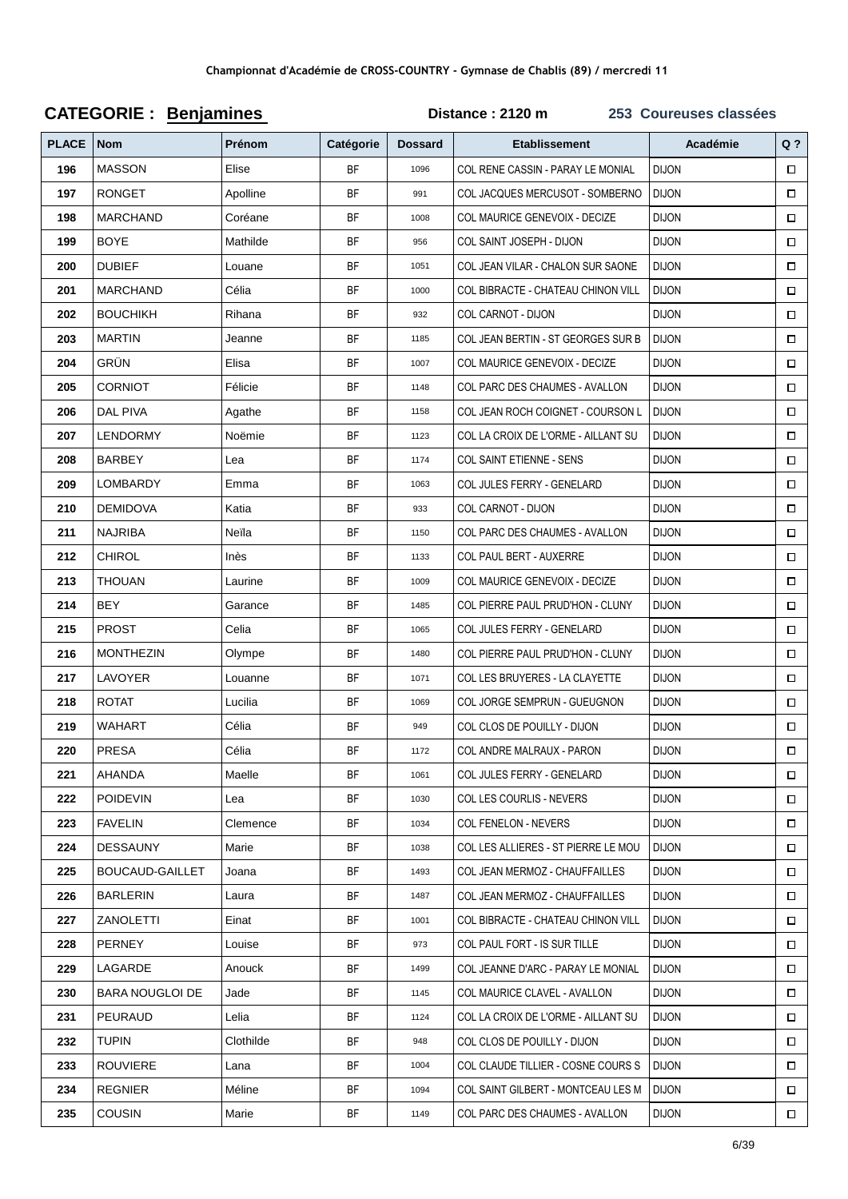Championnat d'Académie de CROSS-COUNTRY - Gymnase de Chablis (89) / mercredi 11

## CATEGORIE : Benjamines

**Distance : 2120 m** **253 Coureuses classées**

| PLACE | Nom | Prénom | Catégorie | Dossard | Etablissement | Académie | Q ? |
|---|---|---|---|---|---|---|---|
| 196 | MASSON | Elise | BF | 1096 | COL RENE CASSIN - PARAY LE MONIAL | DIJON | ☐ |
| 197 | RONGET | Apolline | BF | 991 | COL JACQUES MERCUSOT - SOMBERNO | DIJON | ☐ |
| 198 | MARCHAND | Coréane | BF | 1008 | COL MAURICE GENEVOIX - DECIZE | DIJON | ☐ |
| 199 | BOYE | Mathilde | BF | 956 | COL SAINT JOSEPH - DIJON | DIJON | ☐ |
| 200 | DUBIEF | Louane | BF | 1051 | COL JEAN VILAR - CHALON SUR SAONE | DIJON | ☐ |
| 201 | MARCHAND | Célia | BF | 1000 | COL BIBRACTE - CHATEAU CHINON VILL | DIJON | ☐ |
| 202 | BOUCHIKH | Rihana | BF | 932 | COL CARNOT - DIJON | DIJON | ☐ |
| 203 | MARTIN | Jeanne | BF | 1185 | COL JEAN BERTIN - ST GEORGES SUR B | DIJON | ☐ |
| 204 | GRÜN | Elisa | BF | 1007 | COL MAURICE GENEVOIX - DECIZE | DIJON | ☐ |
| 205 | CORNIOT | Félicie | BF | 1148 | COL PARC DES CHAUMES - AVALLON | DIJON | ☐ |
| 206 | DAL PIVA | Agathe | BF | 1158 | COL JEAN ROCH COIGNET - COURSON L | DIJON | ☐ |
| 207 | LENDORMY | Noëmie | BF | 1123 | COL LA CROIX DE L'ORME - AILLANT SU | DIJON | ☐ |
| 208 | BARBEY | Lea | BF | 1174 | COL SAINT ETIENNE - SENS | DIJON | ☐ |
| 209 | LOMBARDY | Emma | BF | 1063 | COL JULES FERRY - GENELARD | DIJON | ☐ |
| 210 | DEMIDOVA | Katia | BF | 933 | COL CARNOT - DIJON | DIJON | ☐ |
| 211 | NAJRIBA | Neïla | BF | 1150 | COL PARC DES CHAUMES - AVALLON | DIJON | ☐ |
| 212 | CHIROL | Inès | BF | 1133 | COL PAUL BERT - AUXERRE | DIJON | ☐ |
| 213 | THOUAN | Laurine | BF | 1009 | COL MAURICE GENEVOIX - DECIZE | DIJON | ☐ |
| 214 | BEY | Garance | BF | 1485 | COL PIERRE PAUL PRUD'HON - CLUNY | DIJON | ☐ |
| 215 | PROST | Celia | BF | 1065 | COL JULES FERRY - GENELARD | DIJON | ☐ |
| 216 | MONTHEZIN | Olympe | BF | 1480 | COL PIERRE PAUL PRUD'HON - CLUNY | DIJON | ☐ |
| 217 | LAVOYER | Louanne | BF | 1071 | COL LES BRUYERES - LA CLAYETTE | DIJON | ☐ |
| 218 | ROTAT | Lucilia | BF | 1069 | COL JORGE SEMPRUN - GUEUGNON | DIJON | ☐ |
| 219 | WAHART | Célia | BF | 949 | COL CLOS DE POUILLY - DIJON | DIJON | ☐ |
| 220 | PRESA | Célia | BF | 1172 | COL ANDRE MALRAUX - PARON | DIJON | ☐ |
| 221 | AHANDA | Maelle | BF | 1061 | COL JULES FERRY - GENELARD | DIJON | ☐ |
| 222 | POIDEVIN | Lea | BF | 1030 | COL LES COURLIS - NEVERS | DIJON | ☐ |
| 223 | FAVELIN | Clemence | BF | 1034 | COL FENELON - NEVERS | DIJON | ☐ |
| 224 | DESSAUNY | Marie | BF | 1038 | COL LES ALLIERES - ST PIERRE LE MOU | DIJON | ☐ |
| 225 | BOUCAUD-GAILLET | Joana | BF | 1493 | COL JEAN MERMOZ - CHAUFFAILLES | DIJON | ☐ |
| 226 | BARLERIN | Laura | BF | 1487 | COL JEAN MERMOZ - CHAUFFAILLES | DIJON | ☐ |
| 227 | ZANOLETTI | Einat | BF | 1001 | COL BIBRACTE - CHATEAU CHINON VILL | DIJON | ☐ |
| 228 | PERNEY | Louise | BF | 973 | COL PAUL FORT - IS SUR TILLE | DIJON | ☐ |
| 229 | LAGARDE | Anouck | BF | 1499 | COL JEANNE D'ARC - PARAY LE MONIAL | DIJON | ☐ |
| 230 | BARA NOUGLOI DE | Jade | BF | 1145 | COL MAURICE CLAVEL - AVALLON | DIJON | ☐ |
| 231 | PEURAUD | Lelia | BF | 1124 | COL LA CROIX DE L'ORME - AILLANT SU | DIJON | ☐ |
| 232 | TUPIN | Clothilde | BF | 948 | COL CLOS DE POUILLY - DIJON | DIJON | ☐ |
| 233 | ROUVIERE | Lana | BF | 1004 | COL CLAUDE TILLIER - COSNE COURS S | DIJON | ☐ |
| 234 | REGNIER | Méline | BF | 1094 | COL SAINT GILBERT - MONTCEAU LES M | DIJON | ☐ |
| 235 | COUSIN | Marie | BF | 1149 | COL PARC DES CHAUMES - AVALLON | DIJON | ☐ |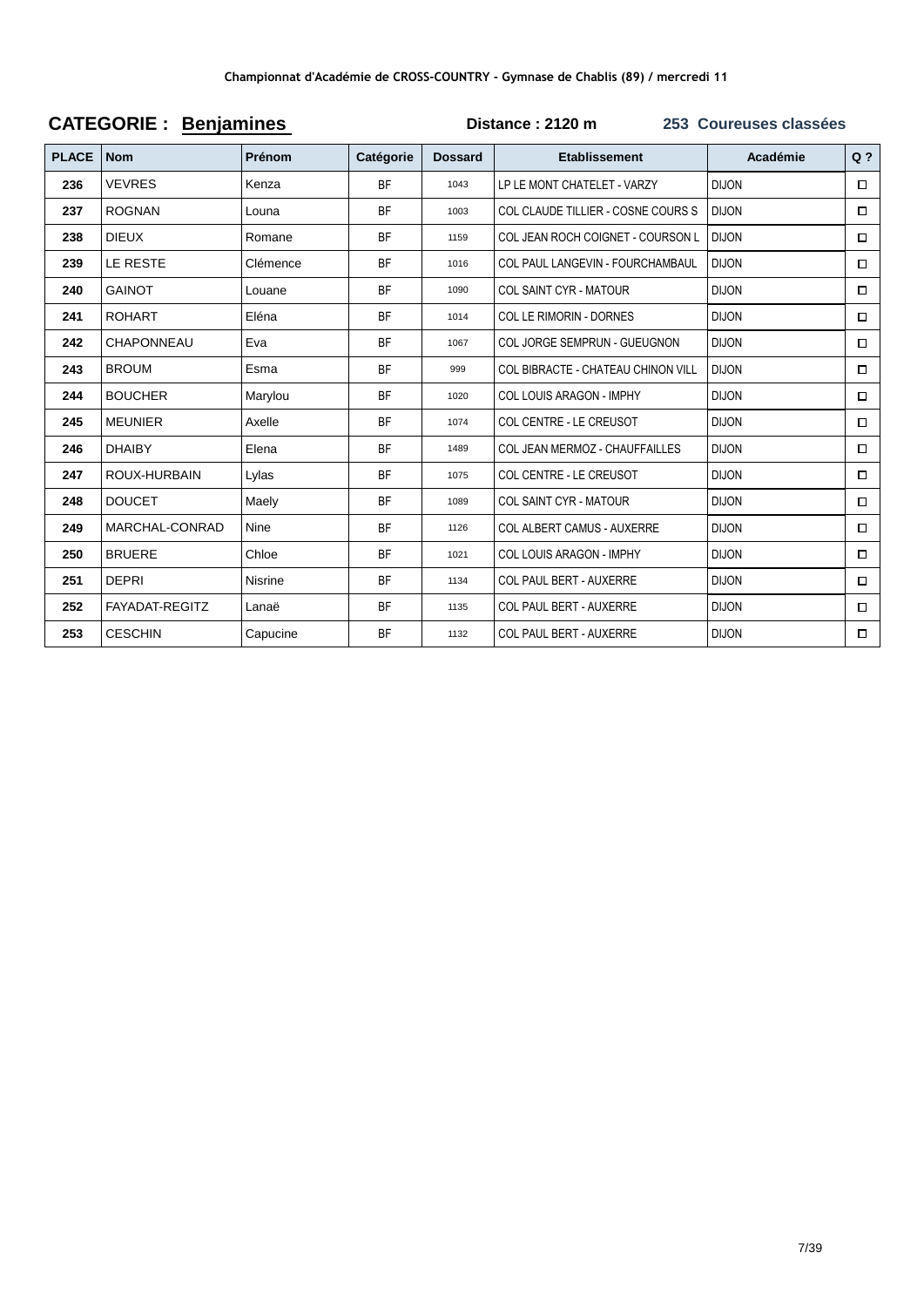Championnat d'Académie de CROSS-COUNTRY - Gymnase de Chablis (89) / mercredi 11

**CATEGORIE : Benjamines** — **Distance : 2120 m** — **253 Coureuses classées**

| PLACE | Nom | Prénom | Catégorie | Dossard | Etablissement | Académie | Q ? |
|---|---|---|---|---|---|---|---|
| 236 | VEVRES | Kenza | BF | 1043 | LP LE MONT CHATELET - VARZY | DIJON | ☐ |
| 237 | ROGNAN | Louna | BF | 1003 | COL CLAUDE TILLIER - COSNE COURS S | DIJON | ☐ |
| 238 | DIEUX | Romane | BF | 1159 | COL JEAN ROCH COIGNET - COURSON L | DIJON | ☐ |
| 239 | LE RESTE | Clémence | BF | 1016 | COL PAUL LANGEVIN - FOURCHAMBAUL | DIJON | ☐ |
| 240 | GAINOT | Louane | BF | 1090 | COL SAINT CYR - MATOUR | DIJON | ☐ |
| 241 | ROHART | Eléna | BF | 1014 | COL LE RIMORIN - DORNES | DIJON | ☐ |
| 242 | CHAPONNEAU | Eva | BF | 1067 | COL JORGE SEMPRUN - GUEUGNON | DIJON | ☐ |
| 243 | BROUM | Esma | BF | 999 | COL BIBRACTE - CHATEAU CHINON VILL | DIJON | ☐ |
| 244 | BOUCHER | Marylou | BF | 1020 | COL LOUIS ARAGON - IMPHY | DIJON | ☐ |
| 245 | MEUNIER | Axelle | BF | 1074 | COL CENTRE - LE CREUSOT | DIJON | ☐ |
| 246 | DHAIBY | Elena | BF | 1489 | COL JEAN MERMOZ - CHAUFFAILLES | DIJON | ☐ |
| 247 | ROUX-HURBAIN | Lylas | BF | 1075 | COL CENTRE - LE CREUSOT | DIJON | ☐ |
| 248 | DOUCET | Maely | BF | 1089 | COL SAINT CYR - MATOUR | DIJON | ☐ |
| 249 | MARCHAL-CONRAD | Nine | BF | 1126 | COL ALBERT CAMUS - AUXERRE | DIJON | ☐ |
| 250 | BRUERE | Chloe | BF | 1021 | COL LOUIS ARAGON - IMPHY | DIJON | ☐ |
| 251 | DEPRI | Nisrine | BF | 1134 | COL PAUL BERT - AUXERRE | DIJON | ☐ |
| 252 | FAYADAT-REGITZ | Lanaë | BF | 1135 | COL PAUL BERT - AUXERRE | DIJON | ☐ |
| 253 | CESCHIN | Capucine | BF | 1132 | COL PAUL BERT - AUXERRE | DIJON | ☐ |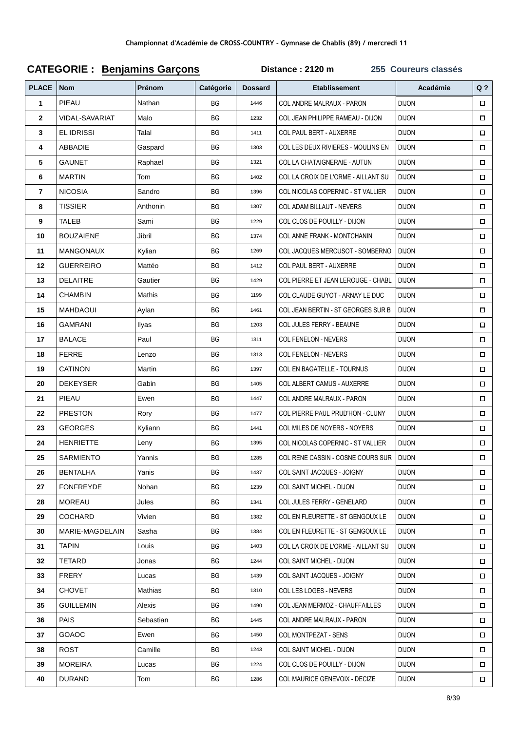Championnat d'Académie de CROSS-COUNTRY - Gymnase de Chablis (89) / mercredi 11

## CATEGORIE : Benjamins Garçons

**Distance : 2120 m** **255 Coureurs classés**

| PLACE | Nom | Prénom | Catégorie | Dossard | Etablissement | Académie | Q ? |
|---|---|---|---|---|---|---|---|
| 1 | PIEAU | Nathan | BG | 1446 | COL ANDRE MALRAUX - PARON | DIJON | ☐ |
| 2 | VIDAL-SAVARIAT | Malo | BG | 1232 | COL JEAN PHILIPPE RAMEAU - DIJON | DIJON | ☐ |
| 3 | EL IDRISSI | Talal | BG | 1411 | COL PAUL BERT - AUXERRE | DIJON | ☐ |
| 4 | ABBADIE | Gaspard | BG | 1303 | COL LES DEUX RIVIERES - MOULINS EN | DIJON | ☐ |
| 5 | GAUNET | Raphael | BG | 1321 | COL LA CHATAIGNERAIE - AUTUN | DIJON | ☐ |
| 6 | MARTIN | Tom | BG | 1402 | COL LA CROIX DE L'ORME - AILLANT SU | DIJON | ☐ |
| 7 | NICOSIA | Sandro | BG | 1396 | COL NICOLAS COPERNIC - ST VALLIER | DIJON | ☐ |
| 8 | TISSIER | Anthonin | BG | 1307 | COL ADAM BILLAUT - NEVERS | DIJON | ☐ |
| 9 | TALEB | Sami | BG | 1229 | COL CLOS DE POUILLY - DIJON | DIJON | ☐ |
| 10 | BOUZAIENE | Jibril | BG | 1374 | COL ANNE FRANK - MONTCHANIN | DIJON | ☐ |
| 11 | MANGONAUX | Kylian | BG | 1269 | COL JACQUES MERCUSOT - SOMBERNO | DIJON | ☐ |
| 12 | GUERREIRO | Mattéo | BG | 1412 | COL PAUL BERT - AUXERRE | DIJON | ☐ |
| 13 | DELAITRE | Gautier | BG | 1429 | COL PIERRE ET JEAN LEROUGE - CHABL | DIJON | ☐ |
| 14 | CHAMBIN | Mathis | BG | 1199 | COL CLAUDE GUYOT - ARNAY LE DUC | DIJON | ☐ |
| 15 | MAHDAOUI | Aylan | BG | 1461 | COL JEAN BERTIN - ST GEORGES SUR B | DIJON | ☐ |
| 16 | GAMRANI | Ilyas | BG | 1203 | COL JULES FERRY - BEAUNE | DIJON | ☐ |
| 17 | BALACE | Paul | BG | 1311 | COL FENELON - NEVERS | DIJON | ☐ |
| 18 | FERRE | Lenzo | BG | 1313 | COL FENELON - NEVERS | DIJON | ☐ |
| 19 | CATINON | Martin | BG | 1397 | COL EN BAGATELLE - TOURNUS | DIJON | ☐ |
| 20 | DEKEYSER | Gabin | BG | 1405 | COL ALBERT CAMUS - AUXERRE | DIJON | ☐ |
| 21 | PIEAU | Ewen | BG | 1447 | COL ANDRE MALRAUX - PARON | DIJON | ☐ |
| 22 | PRESTON | Rory | BG | 1477 | COL PIERRE PAUL PRUD'HON - CLUNY | DIJON | ☐ |
| 23 | GEORGES | Kyliann | BG | 1441 | COL MILES DE NOYERS - NOYERS | DIJON | ☐ |
| 24 | HENRIETTE | Leny | BG | 1395 | COL NICOLAS COPERNIC - ST VALLIER | DIJON | ☐ |
| 25 | SARMIENTO | Yannis | BG | 1285 | COL RENE CASSIN - COSNE COURS SUR | DIJON | ☐ |
| 26 | BENTALHA | Yanis | BG | 1437 | COL SAINT JACQUES - JOIGNY | DIJON | ☐ |
| 27 | FONFREYDE | Nohan | BG | 1239 | COL SAINT MICHEL - DIJON | DIJON | ☐ |
| 28 | MOREAU | Jules | BG | 1341 | COL JULES FERRY - GENELARD | DIJON | ☐ |
| 29 | COCHARD | Vivien | BG | 1382 | COL EN FLEURETTE - ST GENGOUX LE | DIJON | ☐ |
| 30 | MARIE-MAGDELAIN | Sasha | BG | 1384 | COL EN FLEURETTE - ST GENGOUX LE | DIJON | ☐ |
| 31 | TAPIN | Louis | BG | 1403 | COL LA CROIX DE L'ORME - AILLANT SU | DIJON | ☐ |
| 32 | TETARD | Jonas | BG | 1244 | COL SAINT MICHEL - DIJON | DIJON | ☐ |
| 33 | FRERY | Lucas | BG | 1439 | COL SAINT JACQUES - JOIGNY | DIJON | ☐ |
| 34 | CHOVET | Mathias | BG | 1310 | COL LES LOGES - NEVERS | DIJON | ☐ |
| 35 | GUILLEMIN | Alexis | BG | 1490 | COL JEAN MERMOZ - CHAUFFAILLES | DIJON | ☐ |
| 36 | PAIS | Sebastian | BG | 1445 | COL ANDRE MALRAUX - PARON | DIJON | ☐ |
| 37 | GOAOC | Ewen | BG | 1450 | COL MONTPEZAT - SENS | DIJON | ☐ |
| 38 | ROST | Camille | BG | 1243 | COL SAINT MICHEL - DIJON | DIJON | ☐ |
| 39 | MOREIRA | Lucas | BG | 1224 | COL CLOS DE POUILLY - DIJON | DIJON | ☐ |
| 40 | DURAND | Tom | BG | 1286 | COL MAURICE GENEVOIX - DECIZE | DIJON | ☐ |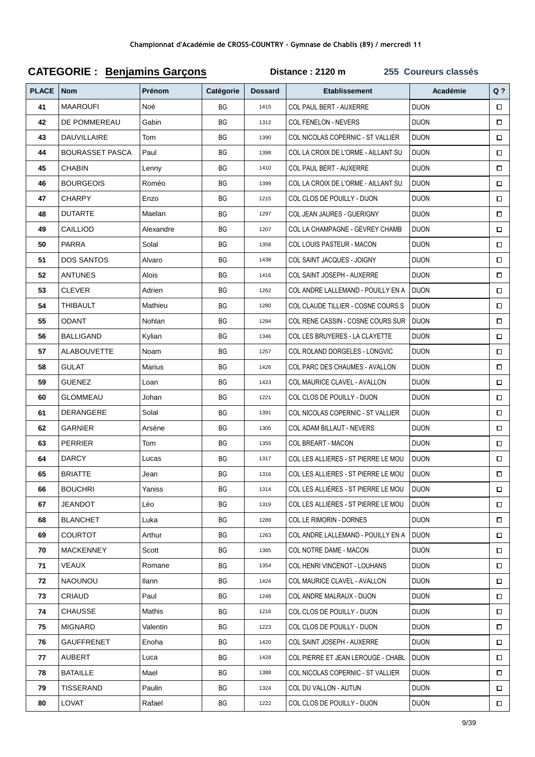Championnat d'Académie de CROSS-COUNTRY - Gymnase de Chablis (89) / mercredi 11

## CATEGORIE : Benjamins Garçons

**Distance : 2120 m** **255 Coureurs classés**

| PLACE | Nom | Prénom | Catégorie | Dossard | Etablissement | Académie | Q ? |
|---|---|---|---|---|---|---|---|
| 41 | MAAROUFI | Noé | BG | 1415 | COL PAUL BERT - AUXERRE | DIJON | ☐ |
| 42 | DE POMMEREAU | Gabin | BG | 1312 | COL FENELON - NEVERS | DIJON | ☐ |
| 43 | DAUVILLAIRE | Tom | BG | 1390 | COL NICOLAS COPERNIC - ST VALLIER | DIJON | ☐ |
| 44 | BOURASSET PASCA | Paul | BG | 1398 | COL LA CROIX DE L'ORME - AILLANT SU | DIJON | ☐ |
| 45 | CHABIN | Lenny | BG | 1410 | COL PAUL BERT - AUXERRE | DIJON | ☐ |
| 46 | BOURGEOIS | Roméo | BG | 1399 | COL LA CROIX DE L'ORME - AILLANT SU | DIJON | ☐ |
| 47 | CHARPY | Enzo | BG | 1215 | COL CLOS DE POUILLY - DIJON | DIJON | ☐ |
| 48 | DUTARTE | Maelan | BG | 1297 | COL JEAN JAURES - GUERIGNY | DIJON | ☐ |
| 49 | CAILLIOD | Alexandre | BG | 1207 | COL LA CHAMPAGNE - GEVREY CHAMB | DIJON | ☐ |
| 50 | PARRA | Solal | BG | 1358 | COL LOUIS PASTEUR - MACON | DIJON | ☐ |
| 51 | DOS SANTOS | Alvaro | BG | 1438 | COL SAINT JACQUES - JOIGNY | DIJON | ☐ |
| 52 | ANTUNES | Alois | BG | 1416 | COL SAINT JOSEPH - AUXERRE | DIJON | ☐ |
| 53 | CLEVER | Adrien | BG | 1262 | COL ANDRE LALLEMAND - POUILLY EN A | DIJON | ☐ |
| 54 | THIBAULT | Mathieu | BG | 1280 | COL CLAUDE TILLIER - COSNE COURS S | DIJON | ☐ |
| 55 | ODANT | Nohlan | BG | 1284 | COL RENE CASSIN - COSNE COURS SUR | DIJON | ☐ |
| 56 | BALLIGAND | Kylian | BG | 1346 | COL LES BRUYERES - LA CLAYETTE | DIJON | ☐ |
| 57 | ALABOUVETTE | Noam | BG | 1257 | COL ROLAND DORGELES - LONGVIC | DIJON | ☐ |
| 58 | GULAT | Marius | BG | 1426 | COL PARC DES CHAUMES - AVALLON | DIJON | ☐ |
| 59 | GUENEZ | Loan | BG | 1423 | COL MAURICE CLAVEL - AVALLON | DIJON | ☐ |
| 60 | GLOMMEAU | Johan | BG | 1221 | COL CLOS DE POUILLY - DIJON | DIJON | ☐ |
| 61 | DERANGERE | Solal | BG | 1391 | COL NICOLAS COPERNIC - ST VALLIER | DIJON | ☐ |
| 62 | GARNIER | Arsène | BG | 1305 | COL ADAM BILLAUT - NEVERS | DIJON | ☐ |
| 63 | PERRIER | Tom | BG | 1355 | COL BREART - MACON | DIJON | ☐ |
| 64 | DARCY | Lucas | BG | 1317 | COL LES ALLIERES - ST PIERRE LE MOU | DIJON | ☐ |
| 65 | BRIATTE | Jean | BG | 1316 | COL LES ALLIERES - ST PIERRE LE MOU | DIJON | ☐ |
| 66 | BOUCHRI | Yaniss | BG | 1314 | COL LES ALLIERES - ST PIERRE LE MOU | DIJON | ☐ |
| 67 | JEANDOT | Léo | BG | 1319 | COL LES ALLIERES - ST PIERRE LE MOU | DIJON | ☐ |
| 68 | BLANCHET | Luka | BG | 1289 | COL LE RIMORIN - DORNES | DIJON | ☐ |
| 69 | COURTOT | Arthur | BG | 1263 | COL ANDRE LALLEMAND - POUILLY EN A | DIJON | ☐ |
| 70 | MACKENNEY | Scott | BG | 1365 | COL NOTRE DAME - MACON | DIJON | ☐ |
| 71 | VEAUX | Romane | BG | 1354 | COL HENRI VINCENOT - LOUHANS | DIJON | ☐ |
| 72 | NAOUNOU | Ilann | BG | 1424 | COL MAURICE CLAVEL - AVALLON | DIJON | ☐ |
| 73 | CRIAUD | Paul | BG | 1248 | COL ANDRE MALRAUX - DIJON | DIJON | ☐ |
| 74 | CHAUSSE | Mathis | BG | 1216 | COL CLOS DE POUILLY - DIJON | DIJON | ☐ |
| 75 | MIGNARD | Valentin | BG | 1223 | COL CLOS DE POUILLY - DIJON | DIJON | ☐ |
| 76 | GAUFFRENET | Enoha | BG | 1420 | COL SAINT JOSEPH - AUXERRE | DIJON | ☐ |
| 77 | AUBERT | Luca | BG | 1428 | COL PIERRE ET JEAN LEROUGE - CHABL | DIJON | ☐ |
| 78 | BATAILLE | Mael | BG | 1388 | COL NICOLAS COPERNIC - ST VALLIER | DIJON | ☐ |
| 79 | TISSERAND | Paulin | BG | 1324 | COL DU VALLON - AUTUN | DIJON | ☐ |
| 80 | LOVAT | Rafael | BG | 1222 | COL CLOS DE POUILLY - DIJON | DIJON | ☐ |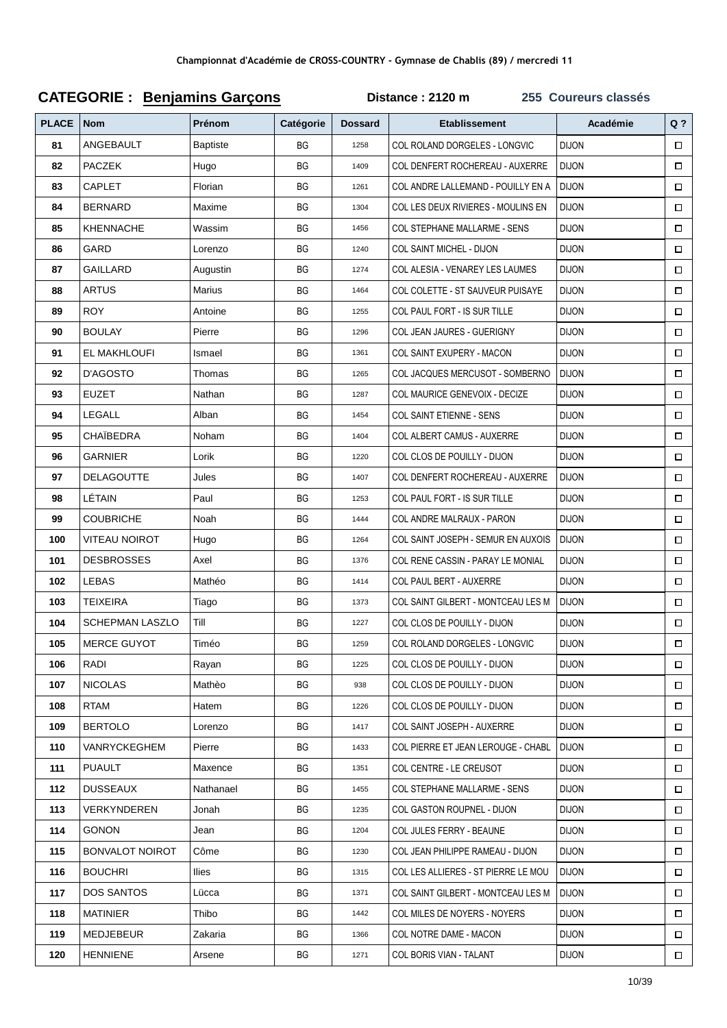**Championnat d'Académie de CROSS-COUNTRY - Gymnase de Chablis (89) / mercredi 11**

## CATEGORIE : Benjamins Garçons

**Distance : 2120 m** **255 Coureurs classés**

| PLACE | Nom | Prénom | Catégorie | Dossard | Etablissement | Académie | Q ? |
|---|---|---|---|---|---|---|---|
| 81 | ANGEBAULT | Baptiste | BG | 1258 | COL ROLAND DORGELES - LONGVIC | DIJON | ☐ |
| 82 | PACZEK | Hugo | BG | 1409 | COL DENFERT ROCHEREAU - AUXERRE | DIJON | ☐ |
| 83 | CAPLET | Florian | BG | 1261 | COL ANDRE LALLEMAND - POUILLY EN A | DIJON | ☐ |
| 84 | BERNARD | Maxime | BG | 1304 | COL LES DEUX RIVIERES - MOULINS EN | DIJON | ☐ |
| 85 | KHENNACHE | Wassim | BG | 1456 | COL STEPHANE MALLARME - SENS | DIJON | ☐ |
| 86 | GARD | Lorenzo | BG | 1240 | COL SAINT MICHEL - DIJON | DIJON | ☐ |
| 87 | GAILLARD | Augustin | BG | 1274 | COL ALESIA - VENAREY LES LAUMES | DIJON | ☐ |
| 88 | ARTUS | Marius | BG | 1464 | COL COLETTE - ST SAUVEUR PUISAYE | DIJON | ☐ |
| 89 | ROY | Antoine | BG | 1255 | COL PAUL FORT - IS SUR TILLE | DIJON | ☐ |
| 90 | BOULAY | Pierre | BG | 1296 | COL JEAN JAURES - GUERIGNY | DIJON | ☐ |
| 91 | EL MAKHLOUFI | Ismael | BG | 1361 | COL SAINT EXUPERY - MACON | DIJON | ☐ |
| 92 | D'AGOSTO | Thomas | BG | 1265 | COL JACQUES MERCUSOT - SOMBERNO | DIJON | ☐ |
| 93 | EUZET | Nathan | BG | 1287 | COL MAURICE GENEVOIX - DECIZE | DIJON | ☐ |
| 94 | LEGALL | Alban | BG | 1454 | COL SAINT ETIENNE - SENS | DIJON | ☐ |
| 95 | CHAÏBEDRA | Noham | BG | 1404 | COL ALBERT CAMUS - AUXERRE | DIJON | ☐ |
| 96 | GARNIER | Lorik | BG | 1220 | COL CLOS DE POUILLY - DIJON | DIJON | ☐ |
| 97 | DELAGOUTTE | Jules | BG | 1407 | COL DENFERT ROCHEREAU - AUXERRE | DIJON | ☐ |
| 98 | LÉTAIN | Paul | BG | 1253 | COL PAUL FORT - IS SUR TILLE | DIJON | ☐ |
| 99 | COUBRICHE | Noah | BG | 1444 | COL ANDRE MALRAUX - PARON | DIJON | ☐ |
| 100 | VITEAU NOIROT | Hugo | BG | 1264 | COL SAINT JOSEPH - SEMUR EN AUXOIS | DIJON | ☐ |
| 101 | DESBROSSES | Axel | BG | 1376 | COL RENE CASSIN - PARAY LE MONIAL | DIJON | ☐ |
| 102 | LEBAS | Mathéo | BG | 1414 | COL PAUL BERT - AUXERRE | DIJON | ☐ |
| 103 | TEIXEIRA | Tiago | BG | 1373 | COL SAINT GILBERT - MONTCEAU LES M | DIJON | ☐ |
| 104 | SCHEPMAN LASZLO | Till | BG | 1227 | COL CLOS DE POUILLY - DIJON | DIJON | ☐ |
| 105 | MERCE GUYOT | Timéo | BG | 1259 | COL ROLAND DORGELES - LONGVIC | DIJON | ☐ |
| 106 | RADI | Rayan | BG | 1225 | COL CLOS DE POUILLY - DIJON | DIJON | ☐ |
| 107 | NICOLAS | Mathèo | BG | 938 | COL CLOS DE POUILLY - DIJON | DIJON | ☐ |
| 108 | RTAM | Hatem | BG | 1226 | COL CLOS DE POUILLY - DIJON | DIJON | ☐ |
| 109 | BERTOLO | Lorenzo | BG | 1417 | COL SAINT JOSEPH - AUXERRE | DIJON | ☐ |
| 110 | VANRYCKEGHEM | Pierre | BG | 1433 | COL PIERRE ET JEAN LEROUGE - CHABL | DIJON | ☐ |
| 111 | PUAULT | Maxence | BG | 1351 | COL CENTRE - LE CREUSOT | DIJON | ☐ |
| 112 | DUSSEAUX | Nathanael | BG | 1455 | COL STEPHANE MALLARME - SENS | DIJON | ☐ |
| 113 | VERKYNDEREN | Jonah | BG | 1235 | COL GASTON ROUPNEL - DIJON | DIJON | ☐ |
| 114 | GONON | Jean | BG | 1204 | COL JULES FERRY - BEAUNE | DIJON | ☐ |
| 115 | BONVALOT NOIROT | Côme | BG | 1230 | COL JEAN PHILIPPE RAMEAU - DIJON | DIJON | ☐ |
| 116 | BOUCHRI | Ilies | BG | 1315 | COL LES ALLIERES - ST PIERRE LE MOU | DIJON | ☐ |
| 117 | DOS SANTOS | Lücca | BG | 1371 | COL SAINT GILBERT - MONTCEAU LES M | DIJON | ☐ |
| 118 | MATINIER | Thibo | BG | 1442 | COL MILES DE NOYERS - NOYERS | DIJON | ☐ |
| 119 | MEDJEBEUR | Zakaria | BG | 1366 | COL NOTRE DAME - MACON | DIJON | ☐ |
| 120 | HENNIENE | Arsene | BG | 1271 | COL BORIS VIAN - TALANT | DIJON | ☐ |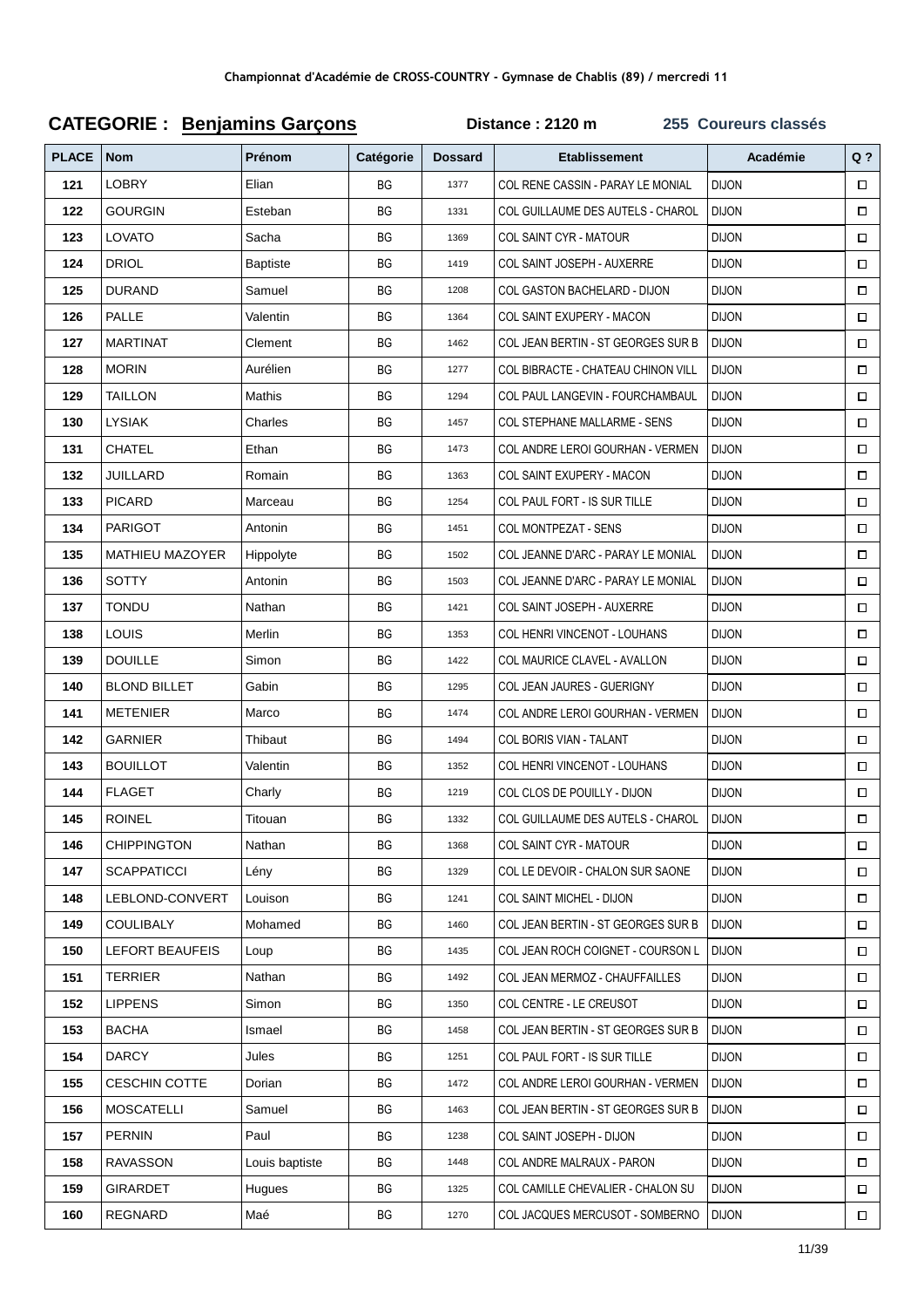Championnat d'Académie de CROSS-COUNTRY - Gymnase de Chablis (89) / mercredi 11

## CATEGORIE : **Benjamins Garçons** Distance : 2120 m 255 Coureurs classés

| PLACE | Nom | Prénom | Catégorie | Dossard | Etablissement | Académie | Q ? |
|---|---|---|---|---|---|---|---|
| 121 | LOBRY | Elian | BG | 1377 | COL RENE CASSIN - PARAY LE MONIAL | DIJON | ☐ |
| 122 | GOURGIN | Esteban | BG | 1331 | COL GUILLAUME DES AUTELS - CHAROL | DIJON | ☐ |
| 123 | LOVATO | Sacha | BG | 1369 | COL SAINT CYR - MATOUR | DIJON | ☐ |
| 124 | DRIOL | Baptiste | BG | 1419 | COL SAINT JOSEPH - AUXERRE | DIJON | ☐ |
| 125 | DURAND | Samuel | BG | 1208 | COL GASTON BACHELARD - DIJON | DIJON | ☐ |
| 126 | PALLE | Valentin | BG | 1364 | COL SAINT EXUPERY - MACON | DIJON | ☐ |
| 127 | MARTINAT | Clement | BG | 1462 | COL JEAN BERTIN - ST GEORGES SUR B | DIJON | ☐ |
| 128 | MORIN | Aurélien | BG | 1277 | COL BIBRACTE - CHATEAU CHINON VILL | DIJON | ☐ |
| 129 | TAILLON | Mathis | BG | 1294 | COL PAUL LANGEVIN - FOURCHAMBAUL | DIJON | ☐ |
| 130 | LYSIAK | Charles | BG | 1457 | COL STEPHANE MALLARME - SENS | DIJON | ☐ |
| 131 | CHATEL | Ethan | BG | 1473 | COL ANDRE LEROI GOURHAN - VERMEN | DIJON | ☐ |
| 132 | JUILLARD | Romain | BG | 1363 | COL SAINT EXUPERY - MACON | DIJON | ☐ |
| 133 | PICARD | Marceau | BG | 1254 | COL PAUL FORT - IS SUR TILLE | DIJON | ☐ |
| 134 | PARIGOT | Antonin | BG | 1451 | COL MONTPEZAT - SENS | DIJON | ☐ |
| 135 | MATHIEU MAZOYER | Hippolyte | BG | 1502 | COL JEANNE D'ARC - PARAY LE MONIAL | DIJON | ☐ |
| 136 | SOTTY | Antonin | BG | 1503 | COL JEANNE D'ARC - PARAY LE MONIAL | DIJON | ☐ |
| 137 | TONDU | Nathan | BG | 1421 | COL SAINT JOSEPH - AUXERRE | DIJON | ☐ |
| 138 | LOUIS | Merlin | BG | 1353 | COL HENRI VINCENOT - LOUHANS | DIJON | ☐ |
| 139 | DOUILLE | Simon | BG | 1422 | COL MAURICE CLAVEL - AVALLON | DIJON | ☐ |
| 140 | BLOND BILLET | Gabin | BG | 1295 | COL JEAN JAURES - GUERIGNY | DIJON | ☐ |
| 141 | METENIER | Marco | BG | 1474 | COL ANDRE LEROI GOURHAN - VERMEN | DIJON | ☐ |
| 142 | GARNIER | Thibaut | BG | 1494 | COL BORIS VIAN - TALANT | DIJON | ☐ |
| 143 | BOUILLOT | Valentin | BG | 1352 | COL HENRI VINCENOT - LOUHANS | DIJON | ☐ |
| 144 | FLAGET | Charly | BG | 1219 | COL CLOS DE POUILLY - DIJON | DIJON | ☐ |
| 145 | ROINEL | Titouan | BG | 1332 | COL GUILLAUME DES AUTELS - CHAROL | DIJON | ☐ |
| 146 | CHIPPINGTON | Nathan | BG | 1368 | COL SAINT CYR - MATOUR | DIJON | ☐ |
| 147 | SCAPPATICCI | Lény | BG | 1329 | COL LE DEVOIR - CHALON SUR SAONE | DIJON | ☐ |
| 148 | LEBLOND-CONVERT | Louison | BG | 1241 | COL SAINT MICHEL - DIJON | DIJON | ☐ |
| 149 | COULIBALY | Mohamed | BG | 1460 | COL JEAN BERTIN - ST GEORGES SUR B | DIJON | ☐ |
| 150 | LEFORT BEAUFEIS | Loup | BG | 1435 | COL JEAN ROCH COIGNET - COURSON L | DIJON | ☐ |
| 151 | TERRIER | Nathan | BG | 1492 | COL JEAN MERMOZ - CHAUFFAILLES | DIJON | ☐ |
| 152 | LIPPENS | Simon | BG | 1350 | COL CENTRE - LE CREUSOT | DIJON | ☐ |
| 153 | BACHA | Ismael | BG | 1458 | COL JEAN BERTIN - ST GEORGES SUR B | DIJON | ☐ |
| 154 | DARCY | Jules | BG | 1251 | COL PAUL FORT - IS SUR TILLE | DIJON | ☐ |
| 155 | CESCHIN COTTE | Dorian | BG | 1472 | COL ANDRE LEROI GOURHAN - VERMEN | DIJON | ☐ |
| 156 | MOSCATELLI | Samuel | BG | 1463 | COL JEAN BERTIN - ST GEORGES SUR B | DIJON | ☐ |
| 157 | PERNIN | Paul | BG | 1238 | COL SAINT JOSEPH - DIJON | DIJON | ☐ |
| 158 | RAVASSON | Louis baptiste | BG | 1448 | COL ANDRE MALRAUX - PARON | DIJON | ☐ |
| 159 | GIRARDET | Hugues | BG | 1325 | COL CAMILLE CHEVALIER - CHALON SU | DIJON | ☐ |
| 160 | REGNARD | Maé | BG | 1270 | COL JACQUES MERCUSOT - SOMBERNO | DIJON | ☐ |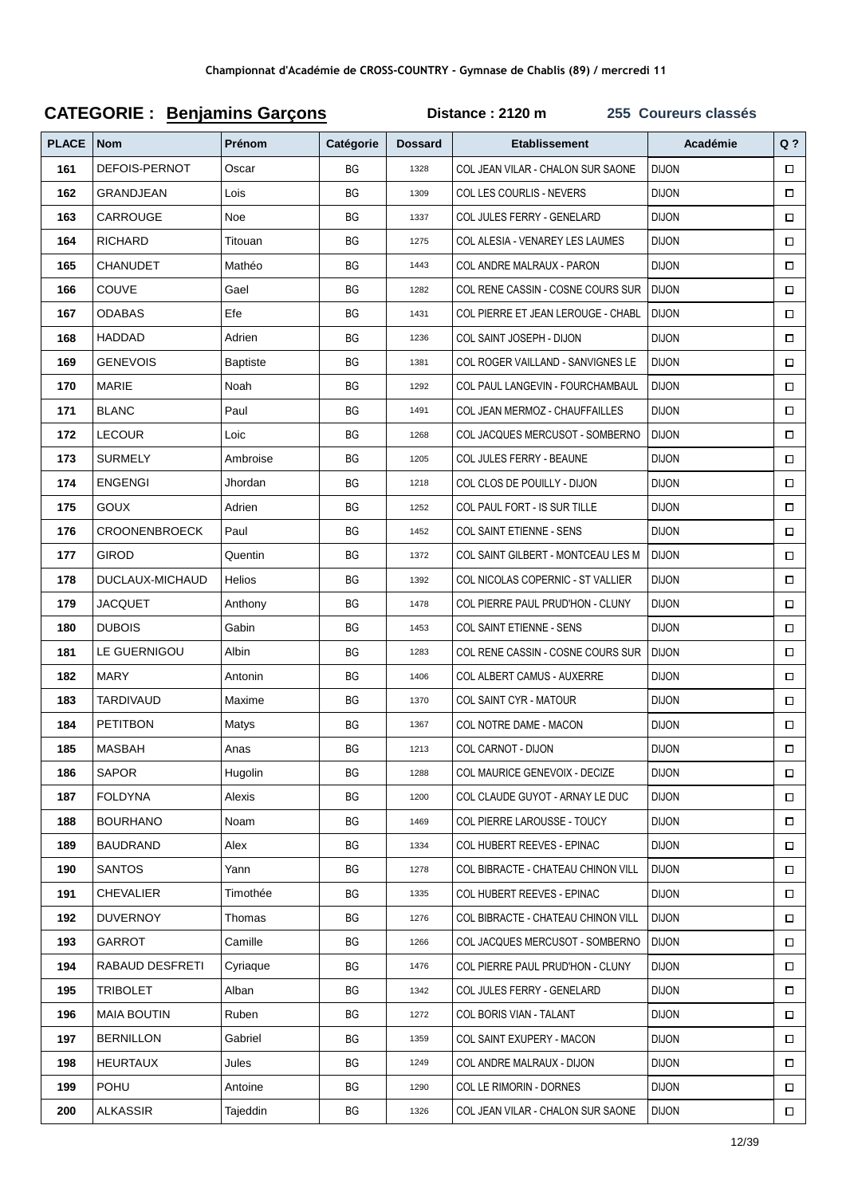Championnat d'Académie de CROSS-COUNTRY - Gymnase de Chablis (89) / mercredi 11

## CATEGORIE : Benjamins Garçons    Distance : 2120 m    255 Coureurs classés

| PLACE | Nom | Prénom | Catégorie | Dossard | Etablissement | Académie | Q ? |
|---|---|---|---|---|---|---|---|
| 161 | DEFOIS-PERNOT | Oscar | BG | 1328 | COL JEAN VILAR - CHALON SUR SAONE | DIJON | ☐ |
| 162 | GRANDJEAN | Lois | BG | 1309 | COL LES COURLIS - NEVERS | DIJON | ☐ |
| 163 | CARROUGE | Noe | BG | 1337 | COL JULES FERRY - GENELARD | DIJON | ☐ |
| 164 | RICHARD | Titouan | BG | 1275 | COL ALESIA - VENAREY LES LAUMES | DIJON | ☐ |
| 165 | CHANUDET | Mathéo | BG | 1443 | COL ANDRE MALRAUX - PARON | DIJON | ☐ |
| 166 | COUVE | Gael | BG | 1282 | COL RENE CASSIN - COSNE COURS SUR | DIJON | ☐ |
| 167 | ODABAS | Efe | BG | 1431 | COL PIERRE ET JEAN LEROUGE - CHABL | DIJON | ☐ |
| 168 | HADDAD | Adrien | BG | 1236 | COL SAINT JOSEPH - DIJON | DIJON | ☐ |
| 169 | GENEVOIS | Baptiste | BG | 1381 | COL ROGER VAILLAND - SANVIGNES LE | DIJON | ☐ |
| 170 | MARIE | Noah | BG | 1292 | COL PAUL LANGEVIN - FOURCHAMBAUL | DIJON | ☐ |
| 171 | BLANC | Paul | BG | 1491 | COL JEAN MERMOZ - CHAUFFAILLES | DIJON | ☐ |
| 172 | LECOUR | Loic | BG | 1268 | COL JACQUES MERCUSOT - SOMBERNO | DIJON | ☐ |
| 173 | SURMELY | Ambroise | BG | 1205 | COL JULES FERRY - BEAUNE | DIJON | ☐ |
| 174 | ENGENGI | Jhordan | BG | 1218 | COL CLOS DE POUILLY - DIJON | DIJON | ☐ |
| 175 | GOUX | Adrien | BG | 1252 | COL PAUL FORT - IS SUR TILLE | DIJON | ☐ |
| 176 | CROONENBROECK | Paul | BG | 1452 | COL SAINT ETIENNE - SENS | DIJON | ☐ |
| 177 | GIROD | Quentin | BG | 1372 | COL SAINT GILBERT - MONTCEAU LES M | DIJON | ☐ |
| 178 | DUCLAUX-MICHAUD | Helios | BG | 1392 | COL NICOLAS COPERNIC - ST VALLIER | DIJON | ☐ |
| 179 | JACQUET | Anthony | BG | 1478 | COL PIERRE PAUL PRUD'HON - CLUNY | DIJON | ☐ |
| 180 | DUBOIS | Gabin | BG | 1453 | COL SAINT ETIENNE - SENS | DIJON | ☐ |
| 181 | LE GUERNIGOU | Albin | BG | 1283 | COL RENE CASSIN - COSNE COURS SUR | DIJON | ☐ |
| 182 | MARY | Antonin | BG | 1406 | COL ALBERT CAMUS - AUXERRE | DIJON | ☐ |
| 183 | TARDIVAUD | Maxime | BG | 1370 | COL SAINT CYR - MATOUR | DIJON | ☐ |
| 184 | PETITBON | Matys | BG | 1367 | COL NOTRE DAME - MACON | DIJON | ☐ |
| 185 | MASBAH | Anas | BG | 1213 | COL CARNOT - DIJON | DIJON | ☐ |
| 186 | SAPOR | Hugolin | BG | 1288 | COL MAURICE GENEVOIX - DECIZE | DIJON | ☐ |
| 187 | FOLDYNA | Alexis | BG | 1200 | COL CLAUDE GUYOT - ARNAY LE DUC | DIJON | ☐ |
| 188 | BOURHANO | Noam | BG | 1469 | COL PIERRE LAROUSSE - TOUCY | DIJON | ☐ |
| 189 | BAUDRAND | Alex | BG | 1334 | COL HUBERT REEVES - EPINAC | DIJON | ☐ |
| 190 | SANTOS | Yann | BG | 1278 | COL BIBRACTE - CHATEAU CHINON VILL | DIJON | ☐ |
| 191 | CHEVALIER | Timothée | BG | 1335 | COL HUBERT REEVES - EPINAC | DIJON | ☐ |
| 192 | DUVERNOY | Thomas | BG | 1276 | COL BIBRACTE - CHATEAU CHINON VILL | DIJON | ☐ |
| 193 | GARROT | Camille | BG | 1266 | COL JACQUES MERCUSOT - SOMBERNO | DIJON | ☐ |
| 194 | RABAUD DESFRETI | Cyriaque | BG | 1476 | COL PIERRE PAUL PRUD'HON - CLUNY | DIJON | ☐ |
| 195 | TRIBOLET | Alban | BG | 1342 | COL JULES FERRY - GENELARD | DIJON | ☐ |
| 196 | MAIA BOUTIN | Ruben | BG | 1272 | COL BORIS VIAN - TALANT | DIJON | ☐ |
| 197 | BERNILLON | Gabriel | BG | 1359 | COL SAINT EXUPERY - MACON | DIJON | ☐ |
| 198 | HEURTAUX | Jules | BG | 1249 | COL ANDRE MALRAUX - DIJON | DIJON | ☐ |
| 199 | POHU | Antoine | BG | 1290 | COL LE RIMORIN - DORNES | DIJON | ☐ |
| 200 | ALKASSIR | Tajeddin | BG | 1326 | COL JEAN VILAR - CHALON SUR SAONE | DIJON | ☐ |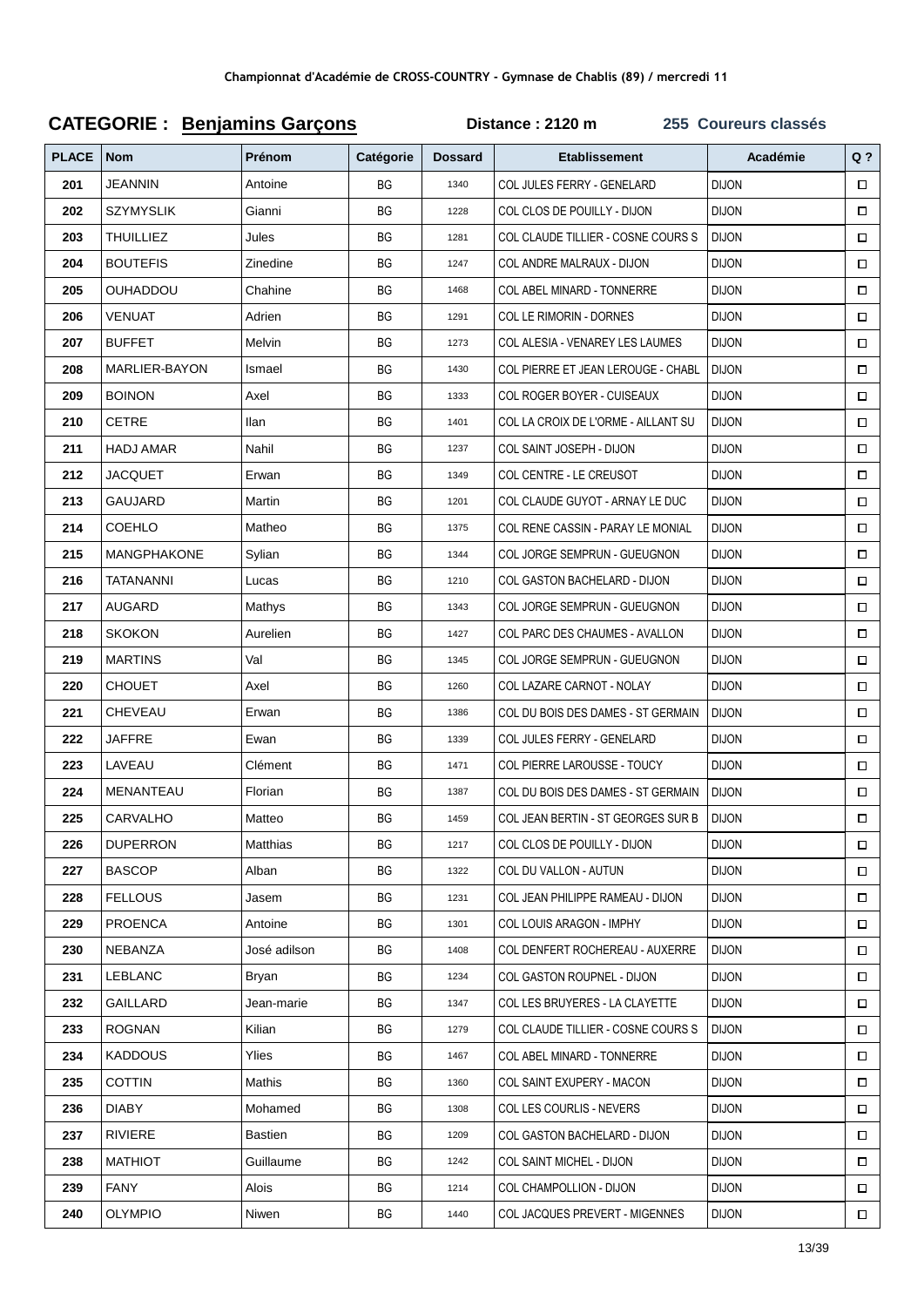Championnat d'Académie de CROSS-COUNTRY - Gymnase de Chablis (89) / mercredi 11

## CATEGORIE : Benjamins Garçons

**Distance : 2120 m** **255 Coureurs classés**

| PLACE | Nom | Prénom | Catégorie | Dossard | Etablissement | Académie | Q ? |
|---|---|---|---|---|---|---|---|
| 201 | JEANNIN | Antoine | BG | 1340 | COL JULES FERRY - GENELARD | DIJON | ☐ |
| 202 | SZYMYSLIK | Gianni | BG | 1228 | COL CLOS DE POUILLY - DIJON | DIJON | ☐ |
| 203 | THUILLIEZ | Jules | BG | 1281 | COL CLAUDE TILLIER - COSNE COURS S | DIJON | ☐ |
| 204 | BOUTEFIS | Zinedine | BG | 1247 | COL ANDRE MALRAUX - DIJON | DIJON | ☐ |
| 205 | OUHADDOU | Chahine | BG | 1468 | COL ABEL MINARD - TONNERRE | DIJON | ☐ |
| 206 | VENUAT | Adrien | BG | 1291 | COL LE RIMORIN - DORNES | DIJON | ☐ |
| 207 | BUFFET | Melvin | BG | 1273 | COL ALESIA - VENAREY LES LAUMES | DIJON | ☐ |
| 208 | MARLIER-BAYON | Ismael | BG | 1430 | COL PIERRE ET JEAN LEROUGE - CHABL | DIJON | ☐ |
| 209 | BOINON | Axel | BG | 1333 | COL ROGER BOYER - CUISEAUX | DIJON | ☐ |
| 210 | CETRE | Ilan | BG | 1401 | COL LA CROIX DE L'ORME - AILLANT SU | DIJON | ☐ |
| 211 | HADJ AMAR | Nahil | BG | 1237 | COL SAINT JOSEPH - DIJON | DIJON | ☐ |
| 212 | JACQUET | Erwan | BG | 1349 | COL CENTRE - LE CREUSOT | DIJON | ☐ |
| 213 | GAUJARD | Martin | BG | 1201 | COL CLAUDE GUYOT - ARNAY LE DUC | DIJON | ☐ |
| 214 | COEHLO | Matheo | BG | 1375 | COL RENE CASSIN - PARAY LE MONIAL | DIJON | ☐ |
| 215 | MANGPHAKONE | Sylian | BG | 1344 | COL JORGE SEMPRUN - GUEUGNON | DIJON | ☐ |
| 216 | TATANANNI | Lucas | BG | 1210 | COL GASTON BACHELARD - DIJON | DIJON | ☐ |
| 217 | AUGARD | Mathys | BG | 1343 | COL JORGE SEMPRUN - GUEUGNON | DIJON | ☐ |
| 218 | SKOKON | Aurelien | BG | 1427 | COL PARC DES CHAUMES - AVALLON | DIJON | ☐ |
| 219 | MARTINS | Val | BG | 1345 | COL JORGE SEMPRUN - GUEUGNON | DIJON | ☐ |
| 220 | CHOUET | Axel | BG | 1260 | COL LAZARE CARNOT - NOLAY | DIJON | ☐ |
| 221 | CHEVEAU | Erwan | BG | 1386 | COL DU BOIS DES DAMES - ST GERMAIN | DIJON | ☐ |
| 222 | JAFFRE | Ewan | BG | 1339 | COL JULES FERRY - GENELARD | DIJON | ☐ |
| 223 | LAVEAU | Clément | BG | 1471 | COL PIERRE LAROUSSE - TOUCY | DIJON | ☐ |
| 224 | MENANTEAU | Florian | BG | 1387 | COL DU BOIS DES DAMES - ST GERMAIN | DIJON | ☐ |
| 225 | CARVALHO | Matteo | BG | 1459 | COL JEAN BERTIN - ST GEORGES SUR B | DIJON | ☐ |
| 226 | DUPERRON | Matthias | BG | 1217 | COL CLOS DE POUILLY - DIJON | DIJON | ☐ |
| 227 | BASCOP | Alban | BG | 1322 | COL DU VALLON - AUTUN | DIJON | ☐ |
| 228 | FELLOUS | Jasem | BG | 1231 | COL JEAN PHILIPPE RAMEAU - DIJON | DIJON | ☐ |
| 229 | PROENCA | Antoine | BG | 1301 | COL LOUIS ARAGON - IMPHY | DIJON | ☐ |
| 230 | NEBANZA | José adilson | BG | 1408 | COL DENFERT ROCHEREAU - AUXERRE | DIJON | ☐ |
| 231 | LEBLANC | Bryan | BG | 1234 | COL GASTON ROUPNEL - DIJON | DIJON | ☐ |
| 232 | GAILLARD | Jean-marie | BG | 1347 | COL LES BRUYERES - LA CLAYETTE | DIJON | ☐ |
| 233 | ROGNAN | Kilian | BG | 1279 | COL CLAUDE TILLIER - COSNE COURS S | DIJON | ☐ |
| 234 | KADDOUS | Ylies | BG | 1467 | COL ABEL MINARD - TONNERRE | DIJON | ☐ |
| 235 | COTTIN | Mathis | BG | 1360 | COL SAINT EXUPERY - MACON | DIJON | ☐ |
| 236 | DIABY | Mohamed | BG | 1308 | COL LES COURLIS - NEVERS | DIJON | ☐ |
| 237 | RIVIERE | Bastien | BG | 1209 | COL GASTON BACHELARD - DIJON | DIJON | ☐ |
| 238 | MATHIOT | Guillaume | BG | 1242 | COL SAINT MICHEL - DIJON | DIJON | ☐ |
| 239 | FANY | Alois | BG | 1214 | COL CHAMPOLLION - DIJON | DIJON | ☐ |
| 240 | OLYMPIO | Niwen | BG | 1440 | COL JACQUES PREVERT - MIGENNES | DIJON | ☐ |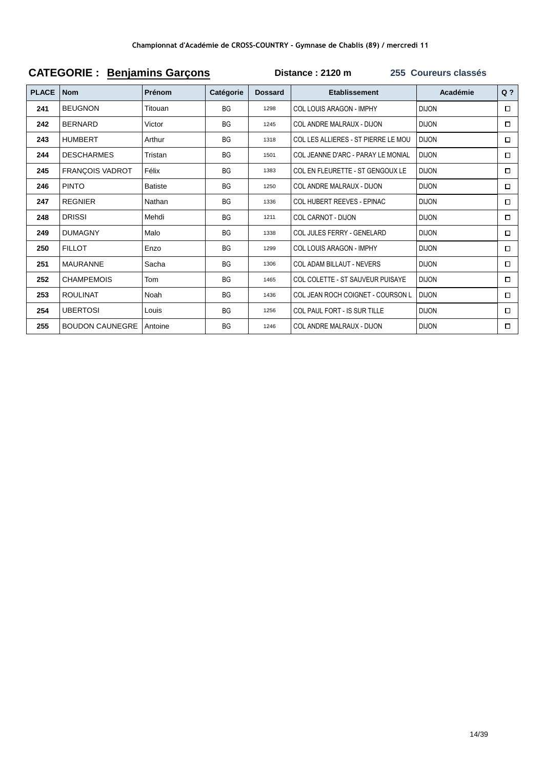Championnat d'Académie de CROSS-COUNTRY - Gymnase de Chablis (89) / mercredi 11

## CATEGORIE : Benjamins Garçons

**Distance : 2120 m** **255 Coureurs classés**

| PLACE | Nom | Prénom | Catégorie | Dossard | Etablissement | Académie | Q ? |
|---|---|---|---|---|---|---|---|
| 241 | BEUGNON | Titouan | BG | 1298 | COL LOUIS ARAGON - IMPHY | DIJON | ☐ |
| 242 | BERNARD | Victor | BG | 1245 | COL ANDRE MALRAUX - DIJON | DIJON | ☐ |
| 243 | HUMBERT | Arthur | BG | 1318 | COL LES ALLIERES - ST PIERRE LE MOU | DIJON | ☐ |
| 244 | DESCHARMES | Tristan | BG | 1501 | COL JEANNE D'ARC - PARAY LE MONIAL | DIJON | ☐ |
| 245 | FRANÇOIS VADROT | Félix | BG | 1383 | COL EN FLEURETTE - ST GENGOUX LE | DIJON | ☐ |
| 246 | PINTO | Batiste | BG | 1250 | COL ANDRE MALRAUX - DIJON | DIJON | ☐ |
| 247 | REGNIER | Nathan | BG | 1336 | COL HUBERT REEVES - EPINAC | DIJON | ☐ |
| 248 | DRISSI | Mehdi | BG | 1211 | COL CARNOT - DIJON | DIJON | ☐ |
| 249 | DUMAGNY | Malo | BG | 1338 | COL JULES FERRY - GENELARD | DIJON | ☐ |
| 250 | FILLOT | Enzo | BG | 1299 | COL LOUIS ARAGON - IMPHY | DIJON | ☐ |
| 251 | MAURANNE | Sacha | BG | 1306 | COL ADAM BILLAUT - NEVERS | DIJON | ☐ |
| 252 | CHAMPEMOIS | Tom | BG | 1465 | COL COLETTE - ST SAUVEUR PUISAYE | DIJON | ☐ |
| 253 | ROULINAT | Noah | BG | 1436 | COL JEAN ROCH COIGNET - COURSON L | DIJON | ☐ |
| 254 | UBERTOSI | Louis | BG | 1256 | COL PAUL FORT - IS SUR TILLE | DIJON | ☐ |
| 255 | BOUDON CAUNEGRE | Antoine | BG | 1246 | COL ANDRE MALRAUX - DIJON | DIJON | ☐ |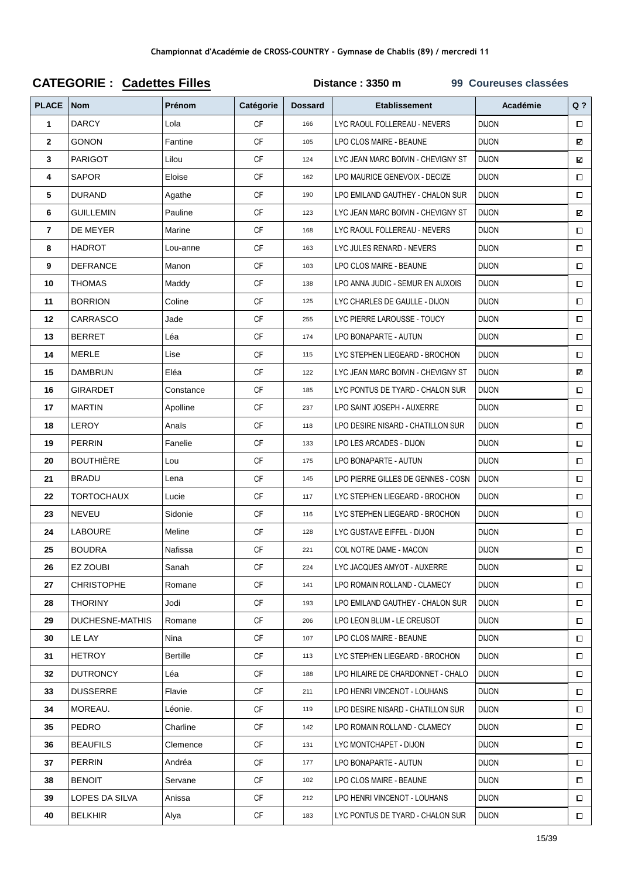**Championnat d'Académie de CROSS-COUNTRY - Gymnase de Chablis (89) / mercredi 11**

## CATEGORIE : Cadettes Filles

**Distance : 3350 m** — **99 Coureuses classées**

| PLACE | Nom | Prénom | Catégorie | Dossard | Etablissement | Académie | Q ? |
|---|---|---|---|---|---|---|---|
| 1 | DARCY | Lola | CF | 166 | LYC RAOUL FOLLEREAU - NEVERS | DIJON | ☐ |
| 2 | GONON | Fantine | CF | 105 | LPO CLOS MAIRE - BEAUNE | DIJON | ☑ |
| 3 | PARIGOT | Lilou | CF | 124 | LYC JEAN MARC BOIVIN - CHEVIGNY ST | DIJON | ☑ |
| 4 | SAPOR | Eloise | CF | 162 | LPO MAURICE GENEVOIX - DECIZE | DIJON | ☐ |
| 5 | DURAND | Agathe | CF | 190 | LPO EMILAND GAUTHEY - CHALON SUR | DIJON | ☐ |
| 6 | GUILLEMIN | Pauline | CF | 123 | LYC JEAN MARC BOIVIN - CHEVIGNY ST | DIJON | ☑ |
| 7 | DE MEYER | Marine | CF | 168 | LYC RAOUL FOLLEREAU - NEVERS | DIJON | ☐ |
| 8 | HADROT | Lou-anne | CF | 163 | LYC JULES RENARD - NEVERS | DIJON | ☐ |
| 9 | DEFRANCE | Manon | CF | 103 | LPO CLOS MAIRE - BEAUNE | DIJON | ☐ |
| 10 | THOMAS | Maddy | CF | 138 | LPO ANNA JUDIC - SEMUR EN AUXOIS | DIJON | ☐ |
| 11 | BORRION | Coline | CF | 125 | LYC CHARLES DE GAULLE - DIJON | DIJON | ☐ |
| 12 | CARRASCO | Jade | CF | 255 | LYC PIERRE LAROUSSE - TOUCY | DIJON | ☐ |
| 13 | BERRET | Léa | CF | 174 | LPO BONAPARTE - AUTUN | DIJON | ☐ |
| 14 | MERLE | Lise | CF | 115 | LYC STEPHEN LIEGEARD - BROCHON | DIJON | ☐ |
| 15 | DAMBRUN | Eléa | CF | 122 | LYC JEAN MARC BOIVIN - CHEVIGNY ST | DIJON | ☑ |
| 16 | GIRARDET | Constance | CF | 185 | LYC PONTUS DE TYARD - CHALON SUR | DIJON | ☐ |
| 17 | MARTIN | Apolline | CF | 237 | LPO SAINT JOSEPH - AUXERRE | DIJON | ☐ |
| 18 | LEROY | Anaïs | CF | 118 | LPO DESIRE NISARD - CHATILLON SUR | DIJON | ☐ |
| 19 | PERRIN | Fanelie | CF | 133 | LPO LES ARCADES - DIJON | DIJON | ☐ |
| 20 | BOUTHIÈRE | Lou | CF | 175 | LPO BONAPARTE - AUTUN | DIJON | ☐ |
| 21 | BRADU | Lena | CF | 145 | LPO PIERRE GILLES DE GENNES - COSN | DIJON | ☐ |
| 22 | TORTOCHAUX | Lucie | CF | 117 | LYC STEPHEN LIEGEARD - BROCHON | DIJON | ☐ |
| 23 | NEVEU | Sidonie | CF | 116 | LYC STEPHEN LIEGEARD - BROCHON | DIJON | ☐ |
| 24 | LABOURE | Meline | CF | 128 | LYC GUSTAVE EIFFEL - DIJON | DIJON | ☐ |
| 25 | BOUDRA | Nafissa | CF | 221 | COL NOTRE DAME - MACON | DIJON | ☐ |
| 26 | EZ ZOUBI | Sanah | CF | 224 | LYC JACQUES AMYOT - AUXERRE | DIJON | ☐ |
| 27 | CHRISTOPHE | Romane | CF | 141 | LPO ROMAIN ROLLAND - CLAMECY | DIJON | ☐ |
| 28 | THORINY | Jodi | CF | 193 | LPO EMILAND GAUTHEY - CHALON SUR | DIJON | ☐ |
| 29 | DUCHESNE-MATHIS | Romane | CF | 206 | LPO LEON BLUM - LE CREUSOT | DIJON | ☐ |
| 30 | LE LAY | Nina | CF | 107 | LPO CLOS MAIRE - BEAUNE | DIJON | ☐ |
| 31 | HETROY | Bertille | CF | 113 | LYC STEPHEN LIEGEARD - BROCHON | DIJON | ☐ |
| 32 | DUTRONCY | Léa | CF | 188 | LPO HILAIRE DE CHARDONNET - CHALO | DIJON | ☐ |
| 33 | DUSSERRE | Flavie | CF | 211 | LPO HENRI VINCENOT - LOUHANS | DIJON | ☐ |
| 34 | MOREAU. | Léonie. | CF | 119 | LPO DESIRE NISARD - CHATILLON SUR | DIJON | ☐ |
| 35 | PEDRO | Charline | CF | 142 | LPO ROMAIN ROLLAND - CLAMECY | DIJON | ☐ |
| 36 | BEAUFILS | Clemence | CF | 131 | LYC MONTCHAPET - DIJON | DIJON | ☐ |
| 37 | PERRIN | Andréa | CF | 177 | LPO BONAPARTE - AUTUN | DIJON | ☐ |
| 38 | BENOIT | Servane | CF | 102 | LPO CLOS MAIRE - BEAUNE | DIJON | ☐ |
| 39 | LOPES DA SILVA | Anissa | CF | 212 | LPO HENRI VINCENOT - LOUHANS | DIJON | ☐ |
| 40 | BELKHIR | Alya | CF | 183 | LYC PONTUS DE TYARD - CHALON SUR | DIJON | ☐ |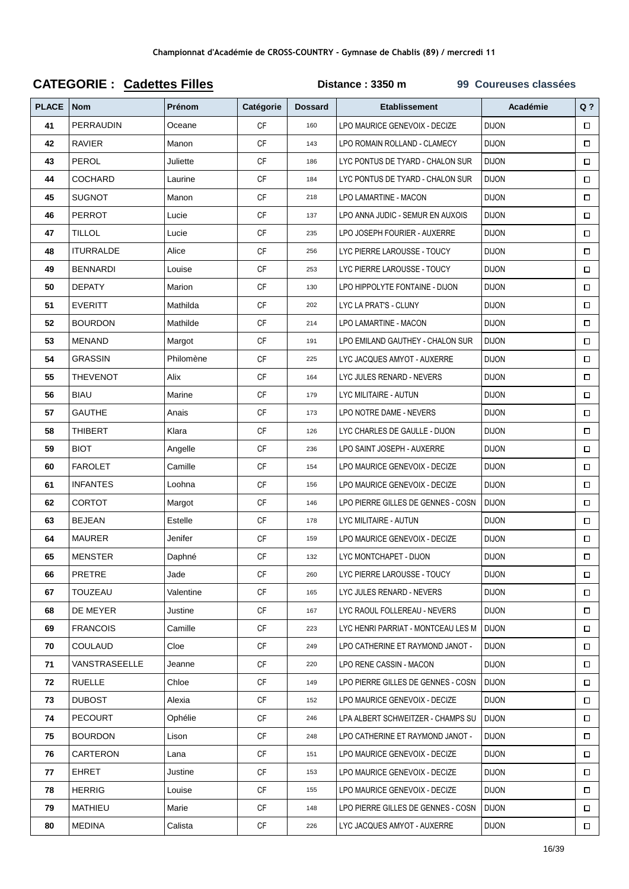Championnat d'Académie de CROSS-COUNTRY - Gymnase de Chablis (89) / mercredi 11

## CATEGORIE : Cadettes Filles

**Distance : 3350 m** **99 Coureuses classées**

| PLACE | Nom | Prénom | Catégorie | Dossard | Etablissement | Académie | Q ? |
|---|---|---|---|---|---|---|---|
| 41 | PERRAUDIN | Oceane | CF | 160 | LPO MAURICE GENEVOIX - DECIZE | DIJON | ☐ |
| 42 | RAVIER | Manon | CF | 143 | LPO ROMAIN ROLLAND - CLAMECY | DIJON | ☐ |
| 43 | PEROL | Juliette | CF | 186 | LYC PONTUS DE TYARD - CHALON SUR | DIJON | ☐ |
| 44 | COCHARD | Laurine | CF | 184 | LYC PONTUS DE TYARD - CHALON SUR | DIJON | ☐ |
| 45 | SUGNOT | Manon | CF | 218 | LPO LAMARTINE - MACON | DIJON | ☐ |
| 46 | PERROT | Lucie | CF | 137 | LPO ANNA JUDIC - SEMUR EN AUXOIS | DIJON | ☐ |
| 47 | TILLOL | Lucie | CF | 235 | LPO JOSEPH FOURIER - AUXERRE | DIJON | ☐ |
| 48 | ITURRALDE | Alice | CF | 256 | LYC PIERRE LAROUSSE - TOUCY | DIJON | ☐ |
| 49 | BENNARDI | Louise | CF | 253 | LYC PIERRE LAROUSSE - TOUCY | DIJON | ☐ |
| 50 | DEPATY | Marion | CF | 130 | LPO HIPPOLYTE FONTAINE - DIJON | DIJON | ☐ |
| 51 | EVERITT | Mathilda | CF | 202 | LYC LA PRAT'S - CLUNY | DIJON | ☐ |
| 52 | BOURDON | Mathilde | CF | 214 | LPO LAMARTINE - MACON | DIJON | ☐ |
| 53 | MENAND | Margot | CF | 191 | LPO EMILAND GAUTHEY - CHALON SUR | DIJON | ☐ |
| 54 | GRASSIN | Philomène | CF | 225 | LYC JACQUES AMYOT - AUXERRE | DIJON | ☐ |
| 55 | THEVENOT | Alix | CF | 164 | LYC JULES RENARD - NEVERS | DIJON | ☐ |
| 56 | BIAU | Marine | CF | 179 | LYC MILITAIRE - AUTUN | DIJON | ☐ |
| 57 | GAUTHE | Anais | CF | 173 | LPO NOTRE DAME - NEVERS | DIJON | ☐ |
| 58 | THIBERT | Klara | CF | 126 | LYC CHARLES DE GAULLE - DIJON | DIJON | ☐ |
| 59 | BIOT | Angelle | CF | 236 | LPO SAINT JOSEPH - AUXERRE | DIJON | ☐ |
| 60 | FAROLET | Camille | CF | 154 | LPO MAURICE GENEVOIX - DECIZE | DIJON | ☐ |
| 61 | INFANTES | Loohna | CF | 156 | LPO MAURICE GENEVOIX - DECIZE | DIJON | ☐ |
| 62 | CORTOT | Margot | CF | 146 | LPO PIERRE GILLES DE GENNES - COSN | DIJON | ☐ |
| 63 | BEJEAN | Estelle | CF | 178 | LYC MILITAIRE - AUTUN | DIJON | ☐ |
| 64 | MAURER | Jenifer | CF | 159 | LPO MAURICE GENEVOIX - DECIZE | DIJON | ☐ |
| 65 | MENSTER | Daphné | CF | 132 | LYC MONTCHAPET - DIJON | DIJON | ☐ |
| 66 | PRETRE | Jade | CF | 260 | LYC PIERRE LAROUSSE - TOUCY | DIJON | ☐ |
| 67 | TOUZEAU | Valentine | CF | 165 | LYC JULES RENARD - NEVERS | DIJON | ☐ |
| 68 | DE MEYER | Justine | CF | 167 | LYC RAOUL FOLLEREAU - NEVERS | DIJON | ☐ |
| 69 | FRANCOIS | Camille | CF | 223 | LYC HENRI PARRIAT - MONTCEAU LES M | DIJON | ☐ |
| 70 | COULAUD | Cloe | CF | 249 | LPO CATHERINE ET RAYMOND JANOT - | DIJON | ☐ |
| 71 | VANSTRASEELLE | Jeanne | CF | 220 | LPO RENE CASSIN - MACON | DIJON | ☐ |
| 72 | RUELLE | Chloe | CF | 149 | LPO PIERRE GILLES DE GENNES - COSN | DIJON | ☐ |
| 73 | DUBOST | Alexia | CF | 152 | LPO MAURICE GENEVOIX - DECIZE | DIJON | ☐ |
| 74 | PECOURT | Ophélie | CF | 246 | LPA ALBERT SCHWEITZER - CHAMPS SU | DIJON | ☐ |
| 75 | BOURDON | Lison | CF | 248 | LPO CATHERINE ET RAYMOND JANOT - | DIJON | ☐ |
| 76 | CARTERON | Lana | CF | 151 | LPO MAURICE GENEVOIX - DECIZE | DIJON | ☐ |
| 77 | EHRET | Justine | CF | 153 | LPO MAURICE GENEVOIX - DECIZE | DIJON | ☐ |
| 78 | HERRIG | Louise | CF | 155 | LPO MAURICE GENEVOIX - DECIZE | DIJON | ☐ |
| 79 | MATHIEU | Marie | CF | 148 | LPO PIERRE GILLES DE GENNES - COSN | DIJON | ☐ |
| 80 | MEDINA | Calista | CF | 226 | LYC JACQUES AMYOT - AUXERRE | DIJON | ☐ |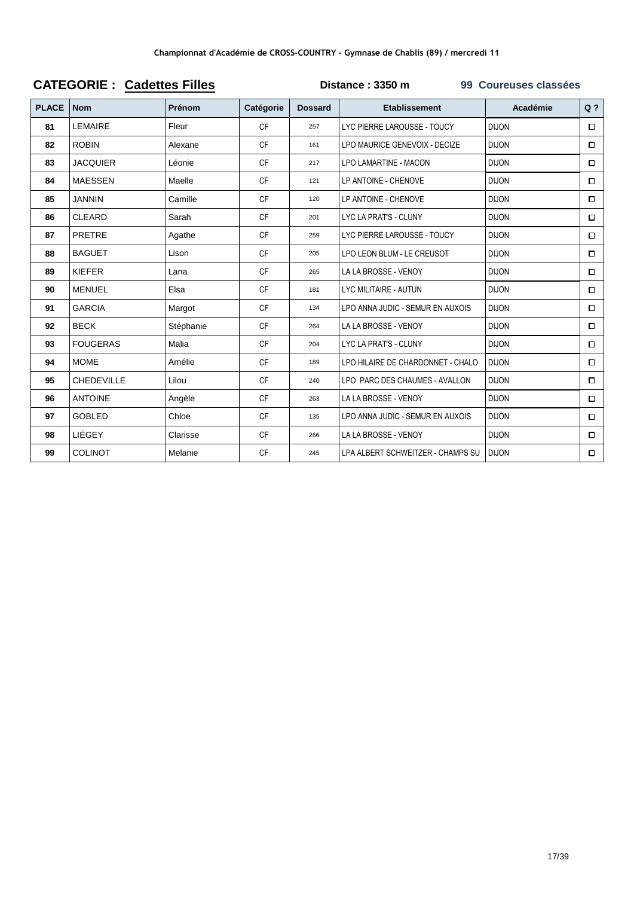Championnat d'Académie de CROSS-COUNTRY - Gymnase de Chablis (89) / mercredi 11

**CATEGORIE : Cadettes Filles** **Distance : 3350 m** **99 Coureuses classées**

| PLACE | Nom | Prénom | Catégorie | Dossard | Etablissement | Académie | Q ? |
|---|---|---|---|---|---|---|---|
| 81 | LEMAIRE | Fleur | CF | 257 | LYC PIERRE LAROUSSE - TOUCY | DIJON | ☐ |
| 82 | ROBIN | Alexane | CF | 161 | LPO MAURICE GENEVOIX - DECIZE | DIJON | ☐ |
| 83 | JACQUIER | Léonie | CF | 217 | LPO LAMARTINE - MACON | DIJON | ☐ |
| 84 | MAESSEN | Maelle | CF | 121 | LP ANTOINE - CHENOVE | DIJON | ☐ |
| 85 | JANNIN | Camille | CF | 120 | LP ANTOINE - CHENOVE | DIJON | ☐ |
| 86 | CLEARD | Sarah | CF | 201 | LYC LA PRAT'S - CLUNY | DIJON | ☐ |
| 87 | PRETRE | Agathe | CF | 259 | LYC PIERRE LAROUSSE - TOUCY | DIJON | ☐ |
| 88 | BAGUET | Lison | CF | 205 | LPO LEON BLUM - LE CREUSOT | DIJON | ☐ |
| 89 | KIEFER | Lana | CF | 265 | LA LA BROSSE - VENOY | DIJON | ☐ |
| 90 | MENUEL | Elsa | CF | 181 | LYC MILITAIRE - AUTUN | DIJON | ☐ |
| 91 | GARCIA | Margot | CF | 134 | LPO ANNA JUDIC - SEMUR EN AUXOIS | DIJON | ☐ |
| 92 | BECK | Stéphanie | CF | 264 | LA LA BROSSE - VENOY | DIJON | ☐ |
| 93 | FOUGERAS | Malia | CF | 204 | LYC LA PRAT'S - CLUNY | DIJON | ☐ |
| 94 | MOME | Amélie | CF | 189 | LPO HILAIRE DE CHARDONNET - CHALO | DIJON | ☐ |
| 95 | CHEDEVILLE | Lilou | CF | 240 | LPO PARC DES CHAUMES - AVALLON | DIJON | ☐ |
| 96 | ANTOINE | Angèle | CF | 263 | LA LA BROSSE - VENOY | DIJON | ☐ |
| 97 | GOBLED | Chloe | CF | 135 | LPO ANNA JUDIC - SEMUR EN AUXOIS | DIJON | ☐ |
| 98 | LIÉGEY | Clarisse | CF | 266 | LA LA BROSSE - VENOY | DIJON | ☐ |
| 99 | COLINOT | Melanie | CF | 245 | LPA ALBERT SCHWEITZER - CHAMPS SU | DIJON | ☐ |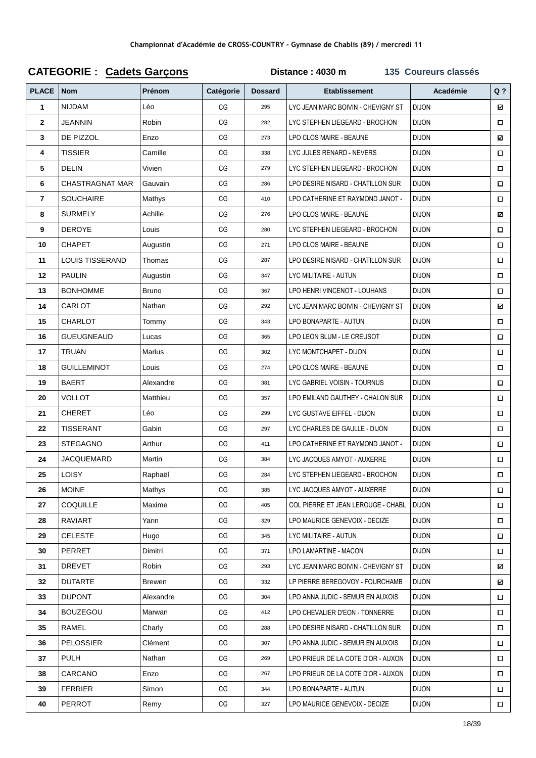**Championnat d'Académie de CROSS-COUNTRY - Gymnase de Chablis (89) / mercredi 11**

## CATEGORIE : Cadets Garçons

**Distance : 4030 m** **135 Coureurs classés**

| PLACE | Nom | Prénom | Catégorie | Dossard | Etablissement | Académie | Q ? |
|---|---|---|---|---|---|---|---|
| 1 | NIJDAM | Léo | CG | 295 | LYC JEAN MARC BOIVIN - CHEVIGNY ST | DIJON | ☑ |
| 2 | JEANNIN | Robin | CG | 282 | LYC STEPHEN LIEGEARD - BROCHON | DIJON | ☐ |
| 3 | DE PIZZOL | Enzo | CG | 273 | LPO CLOS MAIRE - BEAUNE | DIJON | ☑ |
| 4 | TISSIER | Camille | CG | 338 | LYC JULES RENARD - NEVERS | DIJON | ☐ |
| 5 | DELIN | Vivien | CG | 279 | LYC STEPHEN LIEGEARD - BROCHON | DIJON | ☐ |
| 6 | CHASTRAGNAT MAR | Gauvain | CG | 286 | LPO DESIRE NISARD - CHATILLON SUR | DIJON | ☐ |
| 7 | SOUCHAIRE | Mathys | CG | 410 | LPO CATHERINE ET RAYMOND JANOT - | DIJON | ☐ |
| 8 | SURMELY | Achille | CG | 276 | LPO CLOS MAIRE - BEAUNE | DIJON | ☑ |
| 9 | DEROYE | Louis | CG | 280 | LYC STEPHEN LIEGEARD - BROCHON | DIJON | ☐ |
| 10 | CHAPET | Augustin | CG | 271 | LPO CLOS MAIRE - BEAUNE | DIJON | ☐ |
| 11 | LOUIS TISSERAND | Thomas | CG | 287 | LPO DESIRE NISARD - CHATILLON SUR | DIJON | ☐ |
| 12 | PAULIN | Augustin | CG | 347 | LYC MILITAIRE - AUTUN | DIJON | ☐ |
| 13 | BONHOMME | Bruno | CG | 367 | LPO HENRI VINCENOT - LOUHANS | DIJON | ☐ |
| 14 | CARLOT | Nathan | CG | 292 | LYC JEAN MARC BOIVIN - CHEVIGNY ST | DIJON | ☑ |
| 15 | CHARLOT | Tommy | CG | 343 | LPO BONAPARTE - AUTUN | DIJON | ☐ |
| 16 | GUEUGNEAUD | Lucas | CG | 365 | LPO LEON BLUM - LE CREUSOT | DIJON | ☐ |
| 17 | TRUAN | Marius | CG | 302 | LYC MONTCHAPET - DIJON | DIJON | ☐ |
| 18 | GUILLEMINOT | Louis | CG | 274 | LPO CLOS MAIRE - BEAUNE | DIJON | ☐ |
| 19 | BAERT | Alexandre | CG | 381 | LYC GABRIEL VOISIN - TOURNUS | DIJON | ☐ |
| 20 | VOLLOT | Matthieu | CG | 357 | LPO EMILAND GAUTHEY - CHALON SUR | DIJON | ☐ |
| 21 | CHERET | Léo | CG | 299 | LYC GUSTAVE EIFFEL - DIJON | DIJON | ☐ |
| 22 | TISSERANT | Gabin | CG | 297 | LYC CHARLES DE GAULLE - DIJON | DIJON | ☐ |
| 23 | STEGAGNO | Arthur | CG | 411 | LPO CATHERINE ET RAYMOND JANOT - | DIJON | ☐ |
| 24 | JACQUEMARD | Martin | CG | 384 | LYC JACQUES AMYOT - AUXERRE | DIJON | ☐ |
| 25 | LOISY | Raphaël | CG | 284 | LYC STEPHEN LIEGEARD - BROCHON | DIJON | ☐ |
| 26 | MOINE | Mathys | CG | 385 | LYC JACQUES AMYOT - AUXERRE | DIJON | ☐ |
| 27 | COQUILLE | Maxime | CG | 405 | COL PIERRE ET JEAN LEROUGE - CHABL | DIJON | ☐ |
| 28 | RAVIART | Yann | CG | 329 | LPO MAURICE GENEVOIX - DECIZE | DIJON | ☐ |
| 29 | CELESTE | Hugo | CG | 345 | LYC MILITAIRE - AUTUN | DIJON | ☐ |
| 30 | PERRET | Dimitri | CG | 371 | LPO LAMARTINE - MACON | DIJON | ☐ |
| 31 | DREVET | Robin | CG | 293 | LYC JEAN MARC BOIVIN - CHEVIGNY ST | DIJON | ☑ |
| 32 | DUTARTE | Brewen | CG | 332 | LP PIERRE BEREGOVOY - FOURCHAMB | DIJON | ☑ |
| 33 | DUPONT | Alexandre | CG | 304 | LPO ANNA JUDIC - SEMUR EN AUXOIS | DIJON | ☐ |
| 34 | BOUZEGOU | Marwan | CG | 412 | LPO CHEVALIER D'EON - TONNERRE | DIJON | ☐ |
| 35 | RAMEL | Charly | CG | 288 | LPO DESIRE NISARD - CHATILLON SUR | DIJON | ☐ |
| 36 | PELOSSIER | Clément | CG | 307 | LPO ANNA JUDIC - SEMUR EN AUXOIS | DIJON | ☐ |
| 37 | PULH | Nathan | CG | 269 | LPO PRIEUR DE LA COTE D'OR - AUXON | DIJON | ☐ |
| 38 | CARCANO | Enzo | CG | 267 | LPO PRIEUR DE LA COTE D'OR - AUXON | DIJON | ☐ |
| 39 | FERRIER | Simon | CG | 344 | LPO BONAPARTE - AUTUN | DIJON | ☐ |
| 40 | PERROT | Remy | CG | 327 | LPO MAURICE GENEVOIX - DECIZE | DIJON | ☐ |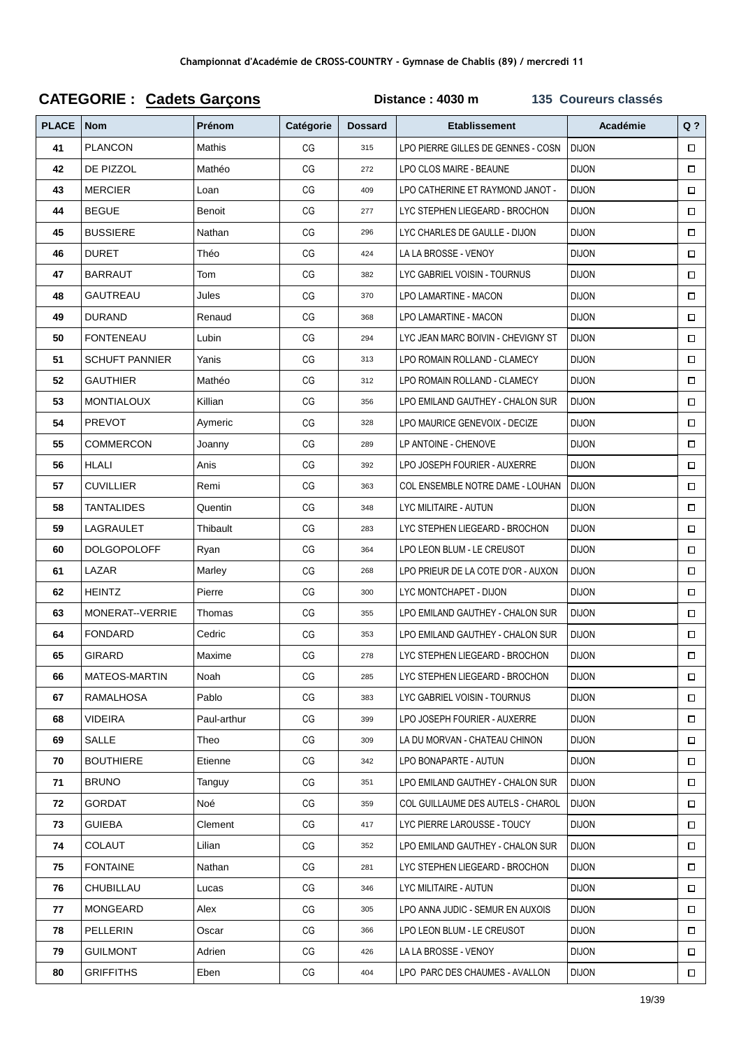Championnat d'Académie de CROSS-COUNTRY - Gymnase de Chablis (89) / mercredi 11

## CATEGORIE : Cadets Garçons

**Distance : 4030 m** **135 Coureurs classés**

| PLACE | Nom | Prénom | Catégorie | Dossard | Etablissement | Académie | Q ? |
|---|---|---|---|---|---|---|---|
| 41 | PLANCON | Mathis | CG | 315 | LPO PIERRE GILLES DE GENNES - COSN | DIJON | ☐ |
| 42 | DE PIZZOL | Mathéo | CG | 272 | LPO CLOS MAIRE - BEAUNE | DIJON | ☐ |
| 43 | MERCIER | Loan | CG | 409 | LPO CATHERINE ET RAYMOND JANOT - | DIJON | ☐ |
| 44 | BEGUE | Benoit | CG | 277 | LYC STEPHEN LIEGEARD - BROCHON | DIJON | ☐ |
| 45 | BUSSIERE | Nathan | CG | 296 | LYC CHARLES DE GAULLE - DIJON | DIJON | ☐ |
| 46 | DURET | Théo | CG | 424 | LA LA BROSSE - VENOY | DIJON | ☐ |
| 47 | BARRAUT | Tom | CG | 382 | LYC GABRIEL VOISIN - TOURNUS | DIJON | ☐ |
| 48 | GAUTREAU | Jules | CG | 370 | LPO LAMARTINE - MACON | DIJON | ☐ |
| 49 | DURAND | Renaud | CG | 368 | LPO LAMARTINE - MACON | DIJON | ☐ |
| 50 | FONTENEAU | Lubin | CG | 294 | LYC JEAN MARC BOIVIN - CHEVIGNY ST | DIJON | ☐ |
| 51 | SCHUFT PANNIER | Yanis | CG | 313 | LPO ROMAIN ROLLAND - CLAMECY | DIJON | ☐ |
| 52 | GAUTHIER | Mathéo | CG | 312 | LPO ROMAIN ROLLAND - CLAMECY | DIJON | ☐ |
| 53 | MONTIALOUX | Killian | CG | 356 | LPO EMILAND GAUTHEY - CHALON SUR | DIJON | ☐ |
| 54 | PREVOT | Aymeric | CG | 328 | LPO MAURICE GENEVOIX - DECIZE | DIJON | ☐ |
| 55 | COMMERCON | Joanny | CG | 289 | LP ANTOINE - CHENOVE | DIJON | ☐ |
| 56 | HLALI | Anis | CG | 392 | LPO JOSEPH FOURIER - AUXERRE | DIJON | ☐ |
| 57 | CUVILLIER | Remi | CG | 363 | COL ENSEMBLE NOTRE DAME - LOUHAN | DIJON | ☐ |
| 58 | TANTALIDES | Quentin | CG | 348 | LYC MILITAIRE - AUTUN | DIJON | ☐ |
| 59 | LAGRAULET | Thibault | CG | 283 | LYC STEPHEN LIEGEARD - BROCHON | DIJON | ☐ |
| 60 | DOLGOPOLOFF | Ryan | CG | 364 | LPO LEON BLUM - LE CREUSOT | DIJON | ☐ |
| 61 | LAZAR | Marley | CG | 268 | LPO PRIEUR DE LA COTE D'OR - AUXON | DIJON | ☐ |
| 62 | HEINTZ | Pierre | CG | 300 | LYC MONTCHAPET - DIJON | DIJON | ☐ |
| 63 | MONERAT--VERRIE | Thomas | CG | 355 | LPO EMILAND GAUTHEY - CHALON SUR | DIJON | ☐ |
| 64 | FONDARD | Cedric | CG | 353 | LPO EMILAND GAUTHEY - CHALON SUR | DIJON | ☐ |
| 65 | GIRARD | Maxime | CG | 278 | LYC STEPHEN LIEGEARD - BROCHON | DIJON | ☐ |
| 66 | MATEOS-MARTIN | Noah | CG | 285 | LYC STEPHEN LIEGEARD - BROCHON | DIJON | ☐ |
| 67 | RAMALHOSA | Pablo | CG | 383 | LYC GABRIEL VOISIN - TOURNUS | DIJON | ☐ |
| 68 | VIDEIRA | Paul-arthur | CG | 399 | LPO JOSEPH FOURIER - AUXERRE | DIJON | ☐ |
| 69 | SALLE | Theo | CG | 309 | LA DU MORVAN - CHATEAU CHINON | DIJON | ☐ |
| 70 | BOUTHIERE | Etienne | CG | 342 | LPO BONAPARTE - AUTUN | DIJON | ☐ |
| 71 | BRUNO | Tanguy | CG | 351 | LPO EMILAND GAUTHEY - CHALON SUR | DIJON | ☐ |
| 72 | GORDAT | Noé | CG | 359 | COL GUILLAUME DES AUTELS - CHAROL | DIJON | ☐ |
| 73 | GUIEBA | Clement | CG | 417 | LYC PIERRE LAROUSSE - TOUCY | DIJON | ☐ |
| 74 | COLAUT | Lilian | CG | 352 | LPO EMILAND GAUTHEY - CHALON SUR | DIJON | ☐ |
| 75 | FONTAINE | Nathan | CG | 281 | LYC STEPHEN LIEGEARD - BROCHON | DIJON | ☐ |
| 76 | CHUBILLAU | Lucas | CG | 346 | LYC MILITAIRE - AUTUN | DIJON | ☐ |
| 77 | MONGEARD | Alex | CG | 305 | LPO ANNA JUDIC - SEMUR EN AUXOIS | DIJON | ☐ |
| 78 | PELLERIN | Oscar | CG | 366 | LPO LEON BLUM - LE CREUSOT | DIJON | ☐ |
| 79 | GUILMONT | Adrien | CG | 426 | LA LA BROSSE - VENOY | DIJON | ☐ |
| 80 | GRIFFITHS | Eben | CG | 404 | LPO PARC DES CHAUMES - AVALLON | DIJON | ☐ |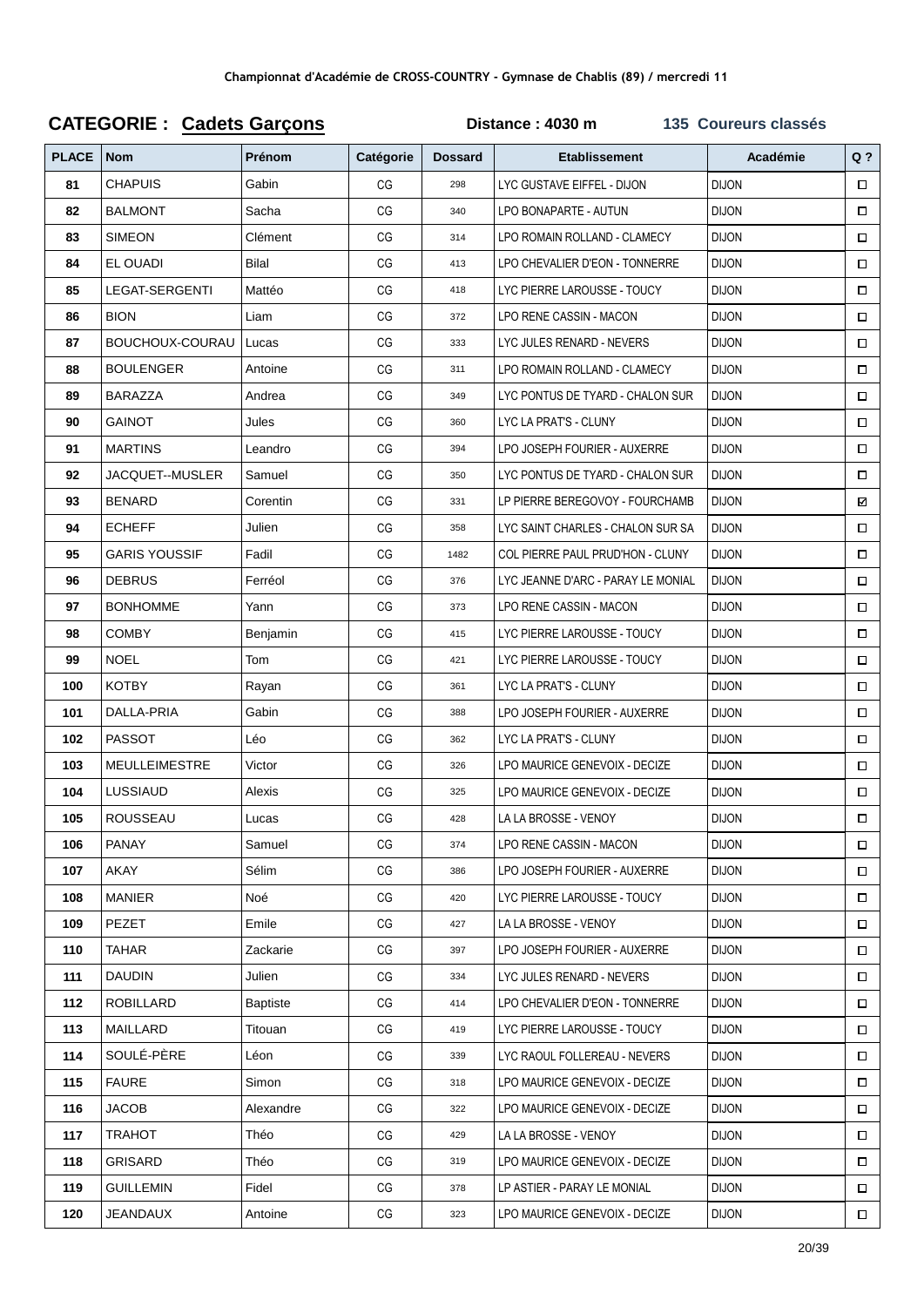Championnat d'Académie de CROSS-COUNTRY - Gymnase de Chablis (89) / mercredi 11

## CATEGORIE : Cadets Garçons

**Distance : 4030 m** **135 Coureurs classés**

| PLACE | Nom | Prénom | Catégorie | Dossard | Etablissement | Académie | Q ? |
|---|---|---|---|---|---|---|---|
| 81 | CHAPUIS | Gabin | CG | 298 | LYC GUSTAVE EIFFEL - DIJON | DIJON | ☐ |
| 82 | BALMONT | Sacha | CG | 340 | LPO BONAPARTE - AUTUN | DIJON | ☐ |
| 83 | SIMEON | Clément | CG | 314 | LPO ROMAIN ROLLAND - CLAMECY | DIJON | ☐ |
| 84 | EL OUADI | Bilal | CG | 413 | LPO CHEVALIER D'EON - TONNERRE | DIJON | ☐ |
| 85 | LEGAT-SERGENTI | Mattéo | CG | 418 | LYC PIERRE LAROUSSE - TOUCY | DIJON | ☐ |
| 86 | BION | Liam | CG | 372 | LPO RENE CASSIN - MACON | DIJON | ☐ |
| 87 | BOUCHOUX-COURAU | Lucas | CG | 333 | LYC JULES RENARD - NEVERS | DIJON | ☐ |
| 88 | BOULENGER | Antoine | CG | 311 | LPO ROMAIN ROLLAND - CLAMECY | DIJON | ☐ |
| 89 | BARAZZA | Andrea | CG | 349 | LYC PONTUS DE TYARD - CHALON SUR | DIJON | ☐ |
| 90 | GAINOT | Jules | CG | 360 | LYC LA PRAT'S - CLUNY | DIJON | ☐ |
| 91 | MARTINS | Leandro | CG | 394 | LPO JOSEPH FOURIER - AUXERRE | DIJON | ☐ |
| 92 | JACQUET--MUSLER | Samuel | CG | 350 | LYC PONTUS DE TYARD - CHALON SUR | DIJON | ☐ |
| 93 | BENARD | Corentin | CG | 331 | LP PIERRE BEREGOVOY - FOURCHAMB | DIJON | ☑ |
| 94 | ECHEFF | Julien | CG | 358 | LYC SAINT CHARLES - CHALON SUR SA | DIJON | ☐ |
| 95 | GARIS YOUSSIF | Fadil | CG | 1482 | COL PIERRE PAUL PRUD'HON - CLUNY | DIJON | ☐ |
| 96 | DEBRUS | Ferréol | CG | 376 | LYC JEANNE D'ARC - PARAY LE MONIAL | DIJON | ☐ |
| 97 | BONHOMME | Yann | CG | 373 | LPO RENE CASSIN - MACON | DIJON | ☐ |
| 98 | COMBY | Benjamin | CG | 415 | LYC PIERRE LAROUSSE - TOUCY | DIJON | ☐ |
| 99 | NOEL | Tom | CG | 421 | LYC PIERRE LAROUSSE - TOUCY | DIJON | ☐ |
| 100 | KOTBY | Rayan | CG | 361 | LYC LA PRAT'S - CLUNY | DIJON | ☐ |
| 101 | DALLA-PRIA | Gabin | CG | 388 | LPO JOSEPH FOURIER - AUXERRE | DIJON | ☐ |
| 102 | PASSOT | Léo | CG | 362 | LYC LA PRAT'S - CLUNY | DIJON | ☐ |
| 103 | MEULLEIMESTRE | Victor | CG | 326 | LPO MAURICE GENEVOIX - DECIZE | DIJON | ☐ |
| 104 | LUSSIAUD | Alexis | CG | 325 | LPO MAURICE GENEVOIX - DECIZE | DIJON | ☐ |
| 105 | ROUSSEAU | Lucas | CG | 428 | LA LA BROSSE - VENOY | DIJON | ☐ |
| 106 | PANAY | Samuel | CG | 374 | LPO RENE CASSIN - MACON | DIJON | ☐ |
| 107 | AKAY | Sélim | CG | 386 | LPO JOSEPH FOURIER - AUXERRE | DIJON | ☐ |
| 108 | MANIER | Noé | CG | 420 | LYC PIERRE LAROUSSE - TOUCY | DIJON | ☐ |
| 109 | PEZET | Emile | CG | 427 | LA LA BROSSE - VENOY | DIJON | ☐ |
| 110 | TAHAR | Zackarie | CG | 397 | LPO JOSEPH FOURIER - AUXERRE | DIJON | ☐ |
| 111 | DAUDIN | Julien | CG | 334 | LYC JULES RENARD - NEVERS | DIJON | ☐ |
| 112 | ROBILLARD | Baptiste | CG | 414 | LPO CHEVALIER D'EON - TONNERRE | DIJON | ☐ |
| 113 | MAILLARD | Titouan | CG | 419 | LYC PIERRE LAROUSSE - TOUCY | DIJON | ☐ |
| 114 | SOULÉ-PÈRE | Léon | CG | 339 | LYC RAOUL FOLLEREAU - NEVERS | DIJON | ☐ |
| 115 | FAURE | Simon | CG | 318 | LPO MAURICE GENEVOIX - DECIZE | DIJON | ☐ |
| 116 | JACOB | Alexandre | CG | 322 | LPO MAURICE GENEVOIX - DECIZE | DIJON | ☐ |
| 117 | TRAHOT | Théo | CG | 429 | LA LA BROSSE - VENOY | DIJON | ☐ |
| 118 | GRISARD | Théo | CG | 319 | LPO MAURICE GENEVOIX - DECIZE | DIJON | ☐ |
| 119 | GUILLEMIN | Fidel | CG | 378 | LP ASTIER - PARAY LE MONIAL | DIJON | ☐ |
| 120 | JEANDAUX | Antoine | CG | 323 | LPO MAURICE GENEVOIX - DECIZE | DIJON | ☐ |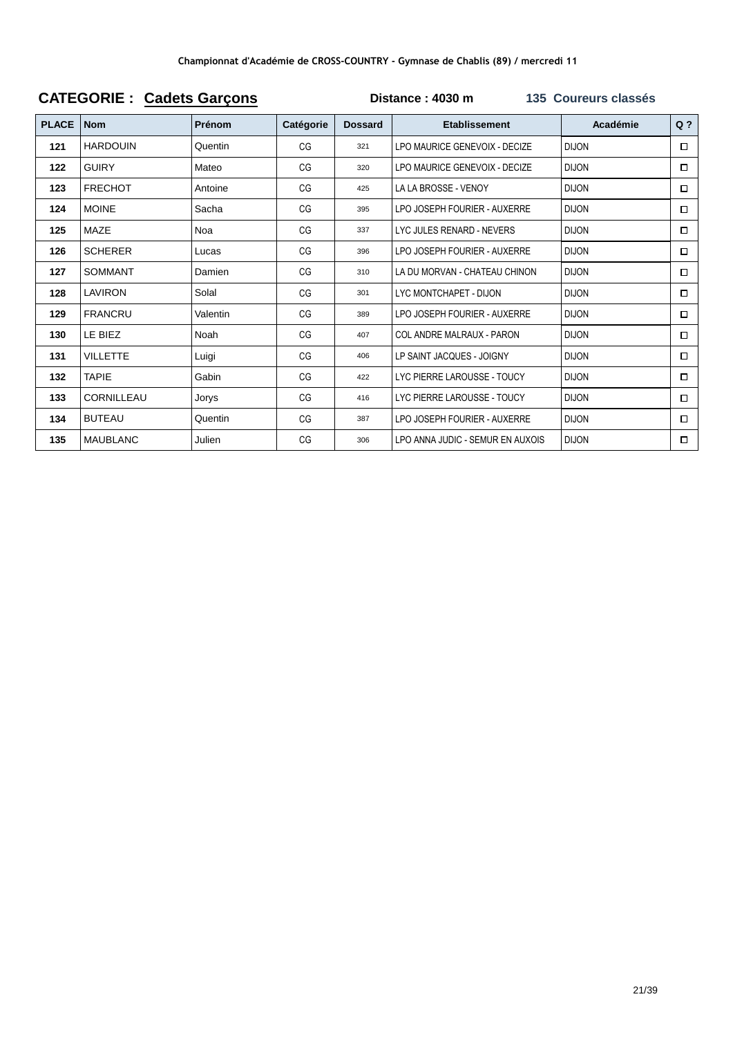Championnat d'Académie de CROSS-COUNTRY - Gymnase de Chablis (89) / mercredi 11

**CATEGORIE : Cadets Garçons** **Distance : 4030 m** **135 Coureurs classés**

| PLACE | Nom | Prénom | Catégorie | Dossard | Etablissement | Académie | Q ? |
|---|---|---|---|---|---|---|---|
| 121 | HARDOUIN | Quentin | CG | 321 | LPO MAURICE GENEVOIX - DECIZE | DIJON | ☐ |
| 122 | GUIRY | Mateo | CG | 320 | LPO MAURICE GENEVOIX - DECIZE | DIJON | ☐ |
| 123 | FRECHOT | Antoine | CG | 425 | LA LA BROSSE - VENOY | DIJON | ☐ |
| 124 | MOINE | Sacha | CG | 395 | LPO JOSEPH FOURIER - AUXERRE | DIJON | ☐ |
| 125 | MAZE | Noa | CG | 337 | LYC JULES RENARD - NEVERS | DIJON | ☐ |
| 126 | SCHERER | Lucas | CG | 396 | LPO JOSEPH FOURIER - AUXERRE | DIJON | ☐ |
| 127 | SOMMANT | Damien | CG | 310 | LA DU MORVAN - CHATEAU CHINON | DIJON | ☐ |
| 128 | LAVIRON | Solal | CG | 301 | LYC MONTCHAPET - DIJON | DIJON | ☐ |
| 129 | FRANCRU | Valentin | CG | 389 | LPO JOSEPH FOURIER - AUXERRE | DIJON | ☐ |
| 130 | LE BIEZ | Noah | CG | 407 | COL ANDRE MALRAUX - PARON | DIJON | ☐ |
| 131 | VILLETTE | Luigi | CG | 406 | LP SAINT JACQUES - JOIGNY | DIJON | ☐ |
| 132 | TAPIE | Gabin | CG | 422 | LYC PIERRE LAROUSSE - TOUCY | DIJON | ☐ |
| 133 | CORNILLEAU | Jorys | CG | 416 | LYC PIERRE LAROUSSE - TOUCY | DIJON | ☐ |
| 134 | BUTEAU | Quentin | CG | 387 | LPO JOSEPH FOURIER - AUXERRE | DIJON | ☐ |
| 135 | MAUBLANC | Julien | CG | 306 | LPO ANNA JUDIC - SEMUR EN AUXOIS | DIJON | ☐ |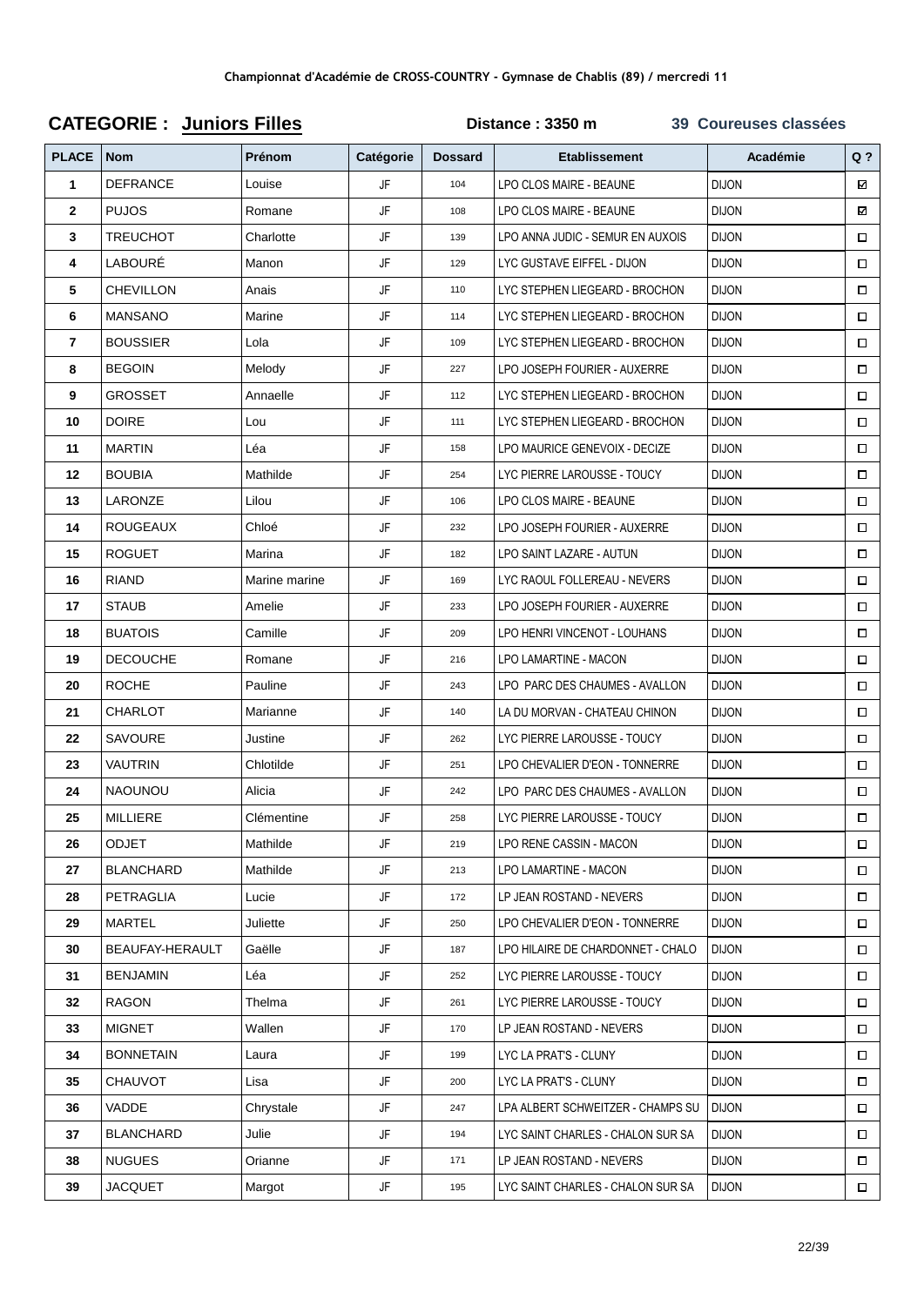**Championnat d'Académie de CROSS-COUNTRY - Gymnase de Chablis (89) / mercredi 11**

## CATEGORIE : Juniors Filles

**Distance : 3350 m** **39 Coureuses classées**

| PLACE | Nom | Prénom | Catégorie | Dossard | Etablissement | Académie | Q ? |
|---|---|---|---|---|---|---|---|
| 1 | DEFRANCE | Louise | JF | 104 | LPO CLOS MAIRE - BEAUNE | DIJON | ☑ |
| 2 | PUJOS | Romane | JF | 108 | LPO CLOS MAIRE - BEAUNE | DIJON | ☑ |
| 3 | TREUCHOT | Charlotte | JF | 139 | LPO ANNA JUDIC - SEMUR EN AUXOIS | DIJON | ☐ |
| 4 | LABOURÉ | Manon | JF | 129 | LYC GUSTAVE EIFFEL - DIJON | DIJON | ☐ |
| 5 | CHEVILLON | Anais | JF | 110 | LYC STEPHEN LIEGEARD - BROCHON | DIJON | ☐ |
| 6 | MANSANO | Marine | JF | 114 | LYC STEPHEN LIEGEARD - BROCHON | DIJON | ☐ |
| 7 | BOUSSIER | Lola | JF | 109 | LYC STEPHEN LIEGEARD - BROCHON | DIJON | ☐ |
| 8 | BEGOIN | Melody | JF | 227 | LPO JOSEPH FOURIER - AUXERRE | DIJON | ☐ |
| 9 | GROSSET | Annaelle | JF | 112 | LYC STEPHEN LIEGEARD - BROCHON | DIJON | ☐ |
| 10 | DOIRE | Lou | JF | 111 | LYC STEPHEN LIEGEARD - BROCHON | DIJON | ☐ |
| 11 | MARTIN | Léa | JF | 158 | LPO MAURICE GENEVOIX - DECIZE | DIJON | ☐ |
| 12 | BOUBIA | Mathilde | JF | 254 | LYC PIERRE LAROUSSE - TOUCY | DIJON | ☐ |
| 13 | LARONZE | Lilou | JF | 106 | LPO CLOS MAIRE - BEAUNE | DIJON | ☐ |
| 14 | ROUGEAUX | Chloé | JF | 232 | LPO JOSEPH FOURIER - AUXERRE | DIJON | ☐ |
| 15 | ROGUET | Marina | JF | 182 | LPO SAINT LAZARE - AUTUN | DIJON | ☐ |
| 16 | RIAND | Marine marine | JF | 169 | LYC RAOUL FOLLEREAU - NEVERS | DIJON | ☐ |
| 17 | STAUB | Amelie | JF | 233 | LPO JOSEPH FOURIER - AUXERRE | DIJON | ☐ |
| 18 | BUATOIS | Camille | JF | 209 | LPO HENRI VINCENOT - LOUHANS | DIJON | ☐ |
| 19 | DECOUCHE | Romane | JF | 216 | LPO LAMARTINE - MACON | DIJON | ☐ |
| 20 | ROCHE | Pauline | JF | 243 | LPO PARC DES CHAUMES - AVALLON | DIJON | ☐ |
| 21 | CHARLOT | Marianne | JF | 140 | LA DU MORVAN - CHATEAU CHINON | DIJON | ☐ |
| 22 | SAVOURE | Justine | JF | 262 | LYC PIERRE LAROUSSE - TOUCY | DIJON | ☐ |
| 23 | VAUTRIN | Chlotilde | JF | 251 | LPO CHEVALIER D'EON - TONNERRE | DIJON | ☐ |
| 24 | NAOUNOU | Alicia | JF | 242 | LPO PARC DES CHAUMES - AVALLON | DIJON | ☐ |
| 25 | MILLIERE | Clémentine | JF | 258 | LYC PIERRE LAROUSSE - TOUCY | DIJON | ☐ |
| 26 | ODJET | Mathilde | JF | 219 | LPO RENE CASSIN - MACON | DIJON | ☐ |
| 27 | BLANCHARD | Mathilde | JF | 213 | LPO LAMARTINE - MACON | DIJON | ☐ |
| 28 | PETRAGLIA | Lucie | JF | 172 | LP JEAN ROSTAND - NEVERS | DIJON | ☐ |
| 29 | MARTEL | Juliette | JF | 250 | LPO CHEVALIER D'EON - TONNERRE | DIJON | ☐ |
| 30 | BEAUFAY-HERAULT | Gaëlle | JF | 187 | LPO HILAIRE DE CHARDONNET - CHALO | DIJON | ☐ |
| 31 | BENJAMIN | Léa | JF | 252 | LYC PIERRE LAROUSSE - TOUCY | DIJON | ☐ |
| 32 | RAGON | Thelma | JF | 261 | LYC PIERRE LAROUSSE - TOUCY | DIJON | ☐ |
| 33 | MIGNET | Wallen | JF | 170 | LP JEAN ROSTAND - NEVERS | DIJON | ☐ |
| 34 | BONNETAIN | Laura | JF | 199 | LYC LA PRAT'S - CLUNY | DIJON | ☐ |
| 35 | CHAUVOT | Lisa | JF | 200 | LYC LA PRAT'S - CLUNY | DIJON | ☐ |
| 36 | VADDE | Chrystale | JF | 247 | LPA ALBERT SCHWEITZER - CHAMPS SU | DIJON | ☐ |
| 37 | BLANCHARD | Julie | JF | 194 | LYC SAINT CHARLES - CHALON SUR SA | DIJON | ☐ |
| 38 | NUGUES | Orianne | JF | 171 | LP JEAN ROSTAND - NEVERS | DIJON | ☐ |
| 39 | JACQUET | Margot | JF | 195 | LYC SAINT CHARLES - CHALON SUR SA | DIJON | ☐ |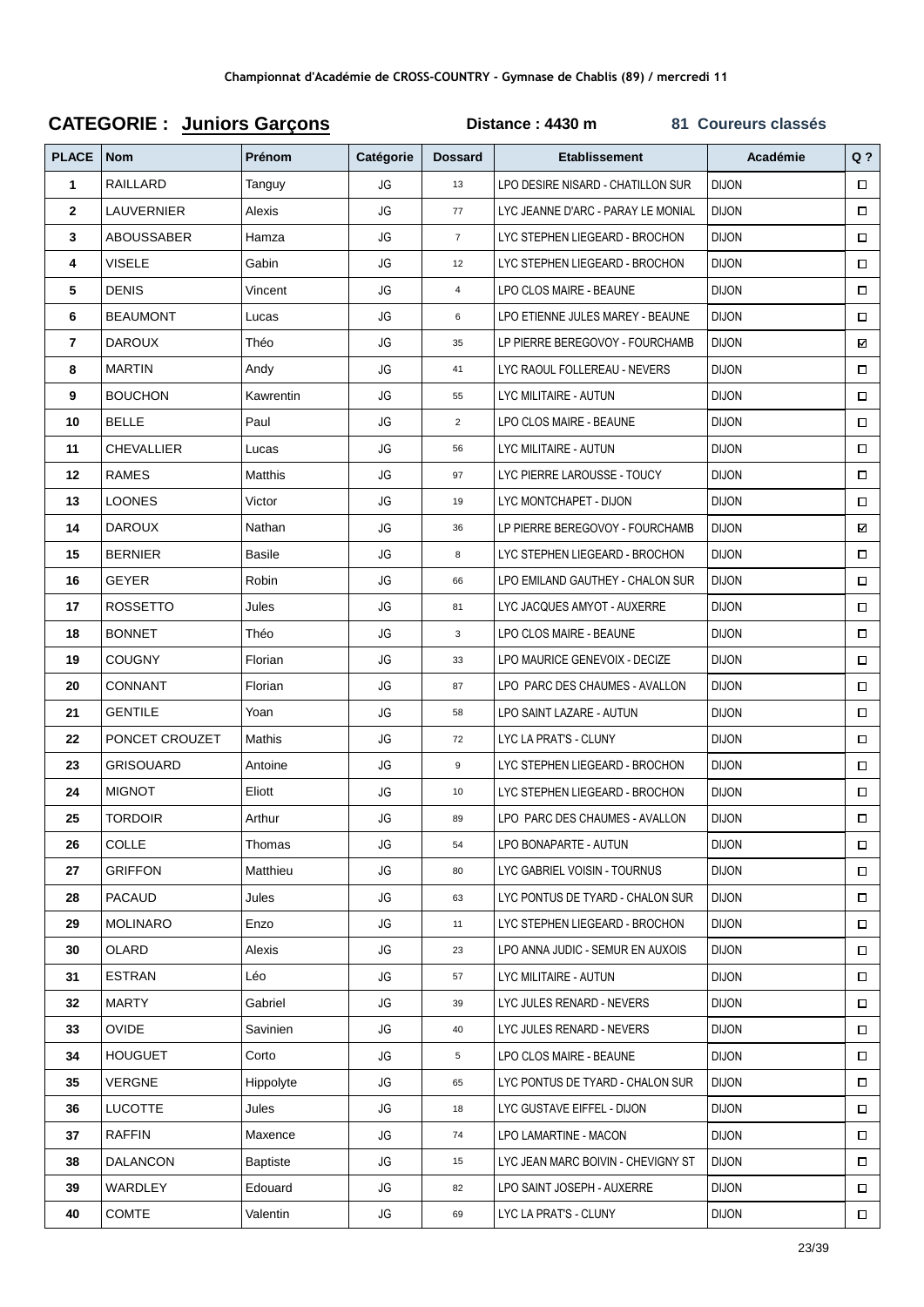**Championnat d'Académie de CROSS-COUNTRY - Gymnase de Chablis (89) / mercredi 11**

**CATEGORIE : Juniors Garçons** **Distance : 4430 m** **81 Coureurs classés**

| PLACE | Nom | Prénom | Catégorie | Dossard | Etablissement | Académie | Q ? |
|---|---|---|---|---|---|---|---|
| 1 | RAILLARD | Tanguy | JG | 13 | LPO DESIRE NISARD - CHATILLON SUR | DIJON | ☐ |
| 2 | LAUVERNIER | Alexis | JG | 77 | LYC JEANNE D'ARC - PARAY LE MONIAL | DIJON | ☐ |
| 3 | ABOUSSABER | Hamza | JG | 7 | LYC STEPHEN LIEGEARD - BROCHON | DIJON | ☐ |
| 4 | VISELE | Gabin | JG | 12 | LYC STEPHEN LIEGEARD - BROCHON | DIJON | ☐ |
| 5 | DENIS | Vincent | JG | 4 | LPO CLOS MAIRE - BEAUNE | DIJON | ☐ |
| 6 | BEAUMONT | Lucas | JG | 6 | LPO ETIENNE JULES MAREY - BEAUNE | DIJON | ☐ |
| 7 | DAROUX | Théo | JG | 35 | LP PIERRE BEREGOVOY - FOURCHAMB | DIJON | ☑ |
| 8 | MARTIN | Andy | JG | 41 | LYC RAOUL FOLLEREAU - NEVERS | DIJON | ☐ |
| 9 | BOUCHON | Kawrentin | JG | 55 | LYC MILITAIRE - AUTUN | DIJON | ☐ |
| 10 | BELLE | Paul | JG | 2 | LPO CLOS MAIRE - BEAUNE | DIJON | ☐ |
| 11 | CHEVALLIER | Lucas | JG | 56 | LYC MILITAIRE - AUTUN | DIJON | ☐ |
| 12 | RAMES | Matthis | JG | 97 | LYC PIERRE LAROUSSE - TOUCY | DIJON | ☐ |
| 13 | LOONES | Victor | JG | 19 | LYC MONTCHAPET - DIJON | DIJON | ☐ |
| 14 | DAROUX | Nathan | JG | 36 | LP PIERRE BEREGOVOY - FOURCHAMB | DIJON | ☑ |
| 15 | BERNIER | Basile | JG | 8 | LYC STEPHEN LIEGEARD - BROCHON | DIJON | ☐ |
| 16 | GEYER | Robin | JG | 66 | LPO EMILAND GAUTHEY - CHALON SUR | DIJON | ☐ |
| 17 | ROSSETTO | Jules | JG | 81 | LYC JACQUES AMYOT - AUXERRE | DIJON | ☐ |
| 18 | BONNET | Théo | JG | 3 | LPO CLOS MAIRE - BEAUNE | DIJON | ☐ |
| 19 | COUGNY | Florian | JG | 33 | LPO MAURICE GENEVOIX - DECIZE | DIJON | ☐ |
| 20 | CONNANT | Florian | JG | 87 | LPO PARC DES CHAUMES - AVALLON | DIJON | ☐ |
| 21 | GENTILE | Yoan | JG | 58 | LPO SAINT LAZARE - AUTUN | DIJON | ☐ |
| 22 | PONCET CROUZET | Mathis | JG | 72 | LYC LA PRAT'S - CLUNY | DIJON | ☐ |
| 23 | GRISOUARD | Antoine | JG | 9 | LYC STEPHEN LIEGEARD - BROCHON | DIJON | ☐ |
| 24 | MIGNOT | Eliott | JG | 10 | LYC STEPHEN LIEGEARD - BROCHON | DIJON | ☐ |
| 25 | TORDOIR | Arthur | JG | 89 | LPO PARC DES CHAUMES - AVALLON | DIJON | ☐ |
| 26 | COLLE | Thomas | JG | 54 | LPO BONAPARTE - AUTUN | DIJON | ☐ |
| 27 | GRIFFON | Matthieu | JG | 80 | LYC GABRIEL VOISIN - TOURNUS | DIJON | ☐ |
| 28 | PACAUD | Jules | JG | 63 | LYC PONTUS DE TYARD - CHALON SUR | DIJON | ☐ |
| 29 | MOLINARO | Enzo | JG | 11 | LYC STEPHEN LIEGEARD - BROCHON | DIJON | ☐ |
| 30 | OLARD | Alexis | JG | 23 | LPO ANNA JUDIC - SEMUR EN AUXOIS | DIJON | ☐ |
| 31 | ESTRAN | Léo | JG | 57 | LYC MILITAIRE - AUTUN | DIJON | ☐ |
| 32 | MARTY | Gabriel | JG | 39 | LYC JULES RENARD - NEVERS | DIJON | ☐ |
| 33 | OVIDE | Savinien | JG | 40 | LYC JULES RENARD - NEVERS | DIJON | ☐ |
| 34 | HOUGUET | Corto | JG | 5 | LPO CLOS MAIRE - BEAUNE | DIJON | ☐ |
| 35 | VERGNE | Hippolyte | JG | 65 | LYC PONTUS DE TYARD - CHALON SUR | DIJON | ☐ |
| 36 | LUCOTTE | Jules | JG | 18 | LYC GUSTAVE EIFFEL - DIJON | DIJON | ☐ |
| 37 | RAFFIN | Maxence | JG | 74 | LPO LAMARTINE - MACON | DIJON | ☐ |
| 38 | DALANCON | Baptiste | JG | 15 | LYC JEAN MARC BOIVIN - CHEVIGNY ST | DIJON | ☐ |
| 39 | WARDLEY | Edouard | JG | 82 | LPO SAINT JOSEPH - AUXERRE | DIJON | ☐ |
| 40 | COMTE | Valentin | JG | 69 | LYC LA PRAT'S - CLUNY | DIJON | ☐ |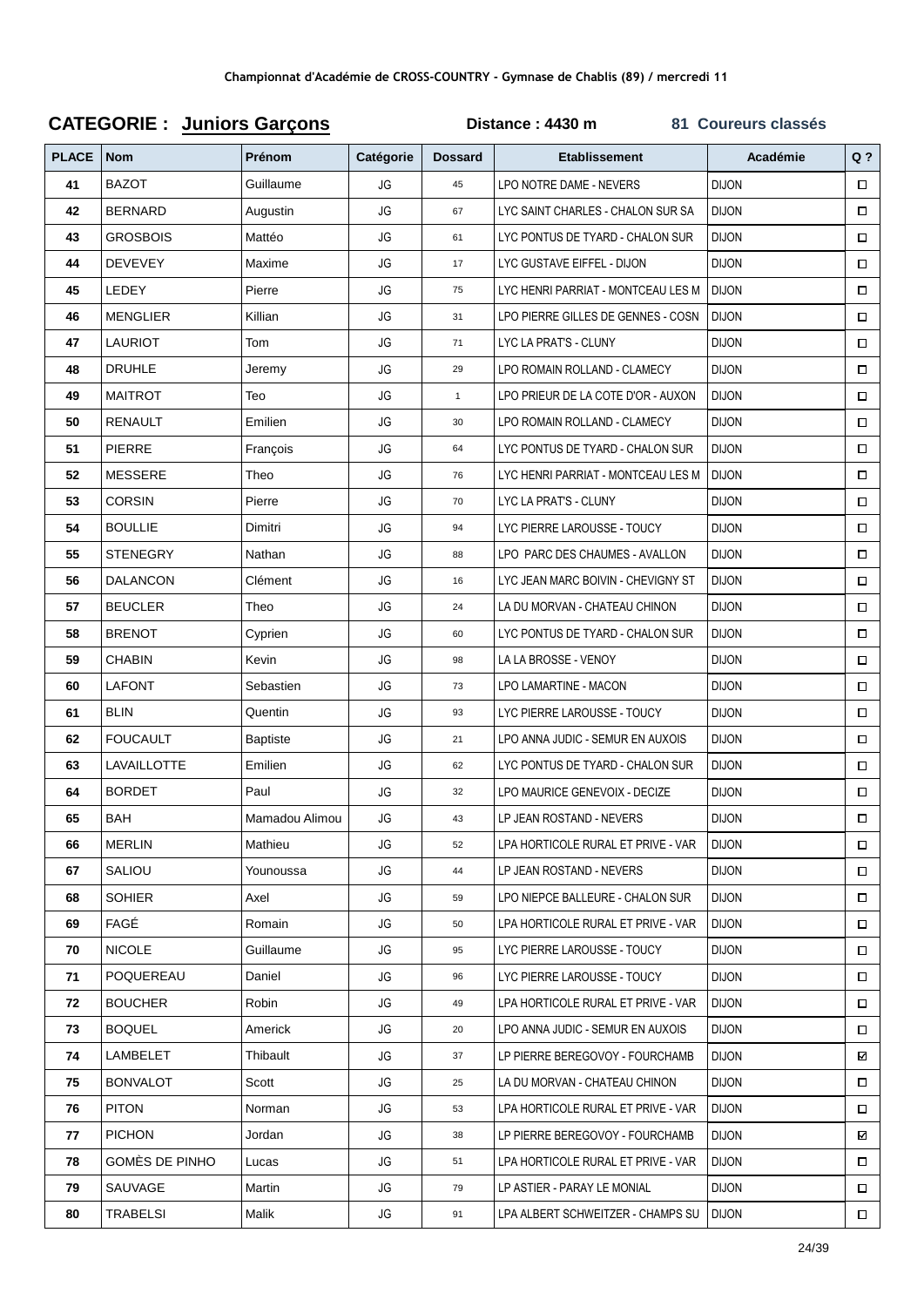Championnat d'Académie de CROSS-COUNTRY - Gymnase de Chablis (89) / mercredi 11

**CATEGORIE : Juniors Garçons** **Distance : 4430 m** **81 Coureurs classés**

| PLACE | Nom | Prénom | Catégorie | Dossard | Etablissement | Académie | Q ? |
|---|---|---|---|---|---|---|---|
| 41 | BAZOT | Guillaume | JG | 45 | LPO NOTRE DAME - NEVERS | DIJON | ☐ |
| 42 | BERNARD | Augustin | JG | 67 | LYC SAINT CHARLES - CHALON SUR SA | DIJON | ☐ |
| 43 | GROSBOIS | Mattéo | JG | 61 | LYC PONTUS DE TYARD - CHALON SUR | DIJON | ☐ |
| 44 | DEVEVEY | Maxime | JG | 17 | LYC GUSTAVE EIFFEL - DIJON | DIJON | ☐ |
| 45 | LEDEY | Pierre | JG | 75 | LYC HENRI PARRIAT - MONTCEAU LES M | DIJON | ☐ |
| 46 | MENGLIER | Killian | JG | 31 | LPO PIERRE GILLES DE GENNES - COSN | DIJON | ☐ |
| 47 | LAURIOT | Tom | JG | 71 | LYC LA PRAT'S - CLUNY | DIJON | ☐ |
| 48 | DRUHLE | Jeremy | JG | 29 | LPO ROMAIN ROLLAND - CLAMECY | DIJON | ☐ |
| 49 | MAITROT | Teo | JG | 1 | LPO PRIEUR DE LA COTE D'OR - AUXON | DIJON | ☐ |
| 50 | RENAULT | Emilien | JG | 30 | LPO ROMAIN ROLLAND - CLAMECY | DIJON | ☐ |
| 51 | PIERRE | François | JG | 64 | LYC PONTUS DE TYARD - CHALON SUR | DIJON | ☐ |
| 52 | MESSERE | Theo | JG | 76 | LYC HENRI PARRIAT - MONTCEAU LES M | DIJON | ☐ |
| 53 | CORSIN | Pierre | JG | 70 | LYC LA PRAT'S - CLUNY | DIJON | ☐ |
| 54 | BOULLIE | Dimitri | JG | 94 | LYC PIERRE LAROUSSE - TOUCY | DIJON | ☐ |
| 55 | STENEGRY | Nathan | JG | 88 | LPO PARC DES CHAUMES - AVALLON | DIJON | ☐ |
| 56 | DALANCON | Clément | JG | 16 | LYC JEAN MARC BOIVIN - CHEVIGNY ST | DIJON | ☐ |
| 57 | BEUCLER | Theo | JG | 24 | LA DU MORVAN - CHATEAU CHINON | DIJON | ☐ |
| 58 | BRENOT | Cyprien | JG | 60 | LYC PONTUS DE TYARD - CHALON SUR | DIJON | ☐ |
| 59 | CHABIN | Kevin | JG | 98 | LA LA BROSSE - VENOY | DIJON | ☐ |
| 60 | LAFONT | Sebastien | JG | 73 | LPO LAMARTINE - MACON | DIJON | ☐ |
| 61 | BLIN | Quentin | JG | 93 | LYC PIERRE LAROUSSE - TOUCY | DIJON | ☐ |
| 62 | FOUCAULT | Baptiste | JG | 21 | LPO ANNA JUDIC - SEMUR EN AUXOIS | DIJON | ☐ |
| 63 | LAVAILLOTTE | Emilien | JG | 62 | LYC PONTUS DE TYARD - CHALON SUR | DIJON | ☐ |
| 64 | BORDET | Paul | JG | 32 | LPO MAURICE GENEVOIX - DECIZE | DIJON | ☐ |
| 65 | BAH | Mamadou Alimou | JG | 43 | LP JEAN ROSTAND - NEVERS | DIJON | ☐ |
| 66 | MERLIN | Mathieu | JG | 52 | LPA HORTICOLE RURAL ET PRIVE - VAR | DIJON | ☐ |
| 67 | SALIOU | Younoussa | JG | 44 | LP JEAN ROSTAND - NEVERS | DIJON | ☐ |
| 68 | SOHIER | Axel | JG | 59 | LPO NIEPCE BALLEURE - CHALON SUR | DIJON | ☐ |
| 69 | FAGÉ | Romain | JG | 50 | LPA HORTICOLE RURAL ET PRIVE - VAR | DIJON | ☐ |
| 70 | NICOLE | Guillaume | JG | 95 | LYC PIERRE LAROUSSE - TOUCY | DIJON | ☐ |
| 71 | POQUEREAU | Daniel | JG | 96 | LYC PIERRE LAROUSSE - TOUCY | DIJON | ☐ |
| 72 | BOUCHER | Robin | JG | 49 | LPA HORTICOLE RURAL ET PRIVE - VAR | DIJON | ☐ |
| 73 | BOQUEL | Americk | JG | 20 | LPO ANNA JUDIC - SEMUR EN AUXOIS | DIJON | ☐ |
| 74 | LAMBELET | Thibault | JG | 37 | LP PIERRE BEREGOVOY - FOURCHAMB | DIJON | ☑ |
| 75 | BONVALOT | Scott | JG | 25 | LA DU MORVAN - CHATEAU CHINON | DIJON | ☐ |
| 76 | PITON | Norman | JG | 53 | LPA HORTICOLE RURAL ET PRIVE - VAR | DIJON | ☐ |
| 77 | PICHON | Jordan | JG | 38 | LP PIERRE BEREGOVOY - FOURCHAMB | DIJON | ☑ |
| 78 | GOMÈS DE PINHO | Lucas | JG | 51 | LPA HORTICOLE RURAL ET PRIVE - VAR | DIJON | ☐ |
| 79 | SAUVAGE | Martin | JG | 79 | LP ASTIER - PARAY LE MONIAL | DIJON | ☐ |
| 80 | TRABELSI | Malik | JG | 91 | LPA ALBERT SCHWEITZER - CHAMPS SU | DIJON | ☐ |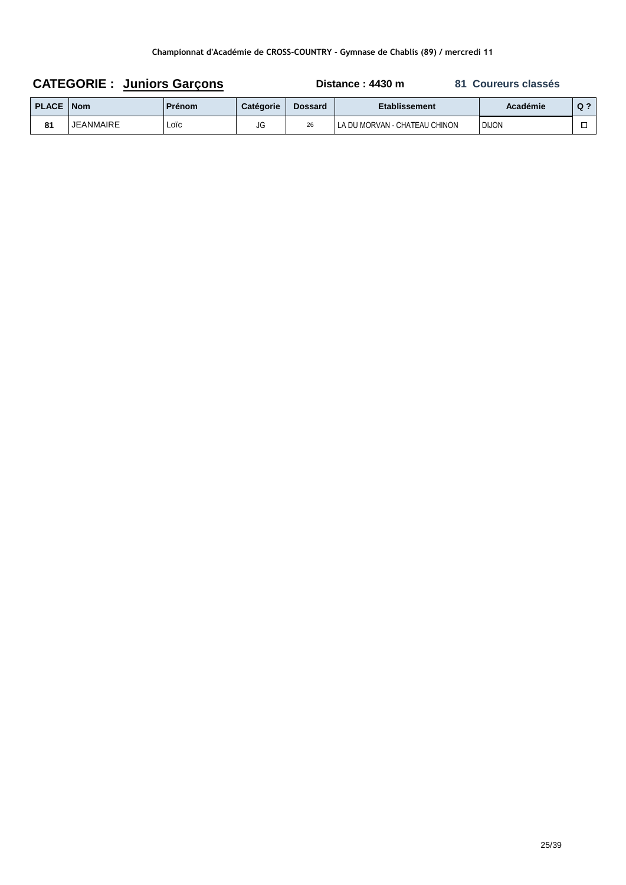Championnat d'Académie de CROSS-COUNTRY - Gymnase de Chablis (89) / mercredi 11

**CATEGORIE : Juniors Garçons** **Distance : 4430 m** **81 Coureurs classés**

| PLACE | Nom | Prénom | Catégorie | Dossard | Etablissement | Académie | Q ? |
|---|---|---|---|---|---|---|---|
| 81 | JEANMAIRE | Loïc | JG | 26 | LA DU MORVAN - CHATEAU CHINON | DIJON | ☐ |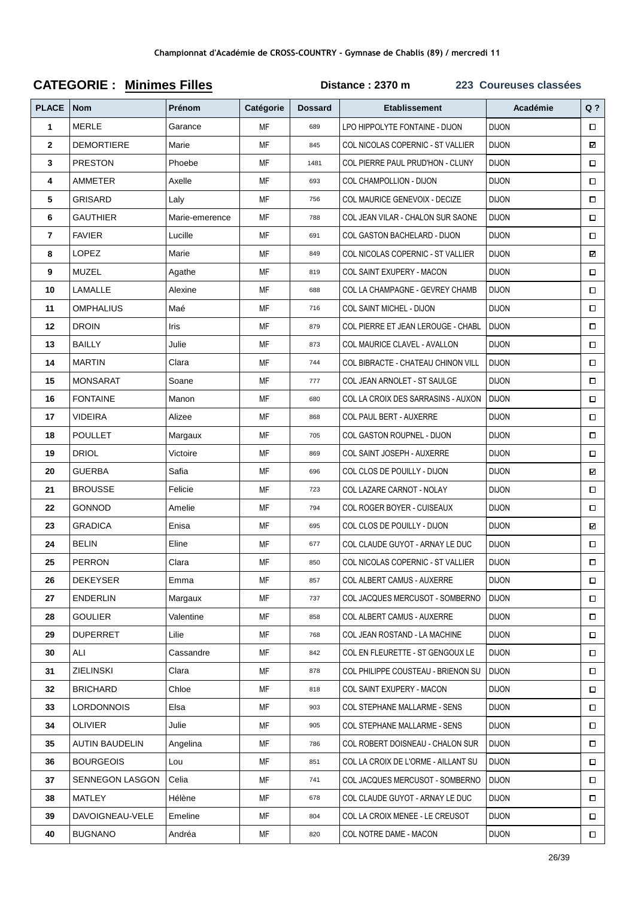**Championnat d'Académie de CROSS-COUNTRY - Gymnase de Chablis (89) / mercredi 11**

## CATEGORIE : Minimes Filles

**Distance : 2370 m** — **223 Coureuses classées**

| PLACE | Nom | Prénom | Catégorie | Dossard | Etablissement | Académie | Q ? |
|---|---|---|---|---|---|---|---|
| 1 | MERLE | Garance | MF | 689 | LPO HIPPOLYTE FONTAINE - DIJON | DIJON | ☐ |
| 2 | DEMORTIERE | Marie | MF | 845 | COL NICOLAS COPERNIC - ST VALLIER | DIJON | ☑ |
| 3 | PRESTON | Phoebe | MF | 1481 | COL PIERRE PAUL PRUD'HON - CLUNY | DIJON | ☐ |
| 4 | AMMETER | Axelle | MF | 693 | COL CHAMPOLLION - DIJON | DIJON | ☐ |
| 5 | GRISARD | Laly | MF | 756 | COL MAURICE GENEVOIX - DECIZE | DIJON | ☐ |
| 6 | GAUTHIER | Marie-emerence | MF | 788 | COL JEAN VILAR - CHALON SUR SAONE | DIJON | ☐ |
| 7 | FAVIER | Lucille | MF | 691 | COL GASTON BACHELARD - DIJON | DIJON | ☐ |
| 8 | LOPEZ | Marie | MF | 849 | COL NICOLAS COPERNIC - ST VALLIER | DIJON | ☑ |
| 9 | MUZEL | Agathe | MF | 819 | COL SAINT EXUPERY - MACON | DIJON | ☐ |
| 10 | LAMALLE | Alexine | MF | 688 | COL LA CHAMPAGNE - GEVREY CHAMB | DIJON | ☐ |
| 11 | OMPHALIUS | Maé | MF | 716 | COL SAINT MICHEL - DIJON | DIJON | ☐ |
| 12 | DROIN | Iris | MF | 879 | COL PIERRE ET JEAN LEROUGE - CHABL | DIJON | ☐ |
| 13 | BAILLY | Julie | MF | 873 | COL MAURICE CLAVEL - AVALLON | DIJON | ☐ |
| 14 | MARTIN | Clara | MF | 744 | COL BIBRACTE - CHATEAU CHINON VILL | DIJON | ☐ |
| 15 | MONSARAT | Soane | MF | 777 | COL JEAN ARNOLET - ST SAULGE | DIJON | ☐ |
| 16 | FONTAINE | Manon | MF | 680 | COL LA CROIX DES SARRASINS - AUXON | DIJON | ☐ |
| 17 | VIDEIRA | Alizee | MF | 868 | COL PAUL BERT - AUXERRE | DIJON | ☐ |
| 18 | POULLET | Margaux | MF | 705 | COL GASTON ROUPNEL - DIJON | DIJON | ☐ |
| 19 | DRIOL | Victoire | MF | 869 | COL SAINT JOSEPH - AUXERRE | DIJON | ☐ |
| 20 | GUERBA | Safia | MF | 696 | COL CLOS DE POUILLY - DIJON | DIJON | ☑ |
| 21 | BROUSSE | Felicie | MF | 723 | COL LAZARE CARNOT - NOLAY | DIJON | ☐ |
| 22 | GONNOD | Amelie | MF | 794 | COL ROGER BOYER - CUISEAUX | DIJON | ☐ |
| 23 | GRADICA | Enisa | MF | 695 | COL CLOS DE POUILLY - DIJON | DIJON | ☑ |
| 24 | BELIN | Eline | MF | 677 | COL CLAUDE GUYOT - ARNAY LE DUC | DIJON | ☐ |
| 25 | PERRON | Clara | MF | 850 | COL NICOLAS COPERNIC - ST VALLIER | DIJON | ☐ |
| 26 | DEKEYSER | Emma | MF | 857 | COL ALBERT CAMUS - AUXERRE | DIJON | ☐ |
| 27 | ENDERLIN | Margaux | MF | 737 | COL JACQUES MERCUSOT - SOMBERNO | DIJON | ☐ |
| 28 | GOULIER | Valentine | MF | 858 | COL ALBERT CAMUS - AUXERRE | DIJON | ☐ |
| 29 | DUPERRET | Lilie | MF | 768 | COL JEAN ROSTAND - LA MACHINE | DIJON | ☐ |
| 30 | ALI | Cassandre | MF | 842 | COL EN FLEURETTE - ST GENGOUX LE | DIJON | ☐ |
| 31 | ZIELINSKI | Clara | MF | 878 | COL PHILIPPE COUSTEAU - BRIENON SU | DIJON | ☐ |
| 32 | BRICHARD | Chloe | MF | 818 | COL SAINT EXUPERY - MACON | DIJON | ☐ |
| 33 | LORDONNOIS | Elsa | MF | 903 | COL STEPHANE MALLARME - SENS | DIJON | ☐ |
| 34 | OLIVIER | Julie | MF | 905 | COL STEPHANE MALLARME - SENS | DIJON | ☐ |
| 35 | AUTIN BAUDELIN | Angelina | MF | 786 | COL ROBERT DOISNEAU - CHALON SUR | DIJON | ☐ |
| 36 | BOURGEOIS | Lou | MF | 851 | COL LA CROIX DE L'ORME - AILLANT SU | DIJON | ☐ |
| 37 | SENNEGON LASGON | Celia | MF | 741 | COL JACQUES MERCUSOT - SOMBERNO | DIJON | ☐ |
| 38 | MATLEY | Hélène | MF | 678 | COL CLAUDE GUYOT - ARNAY LE DUC | DIJON | ☐ |
| 39 | DAVOIGNEAU-VELE | Emeline | MF | 804 | COL LA CROIX MENEE - LE CREUSOT | DIJON | ☐ |
| 40 | BUGNANO | Andréa | MF | 820 | COL NOTRE DAME - MACON | DIJON | ☐ |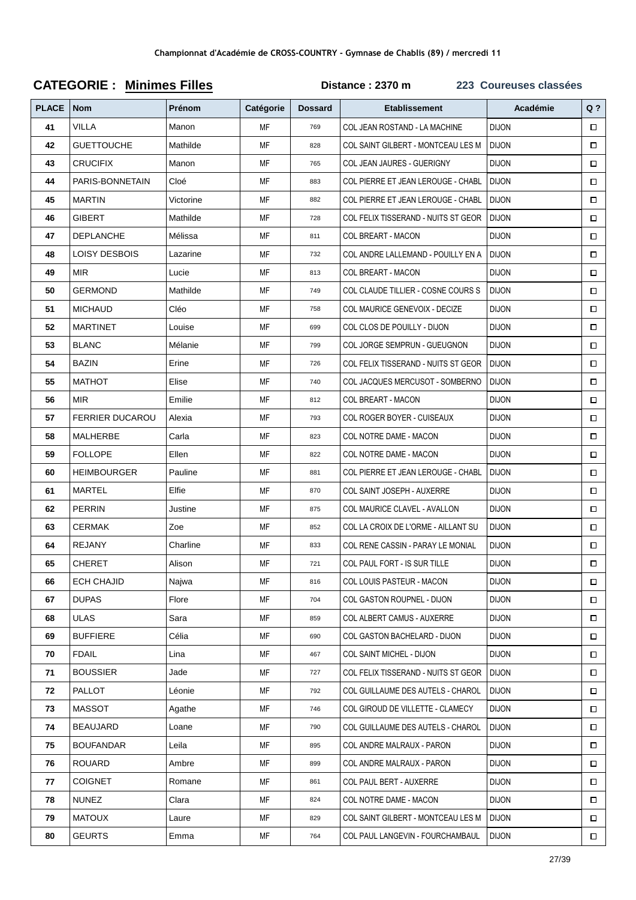Championnat d'Académie de CROSS-COUNTRY - Gymnase de Chablis (89) / mercredi 11

**CATEGORIE : Minimes Filles** **Distance : 2370 m** **223 Coureuses classées**

| PLACE | Nom | Prénom | Catégorie | Dossard | Etablissement | Académie | Q ? |
|---|---|---|---|---|---|---|---|
| 41 | VILLA | Manon | MF | 769 | COL JEAN ROSTAND - LA MACHINE | DIJON | ☐ |
| 42 | GUETTOUCHE | Mathilde | MF | 828 | COL SAINT GILBERT - MONTCEAU LES M | DIJON | ☐ |
| 43 | CRUCIFIX | Manon | MF | 765 | COL JEAN JAURES - GUERIGNY | DIJON | ☐ |
| 44 | PARIS-BONNETAIN | Cloé | MF | 883 | COL PIERRE ET JEAN LEROUGE - CHABL | DIJON | ☐ |
| 45 | MARTIN | Victorine | MF | 882 | COL PIERRE ET JEAN LEROUGE - CHABL | DIJON | ☐ |
| 46 | GIBERT | Mathilde | MF | 728 | COL FELIX TISSERAND - NUITS ST GEOR | DIJON | ☐ |
| 47 | DEPLANCHE | Mélissa | MF | 811 | COL BREART - MACON | DIJON | ☐ |
| 48 | LOISY DESBOIS | Lazarine | MF | 732 | COL ANDRE LALLEMAND - POUILLY EN A | DIJON | ☐ |
| 49 | MIR | Lucie | MF | 813 | COL BREART - MACON | DIJON | ☐ |
| 50 | GERMOND | Mathilde | MF | 749 | COL CLAUDE TILLIER - COSNE COURS S | DIJON | ☐ |
| 51 | MICHAUD | Cléo | MF | 758 | COL MAURICE GENEVOIX - DECIZE | DIJON | ☐ |
| 52 | MARTINET | Louise | MF | 699 | COL CLOS DE POUILLY - DIJON | DIJON | ☐ |
| 53 | BLANC | Mélanie | MF | 799 | COL JORGE SEMPRUN - GUEUGNON | DIJON | ☐ |
| 54 | BAZIN | Erine | MF | 726 | COL FELIX TISSERAND - NUITS ST GEOR | DIJON | ☐ |
| 55 | MATHOT | Elise | MF | 740 | COL JACQUES MERCUSOT - SOMBERNO | DIJON | ☐ |
| 56 | MIR | Emilie | MF | 812 | COL BREART - MACON | DIJON | ☐ |
| 57 | FERRIER DUCAROU | Alexia | MF | 793 | COL ROGER BOYER - CUISEAUX | DIJON | ☐ |
| 58 | MALHERBE | Carla | MF | 823 | COL NOTRE DAME - MACON | DIJON | ☐ |
| 59 | FOLLOPE | Ellen | MF | 822 | COL NOTRE DAME - MACON | DIJON | ☐ |
| 60 | HEIMBOURGER | Pauline | MF | 881 | COL PIERRE ET JEAN LEROUGE - CHABL | DIJON | ☐ |
| 61 | MARTEL | Elfie | MF | 870 | COL SAINT JOSEPH - AUXERRE | DIJON | ☐ |
| 62 | PERRIN | Justine | MF | 875 | COL MAURICE CLAVEL - AVALLON | DIJON | ☐ |
| 63 | CERMAK | Zoe | MF | 852 | COL LA CROIX DE L'ORME - AILLANT SU | DIJON | ☐ |
| 64 | REJANY | Charline | MF | 833 | COL RENE CASSIN - PARAY LE MONIAL | DIJON | ☐ |
| 65 | CHERET | Alison | MF | 721 | COL PAUL FORT - IS SUR TILLE | DIJON | ☐ |
| 66 | ECH CHAJID | Najwa | MF | 816 | COL LOUIS PASTEUR - MACON | DIJON | ☐ |
| 67 | DUPAS | Flore | MF | 704 | COL GASTON ROUPNEL - DIJON | DIJON | ☐ |
| 68 | ULAS | Sara | MF | 859 | COL ALBERT CAMUS - AUXERRE | DIJON | ☐ |
| 69 | BUFFIERE | Célia | MF | 690 | COL GASTON BACHELARD - DIJON | DIJON | ☐ |
| 70 | FDAIL | Lina | MF | 467 | COL SAINT MICHEL - DIJON | DIJON | ☐ |
| 71 | BOUSSIER | Jade | MF | 727 | COL FELIX TISSERAND - NUITS ST GEOR | DIJON | ☐ |
| 72 | PALLOT | Léonie | MF | 792 | COL GUILLAUME DES AUTELS - CHAROL | DIJON | ☐ |
| 73 | MASSOT | Agathe | MF | 746 | COL GIROUD DE VILLETTE - CLAMECY | DIJON | ☐ |
| 74 | BEAUJARD | Loane | MF | 790 | COL GUILLAUME DES AUTELS - CHAROL | DIJON | ☐ |
| 75 | BOUFANDAR | Leila | MF | 895 | COL ANDRE MALRAUX - PARON | DIJON | ☐ |
| 76 | ROUARD | Ambre | MF | 899 | COL ANDRE MALRAUX - PARON | DIJON | ☐ |
| 77 | COIGNET | Romane | MF | 861 | COL PAUL BERT - AUXERRE | DIJON | ☐ |
| 78 | NUNEZ | Clara | MF | 824 | COL NOTRE DAME - MACON | DIJON | ☐ |
| 79 | MATOUX | Laure | MF | 829 | COL SAINT GILBERT - MONTCEAU LES M | DIJON | ☐ |
| 80 | GEURTS | Emma | MF | 764 | COL PAUL LANGEVIN - FOURCHAMBAUL | DIJON | ☐ |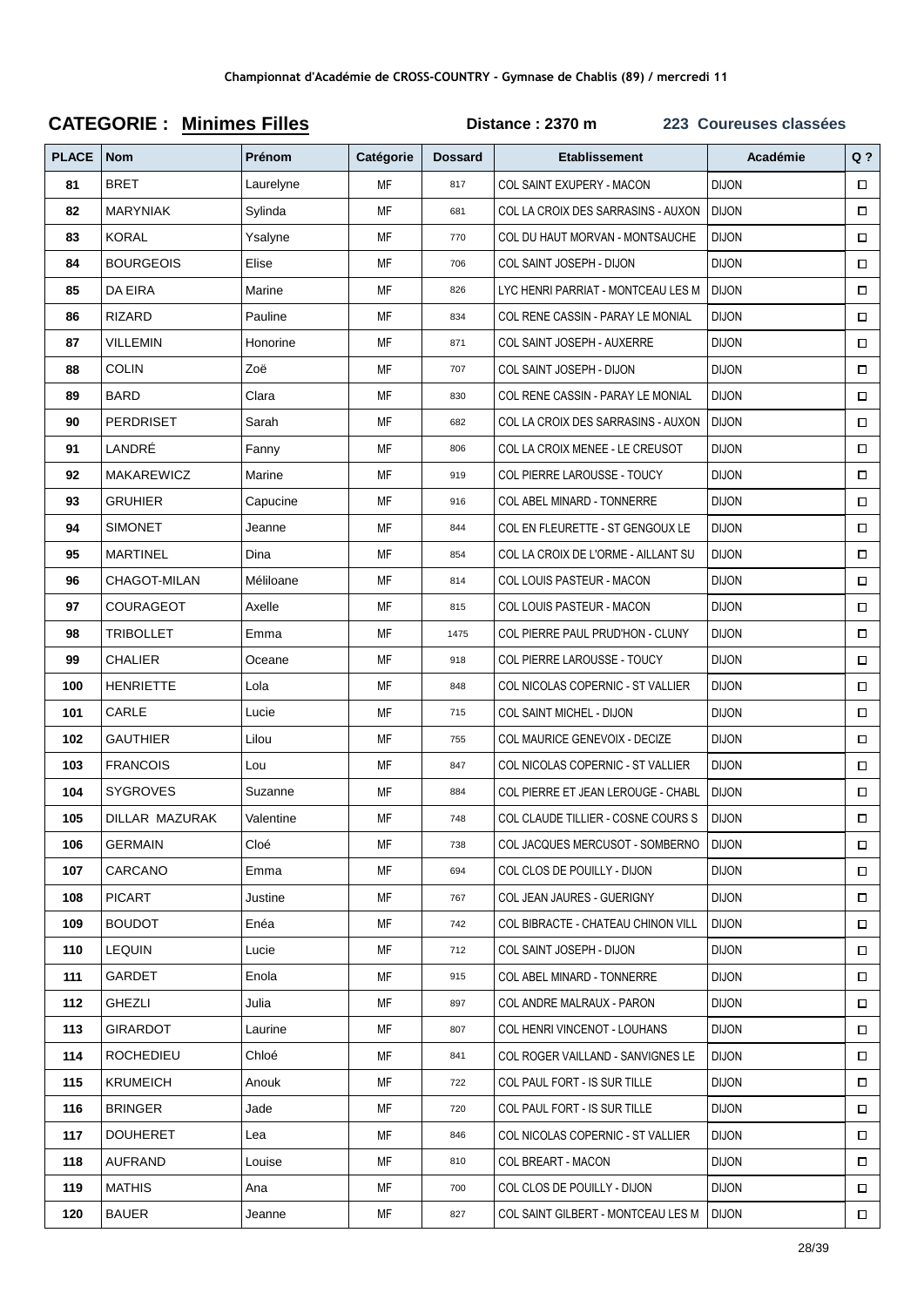Championnat d'Académie de CROSS-COUNTRY - Gymnase de Chablis (89) / mercredi 11

## CATEGORIE : Minimes Filles

**Distance : 2370 m** **223 Coureuses classées**

| PLACE | Nom | Prénom | Catégorie | Dossard | Etablissement | Académie | Q ? |
|---|---|---|---|---|---|---|---|
| 81 | BRET | Laurelyne | MF | 817 | COL SAINT EXUPERY - MACON | DIJON | ☐ |
| 82 | MARYNIAK | Sylinda | MF | 681 | COL LA CROIX DES SARRASINS - AUXON | DIJON | ☐ |
| 83 | KORAL | Ysalyne | MF | 770 | COL DU HAUT MORVAN - MONTSAUCHE | DIJON | ☐ |
| 84 | BOURGEOIS | Elise | MF | 706 | COL SAINT JOSEPH - DIJON | DIJON | ☐ |
| 85 | DA EIRA | Marine | MF | 826 | LYC HENRI PARRIAT - MONTCEAU LES M | DIJON | ☐ |
| 86 | RIZARD | Pauline | MF | 834 | COL RENE CASSIN - PARAY LE MONIAL | DIJON | ☐ |
| 87 | VILLEMIN | Honorine | MF | 871 | COL SAINT JOSEPH - AUXERRE | DIJON | ☐ |
| 88 | COLIN | Zoë | MF | 707 | COL SAINT JOSEPH - DIJON | DIJON | ☐ |
| 89 | BARD | Clara | MF | 830 | COL RENE CASSIN - PARAY LE MONIAL | DIJON | ☐ |
| 90 | PERDRISET | Sarah | MF | 682 | COL LA CROIX DES SARRASINS - AUXON | DIJON | ☐ |
| 91 | LANDRÉ | Fanny | MF | 806 | COL LA CROIX MENEE - LE CREUSOT | DIJON | ☐ |
| 92 | MAKAREWICZ | Marine | MF | 919 | COL PIERRE LAROUSSE - TOUCY | DIJON | ☐ |
| 93 | GRUHIER | Capucine | MF | 916 | COL ABEL MINARD - TONNERRE | DIJON | ☐ |
| 94 | SIMONET | Jeanne | MF | 844 | COL EN FLEURETTE - ST GENGOUX LE | DIJON | ☐ |
| 95 | MARTINEL | Dina | MF | 854 | COL LA CROIX DE L'ORME - AILLANT SU | DIJON | ☐ |
| 96 | CHAGOT-MILAN | Méliloane | MF | 814 | COL LOUIS PASTEUR - MACON | DIJON | ☐ |
| 97 | COURAGEOT | Axelle | MF | 815 | COL LOUIS PASTEUR - MACON | DIJON | ☐ |
| 98 | TRIBOLLET | Emma | MF | 1475 | COL PIERRE PAUL PRUD'HON - CLUNY | DIJON | ☐ |
| 99 | CHALIER | Oceane | MF | 918 | COL PIERRE LAROUSSE - TOUCY | DIJON | ☐ |
| 100 | HENRIETTE | Lola | MF | 848 | COL NICOLAS COPERNIC - ST VALLIER | DIJON | ☐ |
| 101 | CARLE | Lucie | MF | 715 | COL SAINT MICHEL - DIJON | DIJON | ☐ |
| 102 | GAUTHIER | Lilou | MF | 755 | COL MAURICE GENEVOIX - DECIZE | DIJON | ☐ |
| 103 | FRANCOIS | Lou | MF | 847 | COL NICOLAS COPERNIC - ST VALLIER | DIJON | ☐ |
| 104 | SYGROVES | Suzanne | MF | 884 | COL PIERRE ET JEAN LEROUGE - CHABL | DIJON | ☐ |
| 105 | DILLAR MAZURAK | Valentine | MF | 748 | COL CLAUDE TILLIER - COSNE COURS S | DIJON | ☐ |
| 106 | GERMAIN | Cloé | MF | 738 | COL JACQUES MERCUSOT - SOMBERNO | DIJON | ☐ |
| 107 | CARCANO | Emma | MF | 694 | COL CLOS DE POUILLY - DIJON | DIJON | ☐ |
| 108 | PICART | Justine | MF | 767 | COL JEAN JAURES - GUERIGNY | DIJON | ☐ |
| 109 | BOUDOT | Enéa | MF | 742 | COL BIBRACTE - CHATEAU CHINON VILL | DIJON | ☐ |
| 110 | LEQUIN | Lucie | MF | 712 | COL SAINT JOSEPH - DIJON | DIJON | ☐ |
| 111 | GARDET | Enola | MF | 915 | COL ABEL MINARD - TONNERRE | DIJON | ☐ |
| 112 | GHEZLI | Julia | MF | 897 | COL ANDRE MALRAUX - PARON | DIJON | ☐ |
| 113 | GIRARDOT | Laurine | MF | 807 | COL HENRI VINCENOT - LOUHANS | DIJON | ☐ |
| 114 | ROCHEDIEU | Chloé | MF | 841 | COL ROGER VAILLAND - SANVIGNES LE | DIJON | ☐ |
| 115 | KRUMEICH | Anouk | MF | 722 | COL PAUL FORT - IS SUR TILLE | DIJON | ☐ |
| 116 | BRINGER | Jade | MF | 720 | COL PAUL FORT - IS SUR TILLE | DIJON | ☐ |
| 117 | DOUHERET | Lea | MF | 846 | COL NICOLAS COPERNIC - ST VALLIER | DIJON | ☐ |
| 118 | AUFRAND | Louise | MF | 810 | COL BREART - MACON | DIJON | ☐ |
| 119 | MATHIS | Ana | MF | 700 | COL CLOS DE POUILLY - DIJON | DIJON | ☐ |
| 120 | BAUER | Jeanne | MF | 827 | COL SAINT GILBERT - MONTCEAU LES M | DIJON | ☐ |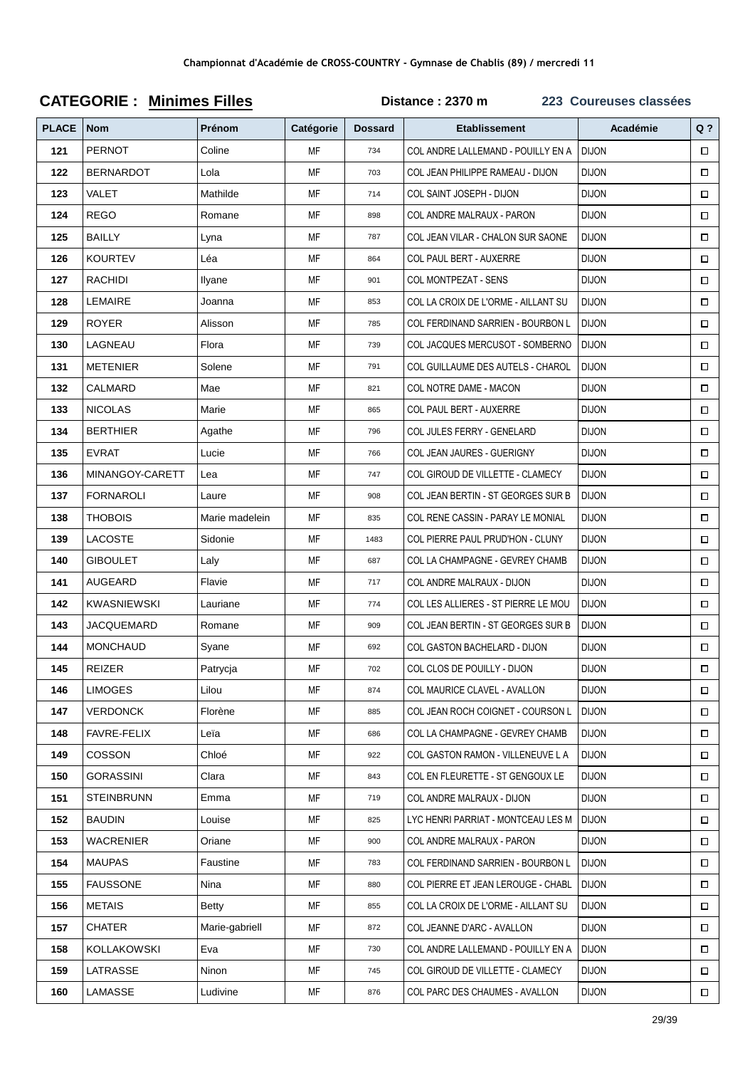Championnat d'Académie de CROSS-COUNTRY - Gymnase de Chablis (89) / mercredi 11

**CATEGORIE : Minimes Filles** **Distance : 2370 m** **223 Coureuses classées**

| PLACE | Nom | Prénom | Catégorie | Dossard | Etablissement | Académie | Q ? |
|---|---|---|---|---|---|---|---|
| 121 | PERNOT | Coline | MF | 734 | COL ANDRE LALLEMAND - POUILLY EN A | DIJON | ☐ |
| 122 | BERNARDOT | Lola | MF | 703 | COL JEAN PHILIPPE RAMEAU - DIJON | DIJON | ☐ |
| 123 | VALET | Mathilde | MF | 714 | COL SAINT JOSEPH - DIJON | DIJON | ☐ |
| 124 | REGO | Romane | MF | 898 | COL ANDRE MALRAUX - PARON | DIJON | ☐ |
| 125 | BAILLY | Lyna | MF | 787 | COL JEAN VILAR - CHALON SUR SAONE | DIJON | ☐ |
| 126 | KOURTEV | Léa | MF | 864 | COL PAUL BERT - AUXERRE | DIJON | ☐ |
| 127 | RACHIDI | Ilyane | MF | 901 | COL MONTPEZAT - SENS | DIJON | ☐ |
| 128 | LEMAIRE | Joanna | MF | 853 | COL LA CROIX DE L'ORME - AILLANT SU | DIJON | ☐ |
| 129 | ROYER | Alisson | MF | 785 | COL FERDINAND SARRIEN - BOURBON L | DIJON | ☐ |
| 130 | LAGNEAU | Flora | MF | 739 | COL JACQUES MERCUSOT - SOMBERNO | DIJON | ☐ |
| 131 | METENIER | Solene | MF | 791 | COL GUILLAUME DES AUTELS - CHAROL | DIJON | ☐ |
| 132 | CALMARD | Mae | MF | 821 | COL NOTRE DAME - MACON | DIJON | ☐ |
| 133 | NICOLAS | Marie | MF | 865 | COL PAUL BERT - AUXERRE | DIJON | ☐ |
| 134 | BERTHIER | Agathe | MF | 796 | COL JULES FERRY - GENELARD | DIJON | ☐ |
| 135 | EVRAT | Lucie | MF | 766 | COL JEAN JAURES - GUERIGNY | DIJON | ☐ |
| 136 | MINANGOY-CARETT | Lea | MF | 747 | COL GIROUD DE VILLETTE - CLAMECY | DIJON | ☐ |
| 137 | FORNAROLI | Laure | MF | 908 | COL JEAN BERTIN - ST GEORGES SUR B | DIJON | ☐ |
| 138 | THOBOIS | Marie madelein | MF | 835 | COL RENE CASSIN - PARAY LE MONIAL | DIJON | ☐ |
| 139 | LACOSTE | Sidonie | MF | 1483 | COL PIERRE PAUL PRUD'HON - CLUNY | DIJON | ☐ |
| 140 | GIBOULET | Laly | MF | 687 | COL LA CHAMPAGNE - GEVREY CHAMB | DIJON | ☐ |
| 141 | AUGEARD | Flavie | MF | 717 | COL ANDRE MALRAUX - DIJON | DIJON | ☐ |
| 142 | KWASNIEWSKI | Lauriane | MF | 774 | COL LES ALLIERES - ST PIERRE LE MOU | DIJON | ☐ |
| 143 | JACQUEMARD | Romane | MF | 909 | COL JEAN BERTIN - ST GEORGES SUR B | DIJON | ☐ |
| 144 | MONCHAUD | Syane | MF | 692 | COL GASTON BACHELARD - DIJON | DIJON | ☐ |
| 145 | REIZER | Patrycja | MF | 702 | COL CLOS DE POUILLY - DIJON | DIJON | ☐ |
| 146 | LIMOGES | Lilou | MF | 874 | COL MAURICE CLAVEL - AVALLON | DIJON | ☐ |
| 147 | VERDONCK | Florène | MF | 885 | COL JEAN ROCH COIGNET - COURSON L | DIJON | ☐ |
| 148 | FAVRE-FELIX | Leïa | MF | 686 | COL LA CHAMPAGNE - GEVREY CHAMB | DIJON | ☐ |
| 149 | COSSON | Chloé | MF | 922 | COL GASTON RAMON - VILLENEUVE L A | DIJON | ☐ |
| 150 | GORASSINI | Clara | MF | 843 | COL EN FLEURETTE - ST GENGOUX LE | DIJON | ☐ |
| 151 | STEINBRUNN | Emma | MF | 719 | COL ANDRE MALRAUX - DIJON | DIJON | ☐ |
| 152 | BAUDIN | Louise | MF | 825 | LYC HENRI PARRIAT - MONTCEAU LES M | DIJON | ☐ |
| 153 | WACRENIER | Oriane | MF | 900 | COL ANDRE MALRAUX - PARON | DIJON | ☐ |
| 154 | MAUPAS | Faustine | MF | 783 | COL FERDINAND SARRIEN - BOURBON L | DIJON | ☐ |
| 155 | FAUSSONE | Nina | MF | 880 | COL PIERRE ET JEAN LEROUGE - CHABL | DIJON | ☐ |
| 156 | METAIS | Betty | MF | 855 | COL LA CROIX DE L'ORME - AILLANT SU | DIJON | ☐ |
| 157 | CHATER | Marie-gabriell | MF | 872 | COL JEANNE D'ARC - AVALLON | DIJON | ☐ |
| 158 | KOLLAKOWSKI | Eva | MF | 730 | COL ANDRE LALLEMAND - POUILLY EN A | DIJON | ☐ |
| 159 | LATRASSE | Ninon | MF | 745 | COL GIROUD DE VILLETTE - CLAMECY | DIJON | ☐ |
| 160 | LAMASSE | Ludivine | MF | 876 | COL PARC DES CHAUMES - AVALLON | DIJON | ☐ |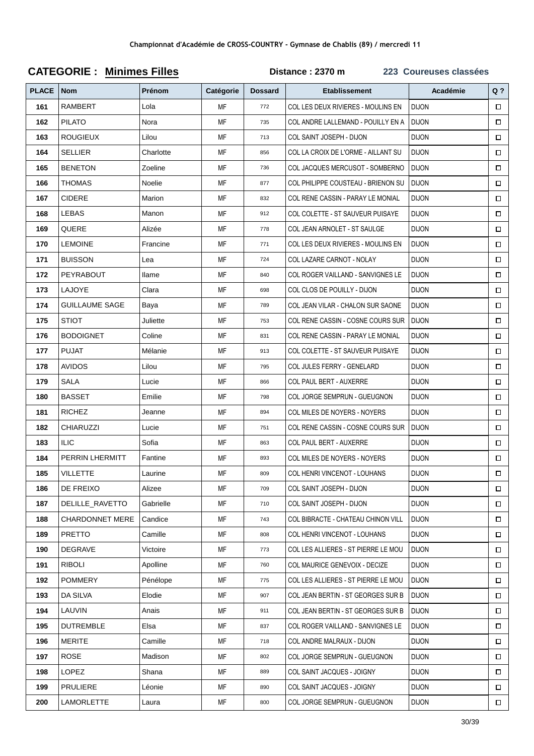**Championnat d'Académie de CROSS-COUNTRY - Gymnase de Chablis (89) / mercredi 11**

## CATEGORIE : Minimes Filles

**Distance : 2370 m** **223 Coureuses classées**

| PLACE | Nom | Prénom | Catégorie | Dossard | Etablissement | Académie | Q ? |
|---|---|---|---|---|---|---|---|
| 161 | RAMBERT | Lola | MF | 772 | COL LES DEUX RIVIERES - MOULINS EN | DIJON | ☐ |
| 162 | PILATO | Nora | MF | 735 | COL ANDRE LALLEMAND - POUILLY EN A | DIJON | ☐ |
| 163 | ROUGIEUX | Lilou | MF | 713 | COL SAINT JOSEPH - DIJON | DIJON | ☐ |
| 164 | SELLIER | Charlotte | MF | 856 | COL LA CROIX DE L'ORME - AILLANT SU | DIJON | ☐ |
| 165 | BENETON | Zoeline | MF | 736 | COL JACQUES MERCUSOT - SOMBERNO | DIJON | ☐ |
| 166 | THOMAS | Noelie | MF | 877 | COL PHILIPPE COUSTEAU - BRIENON SU | DIJON | ☐ |
| 167 | CIDERE | Marion | MF | 832 | COL RENE CASSIN - PARAY LE MONIAL | DIJON | ☐ |
| 168 | LEBAS | Manon | MF | 912 | COL COLETTE - ST SAUVEUR PUISAYE | DIJON | ☐ |
| 169 | QUERE | Alizée | MF | 778 | COL JEAN ARNOLET - ST SAULGE | DIJON | ☐ |
| 170 | LEMOINE | Francine | MF | 771 | COL LES DEUX RIVIERES - MOULINS EN | DIJON | ☐ |
| 171 | BUISSON | Lea | MF | 724 | COL LAZARE CARNOT - NOLAY | DIJON | ☐ |
| 172 | PEYRABOUT | Ilame | MF | 840 | COL ROGER VAILLAND - SANVIGNES LE | DIJON | ☐ |
| 173 | LAJOYE | Clara | MF | 698 | COL CLOS DE POUILLY - DIJON | DIJON | ☐ |
| 174 | GUILLAUME SAGE | Baya | MF | 789 | COL JEAN VILAR - CHALON SUR SAONE | DIJON | ☐ |
| 175 | STIOT | Juliette | MF | 753 | COL RENE CASSIN - COSNE COURS SUR | DIJON | ☐ |
| 176 | BODOIGNET | Coline | MF | 831 | COL RENE CASSIN - PARAY LE MONIAL | DIJON | ☐ |
| 177 | PUJAT | Mélanie | MF | 913 | COL COLETTE - ST SAUVEUR PUISAYE | DIJON | ☐ |
| 178 | AVIDOS | Lilou | MF | 795 | COL JULES FERRY - GENELARD | DIJON | ☐ |
| 179 | SALA | Lucie | MF | 866 | COL PAUL BERT - AUXERRE | DIJON | ☐ |
| 180 | BASSET | Emilie | MF | 798 | COL JORGE SEMPRUN - GUEUGNON | DIJON | ☐ |
| 181 | RICHEZ | Jeanne | MF | 894 | COL MILES DE NOYERS - NOYERS | DIJON | ☐ |
| 182 | CHIARUZZI | Lucie | MF | 751 | COL RENE CASSIN - COSNE COURS SUR | DIJON | ☐ |
| 183 | ILIC | Sofia | MF | 863 | COL PAUL BERT - AUXERRE | DIJON | ☐ |
| 184 | PERRIN LHERMITT | Fantine | MF | 893 | COL MILES DE NOYERS - NOYERS | DIJON | ☐ |
| 185 | VILLETTE | Laurine | MF | 809 | COL HENRI VINCENOT - LOUHANS | DIJON | ☐ |
| 186 | DE FREIXO | Alizee | MF | 709 | COL SAINT JOSEPH - DIJON | DIJON | ☐ |
| 187 | DELILLE_RAVETTO | Gabrielle | MF | 710 | COL SAINT JOSEPH - DIJON | DIJON | ☐ |
| 188 | CHARDONNET MERE | Candice | MF | 743 | COL BIBRACTE - CHATEAU CHINON VILL | DIJON | ☐ |
| 189 | PRETTO | Camille | MF | 808 | COL HENRI VINCENOT - LOUHANS | DIJON | ☐ |
| 190 | DEGRAVE | Victoire | MF | 773 | COL LES ALLIERES - ST PIERRE LE MOU | DIJON | ☐ |
| 191 | RIBOLI | Apolline | MF | 760 | COL MAURICE GENEVOIX - DECIZE | DIJON | ☐ |
| 192 | POMMERY | Pénélope | MF | 775 | COL LES ALLIERES - ST PIERRE LE MOU | DIJON | ☐ |
| 193 | DA SILVA | Elodie | MF | 907 | COL JEAN BERTIN - ST GEORGES SUR B | DIJON | ☐ |
| 194 | LAUVIN | Anais | MF | 911 | COL JEAN BERTIN - ST GEORGES SUR B | DIJON | ☐ |
| 195 | DUTREMBLE | Elsa | MF | 837 | COL ROGER VAILLAND - SANVIGNES LE | DIJON | ☐ |
| 196 | MERITE | Camille | MF | 718 | COL ANDRE MALRAUX - DIJON | DIJON | ☐ |
| 197 | ROSE | Madison | MF | 802 | COL JORGE SEMPRUN - GUEUGNON | DIJON | ☐ |
| 198 | LOPEZ | Shana | MF | 889 | COL SAINT JACQUES - JOIGNY | DIJON | ☐ |
| 199 | PRULIERE | Léonie | MF | 890 | COL SAINT JACQUES - JOIGNY | DIJON | ☐ |
| 200 | LAMORLETTE | Laura | MF | 800 | COL JORGE SEMPRUN - GUEUGNON | DIJON | ☐ |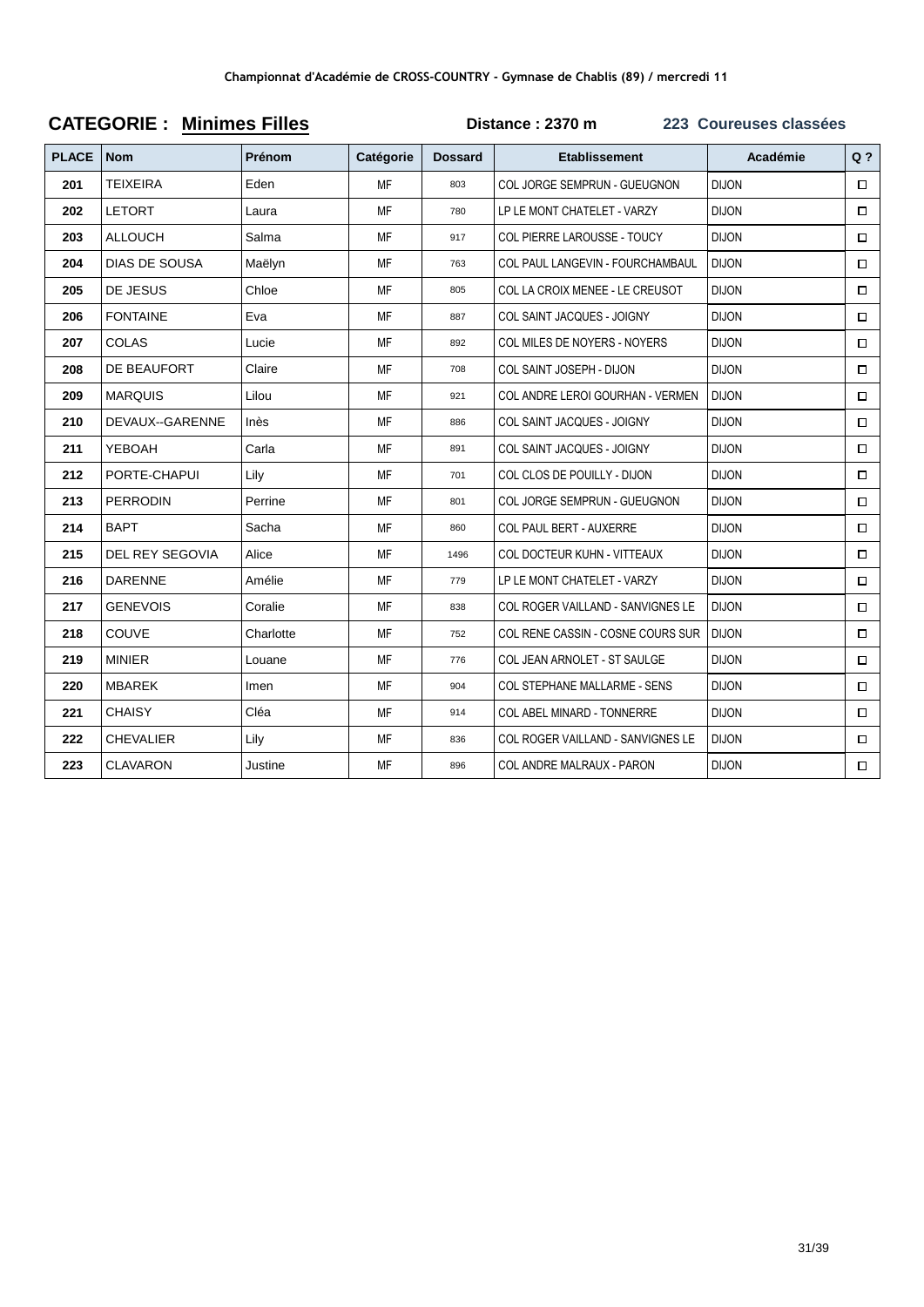Championnat d'Académie de CROSS-COUNTRY - Gymnase de Chablis (89) / mercredi 11

**CATEGORIE : Minimes Filles** **Distance : 2370 m** **223 Coureuses classées**

| PLACE | Nom | Prénom | Catégorie | Dossard | Etablissement | Académie | Q ? |
|---|---|---|---|---|---|---|---|
| 201 | TEIXEIRA | Eden | MF | 803 | COL JORGE SEMPRUN - GUEUGNON | DIJON | ☐ |
| 202 | LETORT | Laura | MF | 780 | LP LE MONT CHATELET - VARZY | DIJON | ☐ |
| 203 | ALLOUCH | Salma | MF | 917 | COL PIERRE LAROUSSE - TOUCY | DIJON | ☐ |
| 204 | DIAS DE SOUSA | Maëlyn | MF | 763 | COL PAUL LANGEVIN - FOURCHAMBAUL | DIJON | ☐ |
| 205 | DE JESUS | Chloe | MF | 805 | COL LA CROIX MENEE - LE CREUSOT | DIJON | ☐ |
| 206 | FONTAINE | Eva | MF | 887 | COL SAINT JACQUES - JOIGNY | DIJON | ☐ |
| 207 | COLAS | Lucie | MF | 892 | COL MILES DE NOYERS - NOYERS | DIJON | ☐ |
| 208 | DE BEAUFORT | Claire | MF | 708 | COL SAINT JOSEPH - DIJON | DIJON | ☐ |
| 209 | MARQUIS | Lilou | MF | 921 | COL ANDRE LEROI GOURHAN - VERMEN | DIJON | ☐ |
| 210 | DEVAUX--GARENNE | Inès | MF | 886 | COL SAINT JACQUES - JOIGNY | DIJON | ☐ |
| 211 | YEBOAH | Carla | MF | 891 | COL SAINT JACQUES - JOIGNY | DIJON | ☐ |
| 212 | PORTE-CHAPUI | Lily | MF | 701 | COL CLOS DE POUILLY - DIJON | DIJON | ☐ |
| 213 | PERRODIN | Perrine | MF | 801 | COL JORGE SEMPRUN - GUEUGNON | DIJON | ☐ |
| 214 | BAPT | Sacha | MF | 860 | COL PAUL BERT - AUXERRE | DIJON | ☐ |
| 215 | DEL REY SEGOVIA | Alice | MF | 1496 | COL DOCTEUR KUHN - VITTEAUX | DIJON | ☐ |
| 216 | DARENNE | Amélie | MF | 779 | LP LE MONT CHATELET - VARZY | DIJON | ☐ |
| 217 | GENEVOIS | Coralie | MF | 838 | COL ROGER VAILLAND - SANVIGNES LE | DIJON | ☐ |
| 218 | COUVE | Charlotte | MF | 752 | COL RENE CASSIN - COSNE COURS SUR | DIJON | ☐ |
| 219 | MINIER | Louane | MF | 776 | COL JEAN ARNOLET - ST SAULGE | DIJON | ☐ |
| 220 | MBAREK | Imen | MF | 904 | COL STEPHANE MALLARME - SENS | DIJON | ☐ |
| 221 | CHAISY | Cléa | MF | 914 | COL ABEL MINARD - TONNERRE | DIJON | ☐ |
| 222 | CHEVALIER | Lily | MF | 836 | COL ROGER VAILLAND - SANVIGNES LE | DIJON | ☐ |
| 223 | CLAVARON | Justine | MF | 896 | COL ANDRE MALRAUX - PARON | DIJON | ☐ |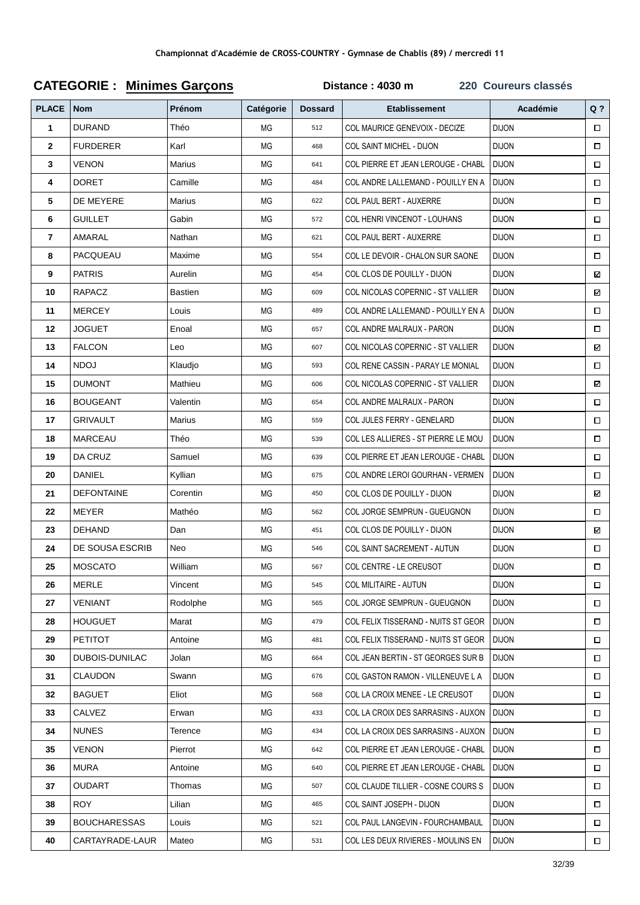Championnat d'Académie de CROSS-COUNTRY - Gymnase de Chablis (89) / mercredi 11

**CATEGORIE : Minimes Garçons** **Distance : 4030 m** **220 Coureurs classés**

| PLACE | Nom | Prénom | Catégorie | Dossard | Etablissement | Académie | Q ? |
|---|---|---|---|---|---|---|---|
| 1 | DURAND | Théo | MG | 512 | COL MAURICE GENEVOIX - DECIZE | DIJON | ☐ |
| 2 | FURDERER | Karl | MG | 468 | COL SAINT MICHEL - DIJON | DIJON | ☐ |
| 3 | VENON | Marius | MG | 641 | COL PIERRE ET JEAN LEROUGE - CHABL | DIJON | ☐ |
| 4 | DORET | Camille | MG | 484 | COL ANDRE LALLEMAND - POUILLY EN A | DIJON | ☐ |
| 5 | DE MEYERE | Marius | MG | 622 | COL PAUL BERT - AUXERRE | DIJON | ☐ |
| 6 | GUILLET | Gabin | MG | 572 | COL HENRI VINCENOT - LOUHANS | DIJON | ☐ |
| 7 | AMARAL | Nathan | MG | 621 | COL PAUL BERT - AUXERRE | DIJON | ☐ |
| 8 | PACQUEAU | Maxime | MG | 554 | COL LE DEVOIR - CHALON SUR SAONE | DIJON | ☐ |
| 9 | PATRIS | Aurelin | MG | 454 | COL CLOS DE POUILLY - DIJON | DIJON | ☑ |
| 10 | RAPACZ | Bastien | MG | 609 | COL NICOLAS COPERNIC - ST VALLIER | DIJON | ☑ |
| 11 | MERCEY | Louis | MG | 489 | COL ANDRE LALLEMAND - POUILLY EN A | DIJON | ☐ |
| 12 | JOGUET | Enoal | MG | 657 | COL ANDRE MALRAUX - PARON | DIJON | ☐ |
| 13 | FALCON | Leo | MG | 607 | COL NICOLAS COPERNIC - ST VALLIER | DIJON | ☑ |
| 14 | NDOJ | Klaudjo | MG | 593 | COL RENE CASSIN - PARAY LE MONIAL | DIJON | ☐ |
| 15 | DUMONT | Mathieu | MG | 606 | COL NICOLAS COPERNIC - ST VALLIER | DIJON | ☑ |
| 16 | BOUGEANT | Valentin | MG | 654 | COL ANDRE MALRAUX - PARON | DIJON | ☐ |
| 17 | GRIVAULT | Marius | MG | 559 | COL JULES FERRY - GENELARD | DIJON | ☐ |
| 18 | MARCEAU | Théo | MG | 539 | COL LES ALLIERES - ST PIERRE LE MOU | DIJON | ☐ |
| 19 | DA CRUZ | Samuel | MG | 639 | COL PIERRE ET JEAN LEROUGE - CHABL | DIJON | ☐ |
| 20 | DANIEL | Kyllian | MG | 675 | COL ANDRE LEROI GOURHAN - VERMEN | DIJON | ☐ |
| 21 | DEFONTAINE | Corentin | MG | 450 | COL CLOS DE POUILLY - DIJON | DIJON | ☑ |
| 22 | MEYER | Mathéo | MG | 562 | COL JORGE SEMPRUN - GUEUGNON | DIJON | ☐ |
| 23 | DEHAND | Dan | MG | 451 | COL CLOS DE POUILLY - DIJON | DIJON | ☑ |
| 24 | DE SOUSA ESCRIB | Neo | MG | 546 | COL SAINT SACREMENT - AUTUN | DIJON | ☐ |
| 25 | MOSCATO | William | MG | 567 | COL CENTRE - LE CREUSOT | DIJON | ☐ |
| 26 | MERLE | Vincent | MG | 545 | COL MILITAIRE - AUTUN | DIJON | ☐ |
| 27 | VENIANT | Rodolphe | MG | 565 | COL JORGE SEMPRUN - GUEUGNON | DIJON | ☐ |
| 28 | HOUGUET | Marat | MG | 479 | COL FELIX TISSERAND - NUITS ST GEOR | DIJON | ☐ |
| 29 | PETITOT | Antoine | MG | 481 | COL FELIX TISSERAND - NUITS ST GEOR | DIJON | ☐ |
| 30 | DUBOIS-DUNILAC | Jolan | MG | 664 | COL JEAN BERTIN - ST GEORGES SUR B | DIJON | ☐ |
| 31 | CLAUDON | Swann | MG | 676 | COL GASTON RAMON - VILLENEUVE L A | DIJON | ☐ |
| 32 | BAGUET | Eliot | MG | 568 | COL LA CROIX MENEE - LE CREUSOT | DIJON | ☐ |
| 33 | CALVEZ | Erwan | MG | 433 | COL LA CROIX DES SARRASINS - AUXON | DIJON | ☐ |
| 34 | NUNES | Terence | MG | 434 | COL LA CROIX DES SARRASINS - AUXON | DIJON | ☐ |
| 35 | VENON | Pierrot | MG | 642 | COL PIERRE ET JEAN LEROUGE - CHABL | DIJON | ☐ |
| 36 | MURA | Antoine | MG | 640 | COL PIERRE ET JEAN LEROUGE - CHABL | DIJON | ☐ |
| 37 | OUDART | Thomas | MG | 507 | COL CLAUDE TILLIER - COSNE COURS S | DIJON | ☐ |
| 38 | ROY | Lilian | MG | 465 | COL SAINT JOSEPH - DIJON | DIJON | ☐ |
| 39 | BOUCHARESSAS | Louis | MG | 521 | COL PAUL LANGEVIN - FOURCHAMBAUL | DIJON | ☐ |
| 40 | CARTAYRADE-LAUR | Mateo | MG | 531 | COL LES DEUX RIVIERES - MOULINS EN | DIJON | ☐ |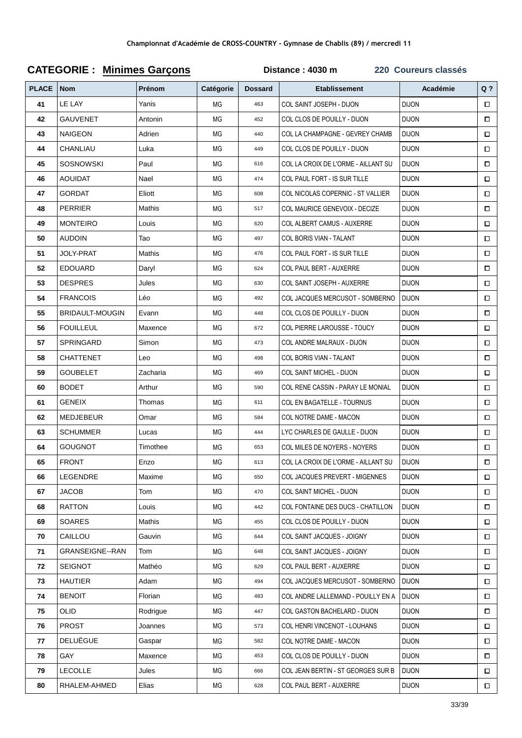**Championnat d'Académie de CROSS-COUNTRY - Gymnase de Chablis (89) / mercredi 11**

## CATEGORIE : Minimes Garçons

**Distance : 4030 m** **220 Coureurs classés**

| PLACE | Nom | Prénom | Catégorie | Dossard | Etablissement | Académie | Q ? |
|---|---|---|---|---|---|---|---|
| 41 | LE LAY | Yanis | MG | 463 | COL SAINT JOSEPH - DIJON | DIJON | ☐ |
| 42 | GAUVENET | Antonin | MG | 452 | COL CLOS DE POUILLY - DIJON | DIJON | ☐ |
| 43 | NAIGEON | Adrien | MG | 440 | COL LA CHAMPAGNE - GEVREY CHAMB | DIJON | ☐ |
| 44 | CHANLIAU | Luka | MG | 449 | COL CLOS DE POUILLY - DIJON | DIJON | ☐ |
| 45 | SOSNOWSKI | Paul | MG | 616 | COL LA CROIX DE L'ORME - AILLANT SU | DIJON | ☐ |
| 46 | AOUIDAT | Nael | MG | 474 | COL PAUL FORT - IS SUR TILLE | DIJON | ☐ |
| 47 | GORDAT | Eliott | MG | 608 | COL NICOLAS COPERNIC - ST VALLIER | DIJON | ☐ |
| 48 | PERRIER | Mathis | MG | 517 | COL MAURICE GENEVOIX - DECIZE | DIJON | ☐ |
| 49 | MONTEIRO | Louis | MG | 620 | COL ALBERT CAMUS - AUXERRE | DIJON | ☐ |
| 50 | AUDOIN | Tao | MG | 497 | COL BORIS VIAN - TALANT | DIJON | ☐ |
| 51 | JOLY-PRAT | Mathis | MG | 476 | COL PAUL FORT - IS SUR TILLE | DIJON | ☐ |
| 52 | EDOUARD | Daryl | MG | 624 | COL PAUL BERT - AUXERRE | DIJON | ☐ |
| 53 | DESPRES | Jules | MG | 630 | COL SAINT JOSEPH - AUXERRE | DIJON | ☐ |
| 54 | FRANCOIS | Léo | MG | 492 | COL JACQUES MERCUSOT - SOMBERNO | DIJON | ☐ |
| 55 | BRIDAULT-MOUGIN | Evann | MG | 448 | COL CLOS DE POUILLY - DIJON | DIJON | ☐ |
| 56 | FOUILLEUL | Maxence | MG | 672 | COL PIERRE LAROUSSE - TOUCY | DIJON | ☐ |
| 57 | SPRINGARD | Simon | MG | 473 | COL ANDRE MALRAUX - DIJON | DIJON | ☐ |
| 58 | CHATTENET | Leo | MG | 498 | COL BORIS VIAN - TALANT | DIJON | ☐ |
| 59 | GOUBELET | Zacharia | MG | 469 | COL SAINT MICHEL - DIJON | DIJON | ☐ |
| 60 | BODET | Arthur | MG | 590 | COL RENE CASSIN - PARAY LE MONIAL | DIJON | ☐ |
| 61 | GENEIX | Thomas | MG | 611 | COL EN BAGATELLE - TOURNUS | DIJON | ☐ |
| 62 | MEDJEBEUR | Omar | MG | 584 | COL NOTRE DAME - MACON | DIJON | ☐ |
| 63 | SCHUMMER | Lucas | MG | 444 | LYC CHARLES DE GAULLE - DIJON | DIJON | ☐ |
| 64 | GOUGNOT | Timothee | MG | 653 | COL MILES DE NOYERS - NOYERS | DIJON | ☐ |
| 65 | FRONT | Enzo | MG | 613 | COL LA CROIX DE L'ORME - AILLANT SU | DIJON | ☐ |
| 66 | LEGENDRE | Maxime | MG | 650 | COL JACQUES PREVERT - MIGENNES | DIJON | ☐ |
| 67 | JACOB | Tom | MG | 470 | COL SAINT MICHEL - DIJON | DIJON | ☐ |
| 68 | RATTON | Louis | MG | 442 | COL FONTAINE DES DUCS - CHATILLON | DIJON | ☐ |
| 69 | SOARES | Mathis | MG | 455 | COL CLOS DE POUILLY - DIJON | DIJON | ☐ |
| 70 | CAILLOU | Gauvin | MG | 644 | COL SAINT JACQUES - JOIGNY | DIJON | ☐ |
| 71 | GRANSEIGNE--RAN | Tom | MG | 648 | COL SAINT JACQUES - JOIGNY | DIJON | ☐ |
| 72 | SEIGNOT | Mathéo | MG | 629 | COL PAUL BERT - AUXERRE | DIJON | ☐ |
| 73 | HAUTIER | Adam | MG | 494 | COL JACQUES MERCUSOT - SOMBERNO | DIJON | ☐ |
| 74 | BENOIT | Florian | MG | 483 | COL ANDRE LALLEMAND - POUILLY EN A | DIJON | ☐ |
| 75 | OLID | Rodrigue | MG | 447 | COL GASTON BACHELARD - DIJON | DIJON | ☐ |
| 76 | PROST | Joannes | MG | 573 | COL HENRI VINCENOT - LOUHANS | DIJON | ☐ |
| 77 | DELUËGUE | Gaspar | MG | 582 | COL NOTRE DAME - MACON | DIJON | ☐ |
| 78 | GAY | Maxence | MG | 453 | COL CLOS DE POUILLY - DIJON | DIJON | ☐ |
| 79 | LECOLLE | Jules | MG | 666 | COL JEAN BERTIN - ST GEORGES SUR B | DIJON | ☐ |
| 80 | RHALEM-AHMED | Elias | MG | 628 | COL PAUL BERT - AUXERRE | DIJON | ☐ |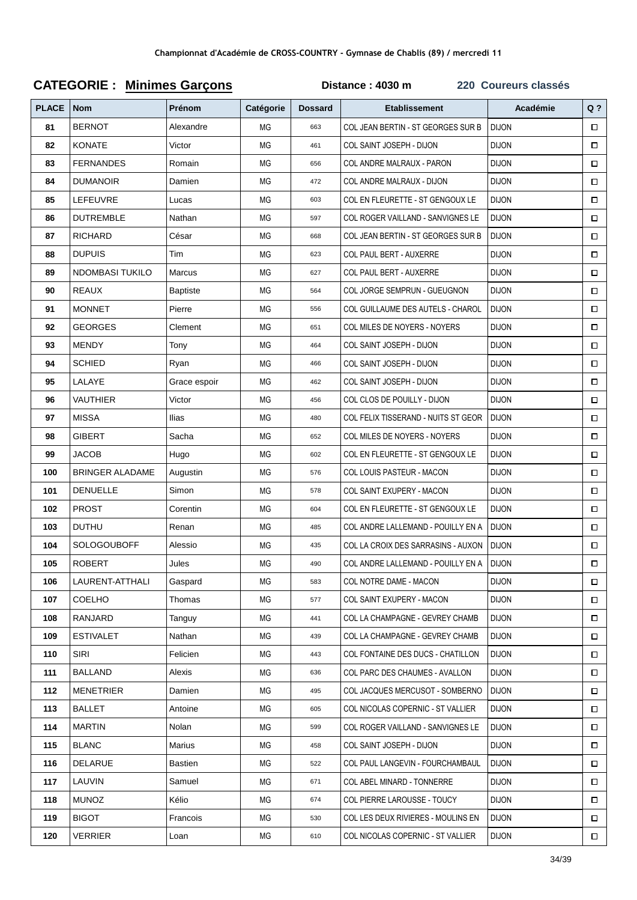Championnat d'Académie de CROSS-COUNTRY - Gymnase de Chablis (89) / mercredi 11

## CATEGORIE : Minimes Garçons

**Distance : 4030 m** **220 Coureurs classés**

| PLACE | Nom | Prénom | Catégorie | Dossard | Etablissement | Académie | Q ? |
|---|---|---|---|---|---|---|---|
| 81 | BERNOT | Alexandre | MG | 663 | COL JEAN BERTIN - ST GEORGES SUR B | DIJON | ☐ |
| 82 | KONATE | Victor | MG | 461 | COL SAINT JOSEPH - DIJON | DIJON | ☐ |
| 83 | FERNANDES | Romain | MG | 656 | COL ANDRE MALRAUX - PARON | DIJON | ☐ |
| 84 | DUMANOIR | Damien | MG | 472 | COL ANDRE MALRAUX - DIJON | DIJON | ☐ |
| 85 | LEFEUVRE | Lucas | MG | 603 | COL EN FLEURETTE - ST GENGOUX LE | DIJON | ☐ |
| 86 | DUTREMBLE | Nathan | MG | 597 | COL ROGER VAILLAND - SANVIGNES LE | DIJON | ☐ |
| 87 | RICHARD | César | MG | 668 | COL JEAN BERTIN - ST GEORGES SUR B | DIJON | ☐ |
| 88 | DUPUIS | Tim | MG | 623 | COL PAUL BERT - AUXERRE | DIJON | ☐ |
| 89 | NDOMBASI TUKILO | Marcus | MG | 627 | COL PAUL BERT - AUXERRE | DIJON | ☐ |
| 90 | REAUX | Baptiste | MG | 564 | COL JORGE SEMPRUN - GUEUGNON | DIJON | ☐ |
| 91 | MONNET | Pierre | MG | 556 | COL GUILLAUME DES AUTELS - CHAROL | DIJON | ☐ |
| 92 | GEORGES | Clement | MG | 651 | COL MILES DE NOYERS - NOYERS | DIJON | ☐ |
| 93 | MENDY | Tony | MG | 464 | COL SAINT JOSEPH - DIJON | DIJON | ☐ |
| 94 | SCHIED | Ryan | MG | 466 | COL SAINT JOSEPH - DIJON | DIJON | ☐ |
| 95 | LALAYE | Grace espoir | MG | 462 | COL SAINT JOSEPH - DIJON | DIJON | ☐ |
| 96 | VAUTHIER | Victor | MG | 456 | COL CLOS DE POUILLY - DIJON | DIJON | ☐ |
| 97 | MISSA | Ilias | MG | 480 | COL FELIX TISSERAND - NUITS ST GEOR | DIJON | ☐ |
| 98 | GIBERT | Sacha | MG | 652 | COL MILES DE NOYERS - NOYERS | DIJON | ☐ |
| 99 | JACOB | Hugo | MG | 602 | COL EN FLEURETTE - ST GENGOUX LE | DIJON | ☐ |
| 100 | BRINGER ALADAME | Augustin | MG | 576 | COL LOUIS PASTEUR - MACON | DIJON | ☐ |
| 101 | DENUELLE | Simon | MG | 578 | COL SAINT EXUPERY - MACON | DIJON | ☐ |
| 102 | PROST | Corentin | MG | 604 | COL EN FLEURETTE - ST GENGOUX LE | DIJON | ☐ |
| 103 | DUTHU | Renan | MG | 485 | COL ANDRE LALLEMAND - POUILLY EN A | DIJON | ☐ |
| 104 | SOLOGOUBOFF | Alessio | MG | 435 | COL LA CROIX DES SARRASINS - AUXON | DIJON | ☐ |
| 105 | ROBERT | Jules | MG | 490 | COL ANDRE LALLEMAND - POUILLY EN A | DIJON | ☐ |
| 106 | LAURENT-ATTHALI | Gaspard | MG | 583 | COL NOTRE DAME - MACON | DIJON | ☐ |
| 107 | COELHO | Thomas | MG | 577 | COL SAINT EXUPERY - MACON | DIJON | ☐ |
| 108 | RANJARD | Tanguy | MG | 441 | COL LA CHAMPAGNE - GEVREY CHAMB | DIJON | ☐ |
| 109 | ESTIVALET | Nathan | MG | 439 | COL LA CHAMPAGNE - GEVREY CHAMB | DIJON | ☐ |
| 110 | SIRI | Felicien | MG | 443 | COL FONTAINE DES DUCS - CHATILLON | DIJON | ☐ |
| 111 | BALLAND | Alexis | MG | 636 | COL PARC DES CHAUMES - AVALLON | DIJON | ☐ |
| 112 | MENETRIER | Damien | MG | 495 | COL JACQUES MERCUSOT - SOMBERNO | DIJON | ☐ |
| 113 | BALLET | Antoine | MG | 605 | COL NICOLAS COPERNIC - ST VALLIER | DIJON | ☐ |
| 114 | MARTIN | Nolan | MG | 599 | COL ROGER VAILLAND - SANVIGNES LE | DIJON | ☐ |
| 115 | BLANC | Marius | MG | 458 | COL SAINT JOSEPH - DIJON | DIJON | ☐ |
| 116 | DELARUE | Bastien | MG | 522 | COL PAUL LANGEVIN - FOURCHAMBAUL | DIJON | ☐ |
| 117 | LAUVIN | Samuel | MG | 671 | COL ABEL MINARD - TONNERRE | DIJON | ☐ |
| 118 | MUNOZ | Kélio | MG | 674 | COL PIERRE LAROUSSE - TOUCY | DIJON | ☐ |
| 119 | BIGOT | Francois | MG | 530 | COL LES DEUX RIVIERES - MOULINS EN | DIJON | ☐ |
| 120 | VERRIER | Loan | MG | 610 | COL NICOLAS COPERNIC - ST VALLIER | DIJON | ☐ |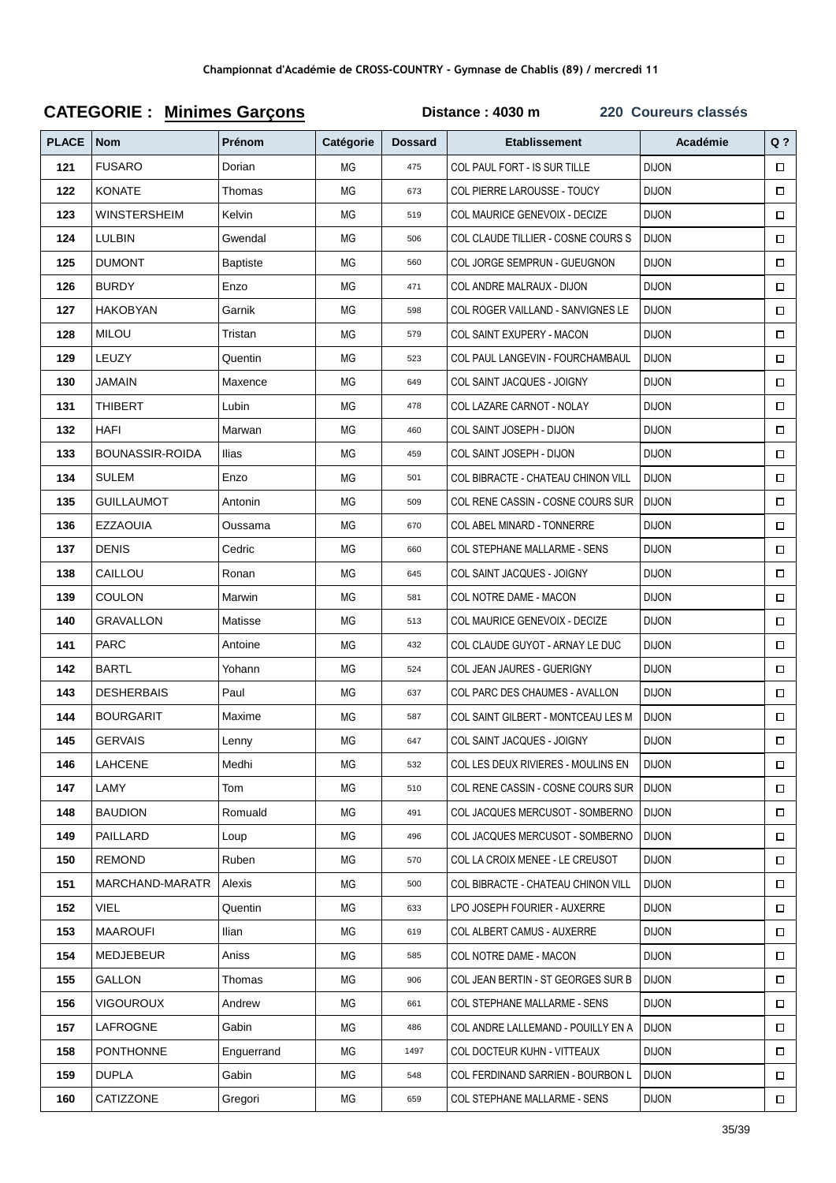**Championnat d'Académie de CROSS-COUNTRY - Gymnase de Chablis (89) / mercredi 11**

## CATEGORIE : Minimes Garçons

**Distance : 4030 m** **220 Coureurs classés**

| PLACE | Nom | Prénom | Catégorie | Dossard | Etablissement | Académie | Q ? |
|---|---|---|---|---|---|---|---|
| 121 | FUSARO | Dorian | MG | 475 | COL PAUL FORT - IS SUR TILLE | DIJON | ☐ |
| 122 | KONATE | Thomas | MG | 673 | COL PIERRE LAROUSSE - TOUCY | DIJON | ☐ |
| 123 | WINSTERSHEIM | Kelvin | MG | 519 | COL MAURICE GENEVOIX - DECIZE | DIJON | ☐ |
| 124 | LULBIN | Gwendal | MG | 506 | COL CLAUDE TILLIER - COSNE COURS S | DIJON | ☐ |
| 125 | DUMONT | Baptiste | MG | 560 | COL JORGE SEMPRUN - GUEUGNON | DIJON | ☐ |
| 126 | BURDY | Enzo | MG | 471 | COL ANDRE MALRAUX - DIJON | DIJON | ☐ |
| 127 | HAKOBYAN | Garnik | MG | 598 | COL ROGER VAILLAND - SANVIGNES LE | DIJON | ☐ |
| 128 | MILOU | Tristan | MG | 579 | COL SAINT EXUPERY - MACON | DIJON | ☐ |
| 129 | LEUZY | Quentin | MG | 523 | COL PAUL LANGEVIN - FOURCHAMBAUL | DIJON | ☐ |
| 130 | JAMAIN | Maxence | MG | 649 | COL SAINT JACQUES - JOIGNY | DIJON | ☐ |
| 131 | THIBERT | Lubin | MG | 478 | COL LAZARE CARNOT - NOLAY | DIJON | ☐ |
| 132 | HAFI | Marwan | MG | 460 | COL SAINT JOSEPH - DIJON | DIJON | ☐ |
| 133 | BOUNASSIR-ROIDA | Ilias | MG | 459 | COL SAINT JOSEPH - DIJON | DIJON | ☐ |
| 134 | SULEM | Enzo | MG | 501 | COL BIBRACTE - CHATEAU CHINON VILL | DIJON | ☐ |
| 135 | GUILLAUMOT | Antonin | MG | 509 | COL RENE CASSIN - COSNE COURS SUR | DIJON | ☐ |
| 136 | EZZAOUIA | Oussama | MG | 670 | COL ABEL MINARD - TONNERRE | DIJON | ☐ |
| 137 | DENIS | Cedric | MG | 660 | COL STEPHANE MALLARME - SENS | DIJON | ☐ |
| 138 | CAILLOU | Ronan | MG | 645 | COL SAINT JACQUES - JOIGNY | DIJON | ☐ |
| 139 | COULON | Marwin | MG | 581 | COL NOTRE DAME - MACON | DIJON | ☐ |
| 140 | GRAVALLON | Matisse | MG | 513 | COL MAURICE GENEVOIX - DECIZE | DIJON | ☐ |
| 141 | PARC | Antoine | MG | 432 | COL CLAUDE GUYOT - ARNAY LE DUC | DIJON | ☐ |
| 142 | BARTL | Yohann | MG | 524 | COL JEAN JAURES - GUERIGNY | DIJON | ☐ |
| 143 | DESHERBAIS | Paul | MG | 637 | COL PARC DES CHAUMES - AVALLON | DIJON | ☐ |
| 144 | BOURGARIT | Maxime | MG | 587 | COL SAINT GILBERT - MONTCEAU LES M | DIJON | ☐ |
| 145 | GERVAIS | Lenny | MG | 647 | COL SAINT JACQUES - JOIGNY | DIJON | ☐ |
| 146 | LAHCENE | Medhi | MG | 532 | COL LES DEUX RIVIERES - MOULINS EN | DIJON | ☐ |
| 147 | LAMY | Tom | MG | 510 | COL RENE CASSIN - COSNE COURS SUR | DIJON | ☐ |
| 148 | BAUDION | Romuald | MG | 491 | COL JACQUES MERCUSOT - SOMBERNO | DIJON | ☐ |
| 149 | PAILLARD | Loup | MG | 496 | COL JACQUES MERCUSOT - SOMBERNO | DIJON | ☐ |
| 150 | REMOND | Ruben | MG | 570 | COL LA CROIX MENEE - LE CREUSOT | DIJON | ☐ |
| 151 | MARCHAND-MARATR | Alexis | MG | 500 | COL BIBRACTE - CHATEAU CHINON VILL | DIJON | ☐ |
| 152 | VIEL | Quentin | MG | 633 | LPO JOSEPH FOURIER - AUXERRE | DIJON | ☐ |
| 153 | MAAROUFI | Ilian | MG | 619 | COL ALBERT CAMUS - AUXERRE | DIJON | ☐ |
| 154 | MEDJEBEUR | Aniss | MG | 585 | COL NOTRE DAME - MACON | DIJON | ☐ |
| 155 | GALLON | Thomas | MG | 906 | COL JEAN BERTIN - ST GEORGES SUR B | DIJON | ☐ |
| 156 | VIGOUROUX | Andrew | MG | 661 | COL STEPHANE MALLARME - SENS | DIJON | ☐ |
| 157 | LAFROGNE | Gabin | MG | 486 | COL ANDRE LALLEMAND - POUILLY EN A | DIJON | ☐ |
| 158 | PONTHONNE | Enguerrand | MG | 1497 | COL DOCTEUR KUHN - VITTEAUX | DIJON | ☐ |
| 159 | DUPLA | Gabin | MG | 548 | COL FERDINAND SARRIEN - BOURBON L | DIJON | ☐ |
| 160 | CATIZZONE | Gregori | MG | 659 | COL STEPHANE MALLARME - SENS | DIJON | ☐ |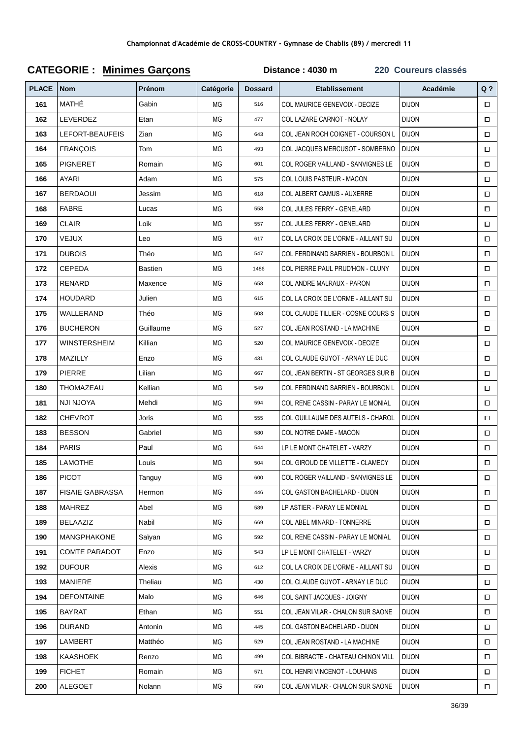Championnat d'Académie de CROSS-COUNTRY - Gymnase de Chablis (89) / mercredi 11

## CATEGORIE : Minimes Garçons

**Distance : 4030 m** — **220 Coureurs classés**

| PLACE | Nom | Prénom | Catégorie | Dossard | Etablissement | Académie | Q ? |
|---|---|---|---|---|---|---|---|
| 161 | MATHÉ | Gabin | MG | 516 | COL MAURICE GENEVOIX - DECIZE | DIJON | ☐ |
| 162 | LEVERDEZ | Etan | MG | 477 | COL LAZARE CARNOT - NOLAY | DIJON | ☐ |
| 163 | LEFORT-BEAUFEIS | Zian | MG | 643 | COL JEAN ROCH COIGNET - COURSON L | DIJON | ☐ |
| 164 | FRANÇOIS | Tom | MG | 493 | COL JACQUES MERCUSOT - SOMBERNO | DIJON | ☐ |
| 165 | PIGNERET | Romain | MG | 601 | COL ROGER VAILLAND - SANVIGNES LE | DIJON | ☐ |
| 166 | AYARI | Adam | MG | 575 | COL LOUIS PASTEUR - MACON | DIJON | ☐ |
| 167 | BERDAOUI | Jessim | MG | 618 | COL ALBERT CAMUS - AUXERRE | DIJON | ☐ |
| 168 | FABRE | Lucas | MG | 558 | COL JULES FERRY - GENELARD | DIJON | ☐ |
| 169 | CLAIR | Loik | MG | 557 | COL JULES FERRY - GENELARD | DIJON | ☐ |
| 170 | VEJUX | Leo | MG | 617 | COL LA CROIX DE L'ORME - AILLANT SU | DIJON | ☐ |
| 171 | DUBOIS | Théo | MG | 547 | COL FERDINAND SARRIEN - BOURBON L | DIJON | ☐ |
| 172 | CEPEDA | Bastien | MG | 1486 | COL PIERRE PAUL PRUD'HON - CLUNY | DIJON | ☐ |
| 173 | RENARD | Maxence | MG | 658 | COL ANDRE MALRAUX - PARON | DIJON | ☐ |
| 174 | HOUDARD | Julien | MG | 615 | COL LA CROIX DE L'ORME - AILLANT SU | DIJON | ☐ |
| 175 | WALLERAND | Théo | MG | 508 | COL CLAUDE TILLIER - COSNE COURS S | DIJON | ☐ |
| 176 | BUCHERON | Guillaume | MG | 527 | COL JEAN ROSTAND - LA MACHINE | DIJON | ☐ |
| 177 | WINSTERSHEIM | Killian | MG | 520 | COL MAURICE GENEVOIX - DECIZE | DIJON | ☐ |
| 178 | MAZILLY | Enzo | MG | 431 | COL CLAUDE GUYOT - ARNAY LE DUC | DIJON | ☐ |
| 179 | PIERRE | Lilian | MG | 667 | COL JEAN BERTIN - ST GEORGES SUR B | DIJON | ☐ |
| 180 | THOMAZEAU | Kellian | MG | 549 | COL FERDINAND SARRIEN - BOURBON L | DIJON | ☐ |
| 181 | NJI NJOYA | Mehdi | MG | 594 | COL RENE CASSIN - PARAY LE MONIAL | DIJON | ☐ |
| 182 | CHEVROT | Joris | MG | 555 | COL GUILLAUME DES AUTELS - CHAROL | DIJON | ☐ |
| 183 | BESSON | Gabriel | MG | 580 | COL NOTRE DAME - MACON | DIJON | ☐ |
| 184 | PARIS | Paul | MG | 544 | LP LE MONT CHATELET - VARZY | DIJON | ☐ |
| 185 | LAMOTHE | Louis | MG | 504 | COL GIROUD DE VILLETTE - CLAMECY | DIJON | ☐ |
| 186 | PICOT | Tanguy | MG | 600 | COL ROGER VAILLAND - SANVIGNES LE | DIJON | ☐ |
| 187 | FISAIE GABRASSA | Hermon | MG | 446 | COL GASTON BACHELARD - DIJON | DIJON | ☐ |
| 188 | MAHREZ | Abel | MG | 589 | LP ASTIER - PARAY LE MONIAL | DIJON | ☐ |
| 189 | BELAAZIZ | Nabil | MG | 669 | COL ABEL MINARD - TONNERRE | DIJON | ☐ |
| 190 | MANGPHAKONE | Saïyan | MG | 592 | COL RENE CASSIN - PARAY LE MONIAL | DIJON | ☐ |
| 191 | COMTE PARADOT | Enzo | MG | 543 | LP LE MONT CHATELET - VARZY | DIJON | ☐ |
| 192 | DUFOUR | Alexis | MG | 612 | COL LA CROIX DE L'ORME - AILLANT SU | DIJON | ☐ |
| 193 | MANIERE | Theliau | MG | 430 | COL CLAUDE GUYOT - ARNAY LE DUC | DIJON | ☐ |
| 194 | DEFONTAINE | Malo | MG | 646 | COL SAINT JACQUES - JOIGNY | DIJON | ☐ |
| 195 | BAYRAT | Ethan | MG | 551 | COL JEAN VILAR - CHALON SUR SAONE | DIJON | ☐ |
| 196 | DURAND | Antonin | MG | 445 | COL GASTON BACHELARD - DIJON | DIJON | ☐ |
| 197 | LAMBERT | Matthéo | MG | 529 | COL JEAN ROSTAND - LA MACHINE | DIJON | ☐ |
| 198 | KAASHOEK | Renzo | MG | 499 | COL BIBRACTE - CHATEAU CHINON VILL | DIJON | ☐ |
| 199 | FICHET | Romain | MG | 571 | COL HENRI VINCENOT - LOUHANS | DIJON | ☐ |
| 200 | ALEGOET | Nolann | MG | 550 | COL JEAN VILAR - CHALON SUR SAONE | DIJON | ☐ |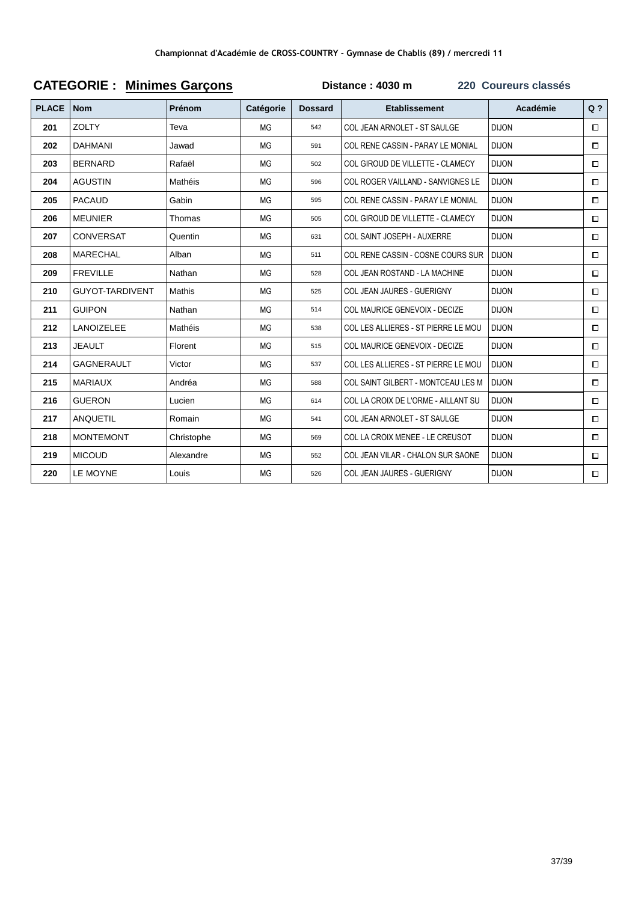Championnat d'Académie de CROSS-COUNTRY - Gymnase de Chablis (89) / mercredi 11

**CATEGORIE : Minimes Garçons** **Distance : 4030 m** **220 Coureurs classés**

| PLACE | Nom | Prénom | Catégorie | Dossard | Etablissement | Académie | Q ? |
|---|---|---|---|---|---|---|---|
| 201 | ZOLTY | Teva | MG | 542 | COL JEAN ARNOLET - ST SAULGE | DIJON | ☐ |
| 202 | DAHMANI | Jawad | MG | 591 | COL RENE CASSIN - PARAY LE MONIAL | DIJON | ☐ |
| 203 | BERNARD | Rafaël | MG | 502 | COL GIROUD DE VILLETTE - CLAMECY | DIJON | ☐ |
| 204 | AGUSTIN | Mathéis | MG | 596 | COL ROGER VAILLAND - SANVIGNES LE | DIJON | ☐ |
| 205 | PACAUD | Gabin | MG | 595 | COL RENE CASSIN - PARAY LE MONIAL | DIJON | ☐ |
| 206 | MEUNIER | Thomas | MG | 505 | COL GIROUD DE VILLETTE - CLAMECY | DIJON | ☐ |
| 207 | CONVERSAT | Quentin | MG | 631 | COL SAINT JOSEPH - AUXERRE | DIJON | ☐ |
| 208 | MARECHAL | Alban | MG | 511 | COL RENE CASSIN - COSNE COURS SUR | DIJON | ☐ |
| 209 | FREVILLE | Nathan | MG | 528 | COL JEAN ROSTAND - LA MACHINE | DIJON | ☐ |
| 210 | GUYOT-TARDIVENT | Mathis | MG | 525 | COL JEAN JAURES - GUERIGNY | DIJON | ☐ |
| 211 | GUIPON | Nathan | MG | 514 | COL MAURICE GENEVOIX - DECIZE | DIJON | ☐ |
| 212 | LANOIZELEE | Mathéis | MG | 538 | COL LES ALLIERES - ST PIERRE LE MOU | DIJON | ☐ |
| 213 | JEAULT | Florent | MG | 515 | COL MAURICE GENEVOIX - DECIZE | DIJON | ☐ |
| 214 | GAGNERAULT | Victor | MG | 537 | COL LES ALLIERES - ST PIERRE LE MOU | DIJON | ☐ |
| 215 | MARIAUX | Andréa | MG | 588 | COL SAINT GILBERT - MONTCEAU LES M | DIJON | ☐ |
| 216 | GUERON | Lucien | MG | 614 | COL LA CROIX DE L'ORME - AILLANT SU | DIJON | ☐ |
| 217 | ANQUETIL | Romain | MG | 541 | COL JEAN ARNOLET - ST SAULGE | DIJON | ☐ |
| 218 | MONTEMONT | Christophe | MG | 569 | COL LA CROIX MENEE - LE CREUSOT | DIJON | ☐ |
| 219 | MICOUD | Alexandre | MG | 552 | COL JEAN VILAR - CHALON SUR SAONE | DIJON | ☐ |
| 220 | LE MOYNE | Louis | MG | 526 | COL JEAN JAURES - GUERIGNY | DIJON | ☐ |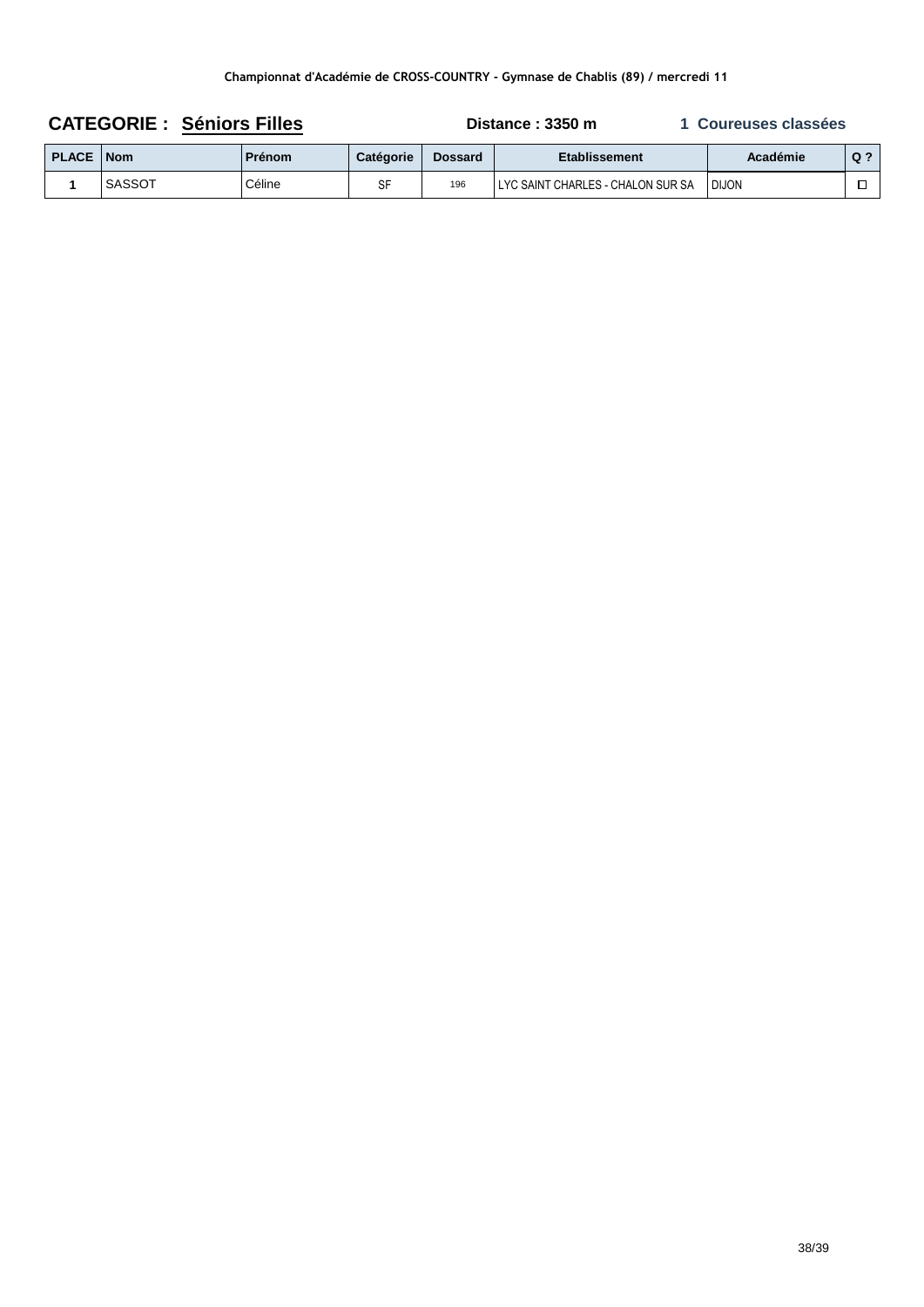**Championnat d'Académie de CROSS-COUNTRY - Gymnase de Chablis (89) / mercredi 11**

**CATEGORIE : Séniors Filles** **Distance : 3350 m** **1 Coureuses classées**

| PLACE | Nom | Prénom | Catégorie | Dossard | Etablissement | Académie | Q ? |
|---|---|---|---|---|---|---|---|
| 1 | SASSOT | Céline | SF | 196 | LYC SAINT CHARLES - CHALON SUR SA | DIJON | ☐ |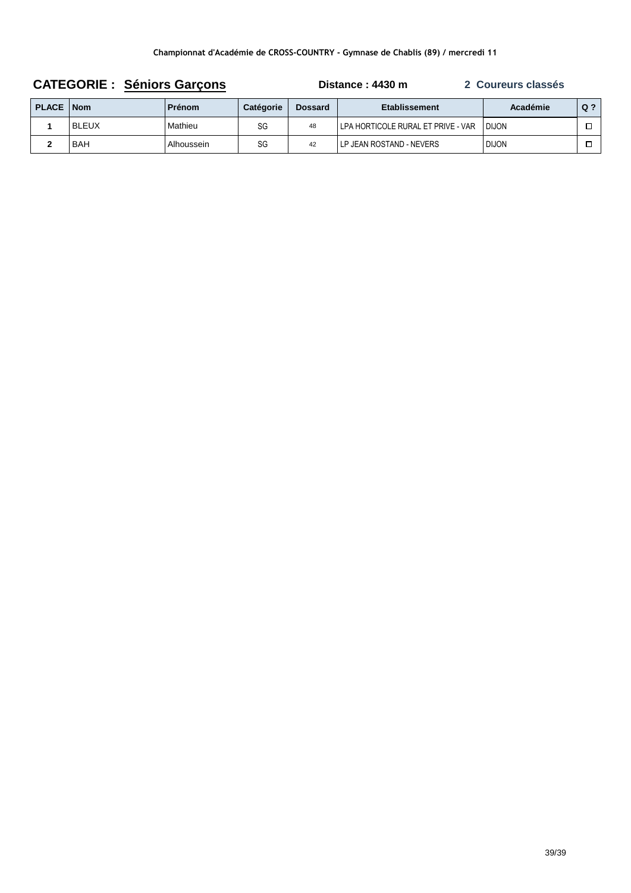Championnat d'Académie de CROSS-COUNTRY - Gymnase de Chablis (89) / mercredi 11

## CATEGORIE : Séniors Garçons

**Distance : 4430 m** **2 Coureurs classés**

| PLACE | Nom | Prénom | Catégorie | Dossard | Etablissement | Académie | Q ? |
|---|---|---|---|---|---|---|---|
| 1 | BLEUX | Mathieu | SG | 48 | LPA HORTICOLE RURAL ET PRIVE - VAR | DIJON | ☐ |
| 2 | BAH | Alhoussein | SG | 42 | LP JEAN ROSTAND - NEVERS | DIJON | ☐ |